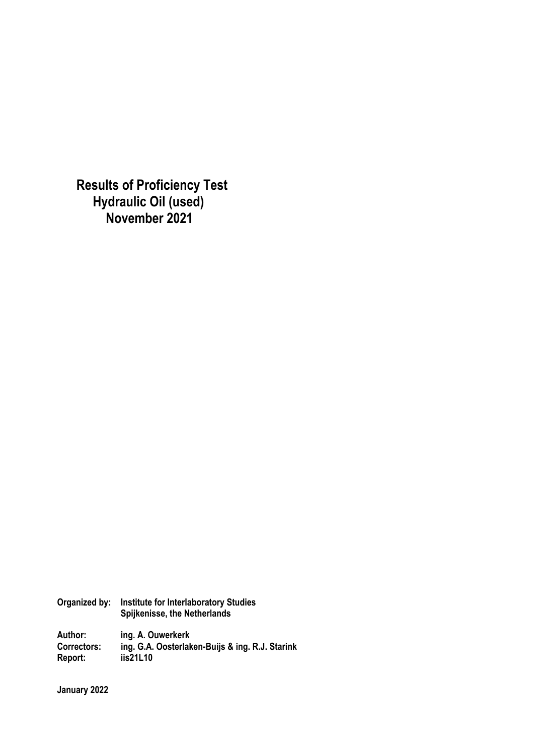# Results of Proficiency Test
# Hydraulic Oil (used)
# November 2021

**Organized by:** Institute for Interlaboratory Studies
Spijkenisse, the Netherlands

**Author:** ing. A. Ouwerkerk
**Correctors:** ing. G.A. Oosterlaken-Buijs & ing. R.J. Starink
**Report:** iis21L10

**January 2022**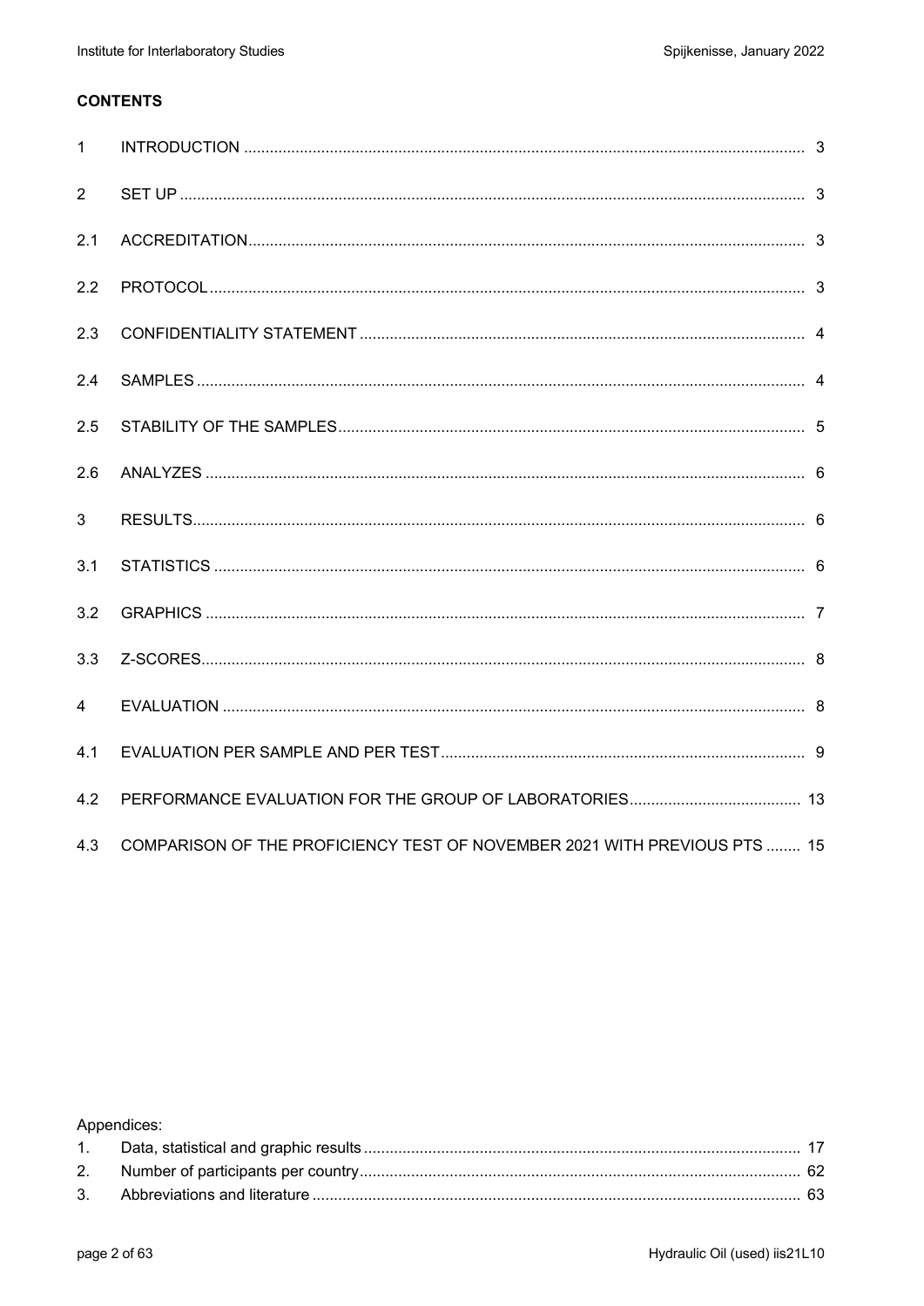**CONTENTS**

| | | |
|---|---|---|
| 1 | INTRODUCTION | 3 |
| 2 | SET UP | 3 |
| 2.1 | ACCREDITATION | 3 |
| 2.2 | PROTOCOL | 3 |
| 2.3 | CONFIDENTIALITY STATEMENT | 4 |
| 2.4 | SAMPLES | 4 |
| 2.5 | STABILITY OF THE SAMPLES | 5 |
| 2.6 | ANALYZES | 6 |
| 3 | RESULTS | 6 |
| 3.1 | STATISTICS | 6 |
| 3.2 | GRAPHICS | 7 |
| 3.3 | Z-SCORES | 8 |
| 4 | EVALUATION | 8 |
| 4.1 | EVALUATION PER SAMPLE AND PER TEST | 9 |
| 4.2 | PERFORMANCE EVALUATION FOR THE GROUP OF LABORATORIES | 13 |
| 4.3 | COMPARISON OF THE PROFICIENCY TEST OF NOVEMBER 2021 WITH PREVIOUS PTS | 15 |

Appendices:

| | | |
|---|---|---|
| 1. | Data, statistical and graphic results | 17 |
| 2. | Number of participants per country | 62 |
| 3. | Abbreviations and literature | 63 |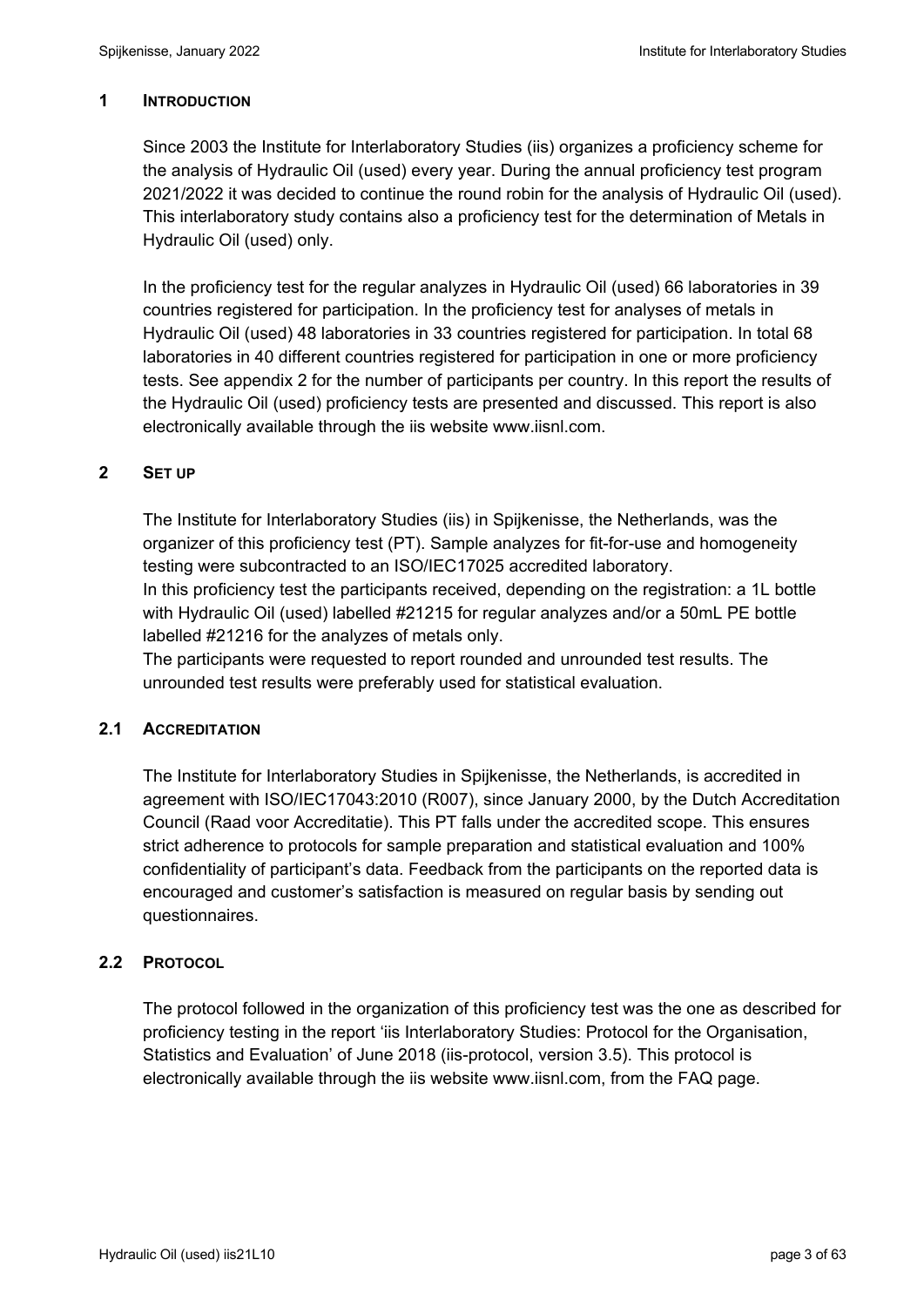## 1 INTRODUCTION

Since 2003 the Institute for Interlaboratory Studies (iis) organizes a proficiency scheme for the analysis of Hydraulic Oil (used) every year. During the annual proficiency test program 2021/2022 it was decided to continue the round robin for the analysis of Hydraulic Oil (used). This interlaboratory study contains also a proficiency test for the determination of Metals in Hydraulic Oil (used) only.

In the proficiency test for the regular analyzes in Hydraulic Oil (used) 66 laboratories in 39 countries registered for participation. In the proficiency test for analyses of metals in Hydraulic Oil (used) 48 laboratories in 33 countries registered for participation. In total 68 laboratories in 40 different countries registered for participation in one or more proficiency tests. See appendix 2 for the number of participants per country. In this report the results of the Hydraulic Oil (used) proficiency tests are presented and discussed. This report is also electronically available through the iis website www.iisnl.com.

## 2 SET UP

The Institute for Interlaboratory Studies (iis) in Spijkenisse, the Netherlands, was the organizer of this proficiency test (PT). Sample analyzes for fit-for-use and homogeneity testing were subcontracted to an ISO/IEC17025 accredited laboratory.
In this proficiency test the participants received, depending on the registration: a 1L bottle with Hydraulic Oil (used) labelled #21215 for regular analyzes and/or a 50mL PE bottle labelled #21216 for the analyzes of metals only.
The participants were requested to report rounded and unrounded test results. The unrounded test results were preferably used for statistical evaluation.

### 2.1 ACCREDITATION

The Institute for Interlaboratory Studies in Spijkenisse, the Netherlands, is accredited in agreement with ISO/IEC17043:2010 (R007), since January 2000, by the Dutch Accreditation Council (Raad voor Accreditatie). This PT falls under the accredited scope. This ensures strict adherence to protocols for sample preparation and statistical evaluation and 100% confidentiality of participant's data. Feedback from the participants on the reported data is encouraged and customer's satisfaction is measured on regular basis by sending out questionnaires.

### 2.2 PROTOCOL

The protocol followed in the organization of this proficiency test was the one as described for proficiency testing in the report 'iis Interlaboratory Studies: Protocol for the Organisation, Statistics and Evaluation' of June 2018 (iis-protocol, version 3.5). This protocol is electronically available through the iis website www.iisnl.com, from the FAQ page.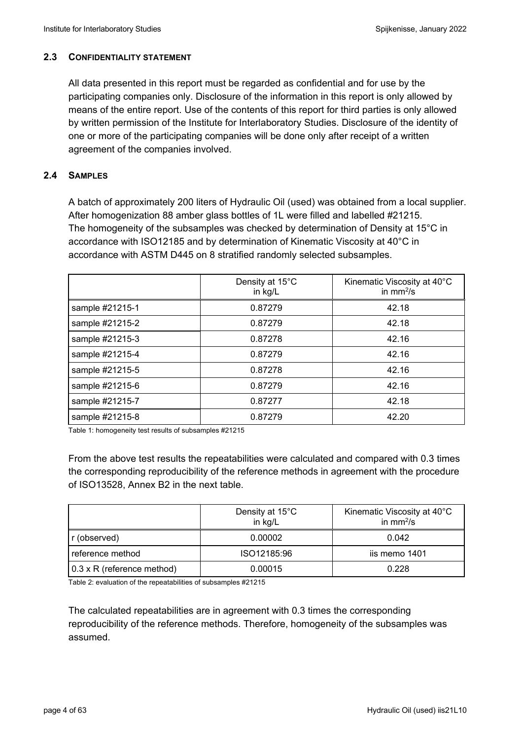### 2.3 CONFIDENTIALITY STATEMENT

All data presented in this report must be regarded as confidential and for use by the participating companies only. Disclosure of the information in this report is only allowed by means of the entire report. Use of the contents of this report for third parties is only allowed by written permission of the Institute for Interlaboratory Studies. Disclosure of the identity of one or more of the participating companies will be done only after receipt of a written agreement of the companies involved.

### 2.4 SAMPLES

A batch of approximately 200 liters of Hydraulic Oil (used) was obtained from a local supplier. After homogenization 88 amber glass bottles of 1L were filled and labelled #21215. The homogeneity of the subsamples was checked by determination of Density at 15°C in accordance with ISO12185 and by determination of Kinematic Viscosity at 40°C in accordance with ASTM D445 on 8 stratified randomly selected subsamples.

| | Density at 15°C in kg/L | Kinematic Viscosity at 40°C in $mm^2/s$ |
|---|---|---|
| sample #21215-1 | 0.87279 | 42.18 |
| sample #21215-2 | 0.87279 | 42.18 |
| sample #21215-3 | 0.87278 | 42.16 |
| sample #21215-4 | 0.87279 | 42.16 |
| sample #21215-5 | 0.87278 | 42.16 |
| sample #21215-6 | 0.87279 | 42.16 |
| sample #21215-7 | 0.87277 | 42.18 |
| sample #21215-8 | 0.87279 | 42.20 |

Table 1: homogeneity test results of subsamples #21215

From the above test results the repeatabilities were calculated and compared with 0.3 times the corresponding reproducibility of the reference methods in agreement with the procedure of ISO13528, Annex B2 in the next table.

| | Density at 15°C in kg/L | Kinematic Viscosity at 40°C in $mm^2/s$ |
|---|---|---|
| r (observed) | 0.00002 | 0.042 |
| reference method | ISO12185:96 | iis memo 1401 |
| 0.3 x R (reference method) | 0.00015 | 0.228 |

Table 2: evaluation of the repeatabilities of subsamples #21215

The calculated repeatabilities are in agreement with 0.3 times the corresponding reproducibility of the reference methods. Therefore, homogeneity of the subsamples was assumed.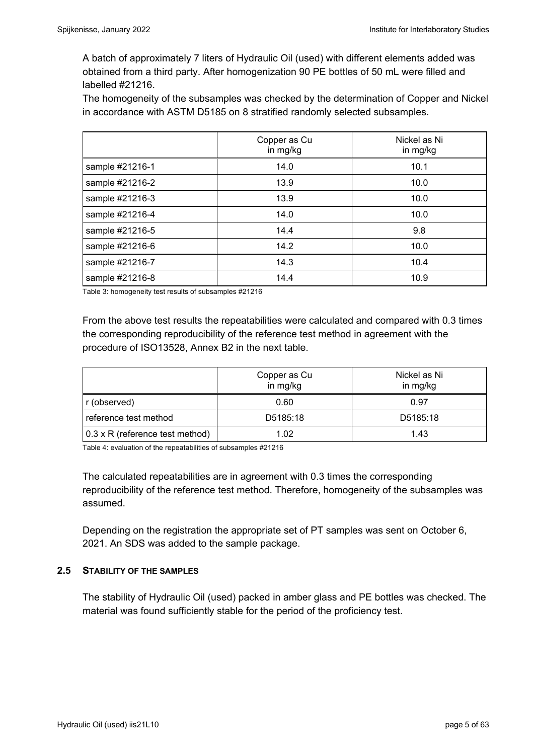A batch of approximately 7 liters of Hydraulic Oil (used) with different elements added was obtained from a third party. After homogenization 90 PE bottles of 50 mL were filled and labelled #21216.

The homogeneity of the subsamples was checked by the determination of Copper and Nickel in accordance with ASTM D5185 on 8 stratified randomly selected subsamples.

| | Copper as Cu in mg/kg | Nickel as Ni in mg/kg |
|---|---|---|
| sample #21216-1 | 14.0 | 10.1 |
| sample #21216-2 | 13.9 | 10.0 |
| sample #21216-3 | 13.9 | 10.0 |
| sample #21216-4 | 14.0 | 10.0 |
| sample #21216-5 | 14.4 | 9.8 |
| sample #21216-6 | 14.2 | 10.0 |
| sample #21216-7 | 14.3 | 10.4 |
| sample #21216-8 | 14.4 | 10.9 |

Table 3: homogeneity test results of subsamples #21216

From the above test results the repeatabilities were calculated and compared with 0.3 times the corresponding reproducibility of the reference test method in agreement with the procedure of ISO13528, Annex B2 in the next table.

| | Copper as Cu in mg/kg | Nickel as Ni in mg/kg |
|---|---|---|
| r (observed) | 0.60 | 0.97 |
| reference test method | D5185:18 | D5185:18 |
| 0.3 x R (reference test method) | 1.02 | 1.43 |

Table 4: evaluation of the repeatabilities of subsamples #21216

The calculated repeatabilities are in agreement with 0.3 times the corresponding reproducibility of the reference test method. Therefore, homogeneity of the subsamples was assumed.

Depending on the registration the appropriate set of PT samples was sent on October 6, 2021. An SDS was added to the sample package.

### 2.5 STABILITY OF THE SAMPLES

The stability of Hydraulic Oil (used) packed in amber glass and PE bottles was checked. The material was found sufficiently stable for the period of the proficiency test.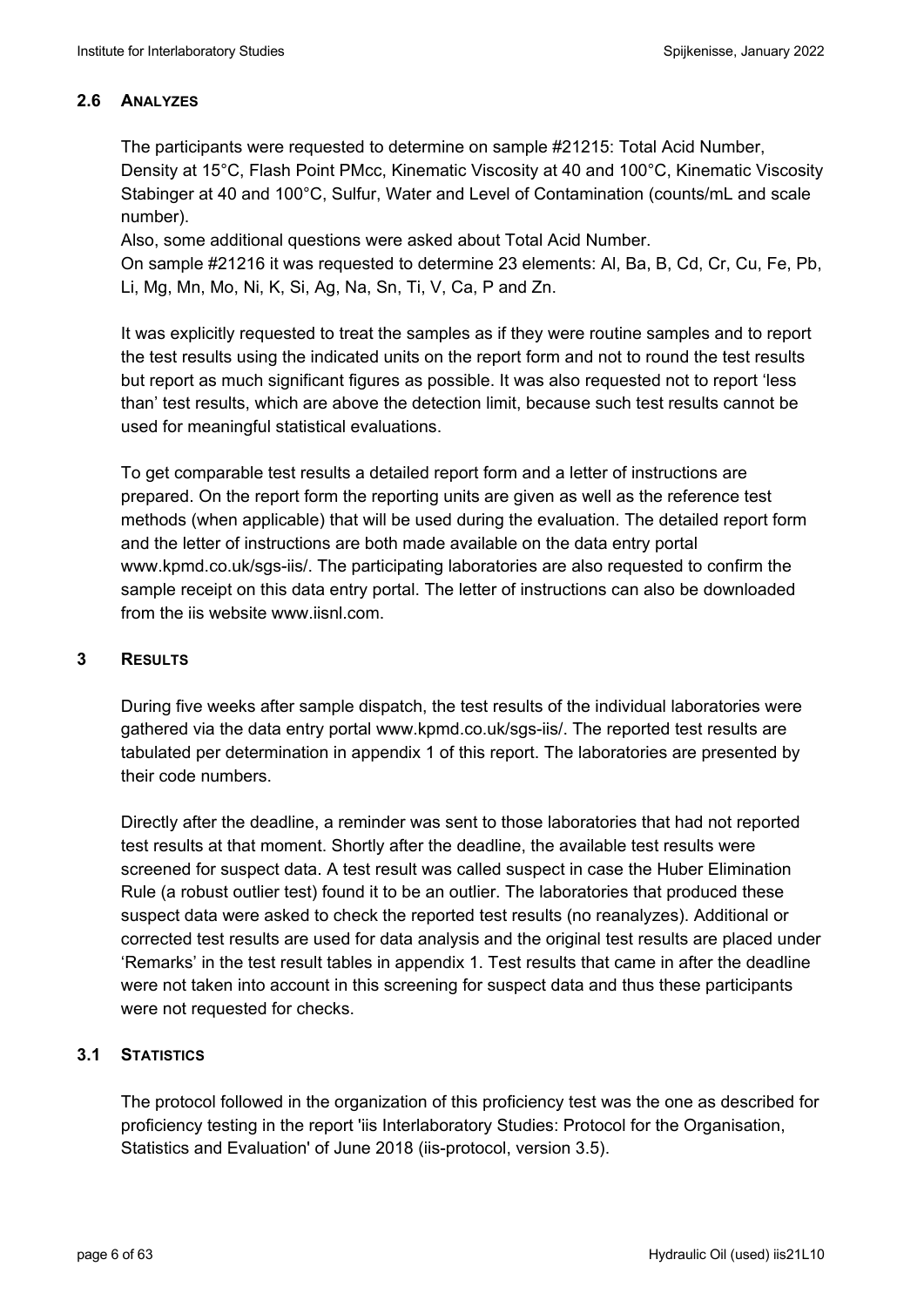### 2.6 ANALYZES

The participants were requested to determine on sample #21215: Total Acid Number, Density at 15°C, Flash Point PMcc, Kinematic Viscosity at 40 and 100°C, Kinematic Viscosity Stabinger at 40 and 100°C, Sulfur, Water and Level of Contamination (counts/mL and scale number).
Also, some additional questions were asked about Total Acid Number.
On sample #21216 it was requested to determine 23 elements: Al, Ba, B, Cd, Cr, Cu, Fe, Pb, Li, Mg, Mn, Mo, Ni, K, Si, Ag, Na, Sn, Ti, V, Ca, P and Zn.

It was explicitly requested to treat the samples as if they were routine samples and to report the test results using the indicated units on the report form and not to round the test results but report as much significant figures as possible. It was also requested not to report 'less than' test results, which are above the detection limit, because such test results cannot be used for meaningful statistical evaluations.

To get comparable test results a detailed report form and a letter of instructions are prepared. On the report form the reporting units are given as well as the reference test methods (when applicable) that will be used during the evaluation. The detailed report form and the letter of instructions are both made available on the data entry portal www.kpmd.co.uk/sgs-iis/. The participating laboratories are also requested to confirm the sample receipt on this data entry portal. The letter of instructions can also be downloaded from the iis website www.iisnl.com.

## 3 RESULTS

During five weeks after sample dispatch, the test results of the individual laboratories were gathered via the data entry portal www.kpmd.co.uk/sgs-iis/. The reported test results are tabulated per determination in appendix 1 of this report. The laboratories are presented by their code numbers.

Directly after the deadline, a reminder was sent to those laboratories that had not reported test results at that moment. Shortly after the deadline, the available test results were screened for suspect data. A test result was called suspect in case the Huber Elimination Rule (a robust outlier test) found it to be an outlier. The laboratories that produced these suspect data were asked to check the reported test results (no reanalyzes). Additional or corrected test results are used for data analysis and the original test results are placed under 'Remarks' in the test result tables in appendix 1. Test results that came in after the deadline were not taken into account in this screening for suspect data and thus these participants were not requested for checks.

### 3.1 STATISTICS

The protocol followed in the organization of this proficiency test was the one as described for proficiency testing in the report 'iis Interlaboratory Studies: Protocol for the Organisation, Statistics and Evaluation' of June 2018 (iis-protocol, version 3.5).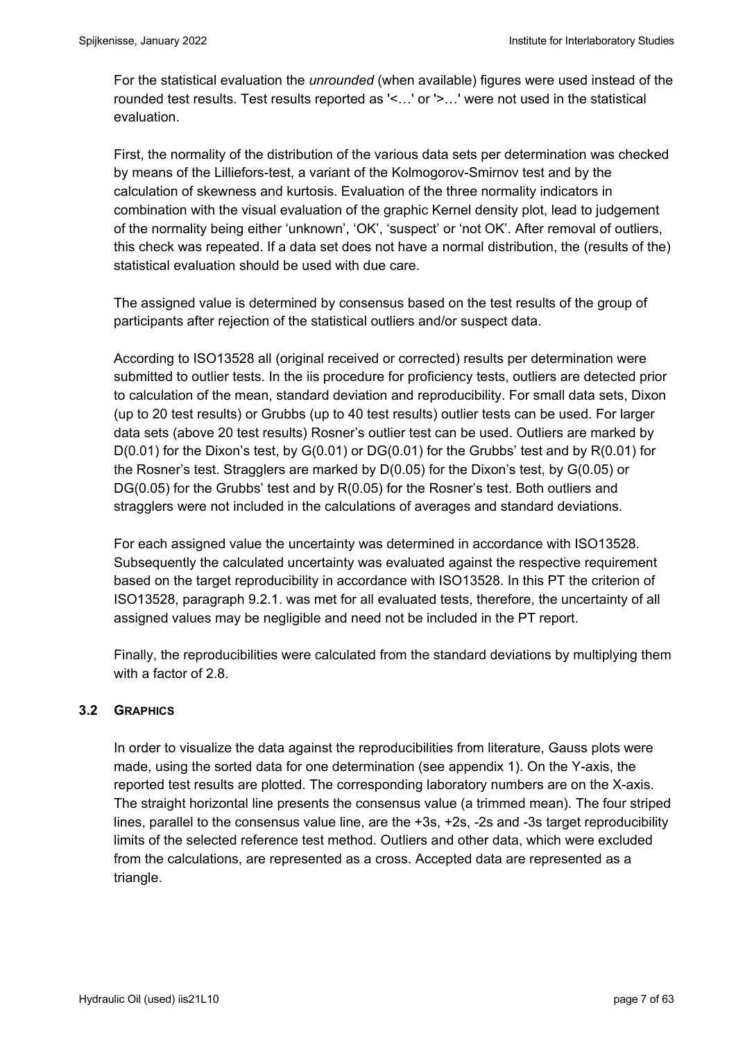For the statistical evaluation the *unrounded* (when available) figures were used instead of the rounded test results. Test results reported as '<…' or '>…' were not used in the statistical evaluation.

First, the normality of the distribution of the various data sets per determination was checked by means of the Lilliefors-test, a variant of the Kolmogorov-Smirnov test and by the calculation of skewness and kurtosis. Evaluation of the three normality indicators in combination with the visual evaluation of the graphic Kernel density plot, lead to judgement of the normality being either 'unknown', 'OK', 'suspect' or 'not OK'. After removal of outliers, this check was repeated. If a data set does not have a normal distribution, the (results of the) statistical evaluation should be used with due care.

The assigned value is determined by consensus based on the test results of the group of participants after rejection of the statistical outliers and/or suspect data.

According to ISO13528 all (original received or corrected) results per determination were submitted to outlier tests. In the iis procedure for proficiency tests, outliers are detected prior to calculation of the mean, standard deviation and reproducibility. For small data sets, Dixon (up to 20 test results) or Grubbs (up to 40 test results) outlier tests can be used. For larger data sets (above 20 test results) Rosner's outlier test can be used. Outliers are marked by D(0.01) for the Dixon's test, by G(0.01) or DG(0.01) for the Grubbs' test and by R(0.01) for the Rosner's test. Stragglers are marked by D(0.05) for the Dixon's test, by G(0.05) or DG(0.05) for the Grubbs' test and by R(0.05) for the Rosner's test. Both outliers and stragglers were not included in the calculations of averages and standard deviations.

For each assigned value the uncertainty was determined in accordance with ISO13528. Subsequently the calculated uncertainty was evaluated against the respective requirement based on the target reproducibility in accordance with ISO13528. In this PT the criterion of ISO13528, paragraph 9.2.1. was met for all evaluated tests, therefore, the uncertainty of all assigned values may be negligible and need not be included in the PT report.

Finally, the reproducibilities were calculated from the standard deviations by multiplying them with a factor of 2.8.

## 3.2 GRAPHICS

In order to visualize the data against the reproducibilities from literature, Gauss plots were made, using the sorted data for one determination (see appendix 1). On the Y-axis, the reported test results are plotted. The corresponding laboratory numbers are on the X-axis. The straight horizontal line presents the consensus value (a trimmed mean). The four striped lines, parallel to the consensus value line, are the +3s, +2s, -2s and -3s target reproducibility limits of the selected reference test method. Outliers and other data, which were excluded from the calculations, are represented as a cross. Accepted data are represented as a triangle.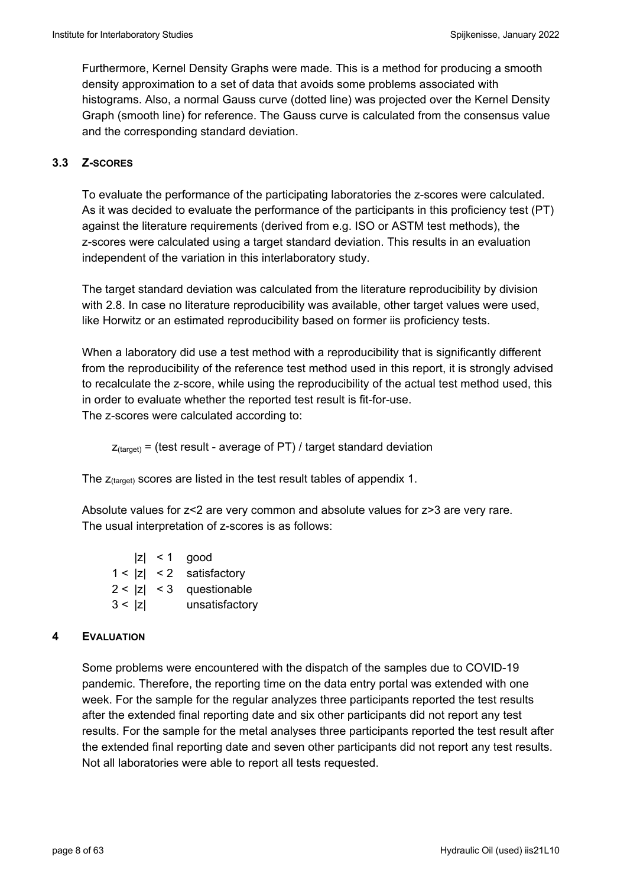Furthermore, Kernel Density Graphs were made. This is a method for producing a smooth density approximation to a set of data that avoids some problems associated with histograms. Also, a normal Gauss curve (dotted line) was projected over the Kernel Density Graph (smooth line) for reference. The Gauss curve is calculated from the consensus value and the corresponding standard deviation.

### 3.3 Z-SCORES

To evaluate the performance of the participating laboratories the z-scores were calculated. As it was decided to evaluate the performance of the participants in this proficiency test (PT) against the literature requirements (derived from e.g. ISO or ASTM test methods), the z-scores were calculated using a target standard deviation. This results in an evaluation independent of the variation in this interlaboratory study.

The target standard deviation was calculated from the literature reproducibility by division with 2.8. In case no literature reproducibility was available, other target values were used, like Horwitz or an estimated reproducibility based on former iis proficiency tests.

When a laboratory did use a test method with a reproducibility that is significantly different from the reproducibility of the reference test method used in this report, it is strongly advised to recalculate the z-score, while using the reproducibility of the actual test method used, this in order to evaluate whether the reported test result is fit-for-use.
The z-scores were calculated according to:

$$z_{(target)} = \text{(test result - average of PT) / target standard deviation}$$

The $z_{(target)}$ scores are listed in the test result tables of appendix 1.

Absolute values for z<2 are very common and absolute values for z>3 are very rare.
The usual interpretation of z-scores is as follows:

| | |
|---|---|
| $\|z\| < 1$ | good |
| $1 < \|z\| < 2$ | satisfactory |
| $2 < \|z\| < 3$ | questionable |
| $3 < \|z\|$ | unsatisfactory |

## 4 EVALUATION

Some problems were encountered with the dispatch of the samples due to COVID-19 pandemic. Therefore, the reporting time on the data entry portal was extended with one week. For the sample for the regular analyzes three participants reported the test results after the extended final reporting date and six other participants did not report any test results. For the sample for the metal analyses three participants reported the test result after the extended final reporting date and seven other participants did not report any test results. Not all laboratories were able to report all tests requested.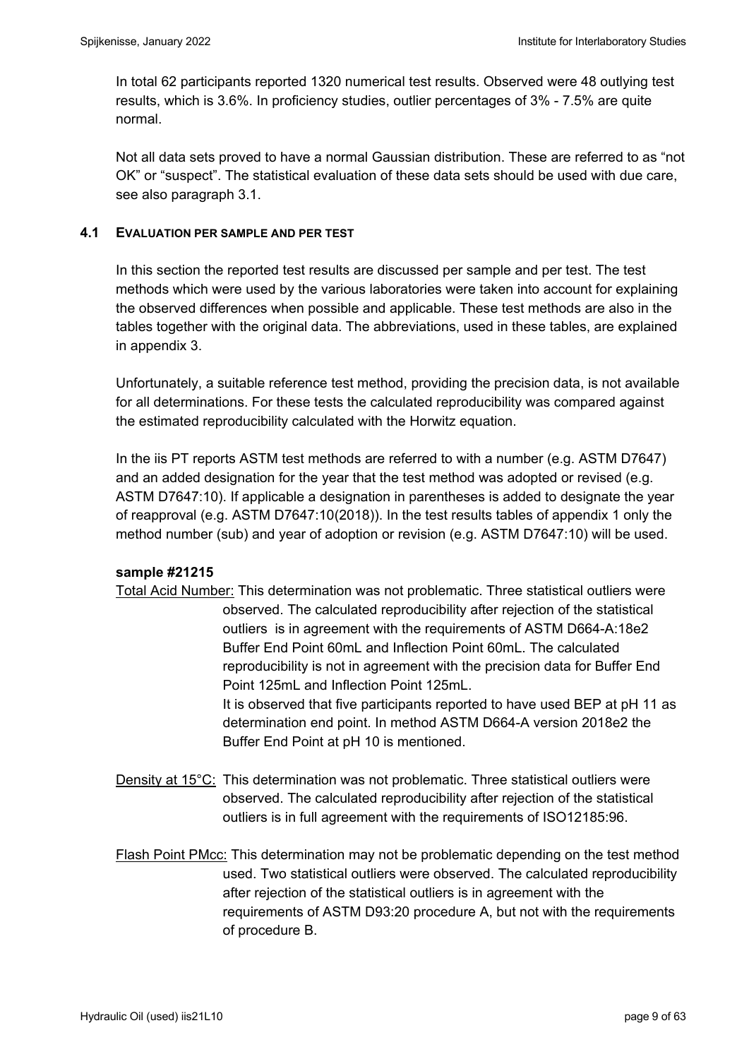In total 62 participants reported 1320 numerical test results. Observed were 48 outlying test results, which is 3.6%. In proficiency studies, outlier percentages of 3% - 7.5% are quite normal.

Not all data sets proved to have a normal Gaussian distribution. These are referred to as "not OK" or "suspect". The statistical evaluation of these data sets should be used with due care, see also paragraph 3.1.

## 4.1 EVALUATION PER SAMPLE AND PER TEST

In this section the reported test results are discussed per sample and per test. The test methods which were used by the various laboratories were taken into account for explaining the observed differences when possible and applicable. These test methods are also in the tables together with the original data. The abbreviations, used in these tables, are explained in appendix 3.

Unfortunately, a suitable reference test method, providing the precision data, is not available for all determinations. For these tests the calculated reproducibility was compared against the estimated reproducibility calculated with the Horwitz equation.

In the iis PT reports ASTM test methods are referred to with a number (e.g. ASTM D7647) and an added designation for the year that the test method was adopted or revised (e.g. ASTM D7647:10). If applicable a designation in parentheses is added to designate the year of reapproval (e.g. ASTM D7647:10(2018)). In the test results tables of appendix 1 only the method number (sub) and year of adoption or revision (e.g. ASTM D7647:10) will be used.

**sample #21215**

Total Acid Number: This determination was not problematic. Three statistical outliers were observed. The calculated reproducibility after rejection of the statistical outliers is in agreement with the requirements of ASTM D664-A:18e2 Buffer End Point 60mL and Inflection Point 60mL. The calculated reproducibility is not in agreement with the precision data for Buffer End Point 125mL and Inflection Point 125mL.
It is observed that five participants reported to have used BEP at pH 11 as determination end point. In method ASTM D664-A version 2018e2 the Buffer End Point at pH 10 is mentioned.

Density at 15°C: This determination was not problematic. Three statistical outliers were observed. The calculated reproducibility after rejection of the statistical outliers is in full agreement with the requirements of ISO12185:96.

Flash Point PMcc: This determination may not be problematic depending on the test method used. Two statistical outliers were observed. The calculated reproducibility after rejection of the statistical outliers is in agreement with the requirements of ASTM D93:20 procedure A, but not with the requirements of procedure B.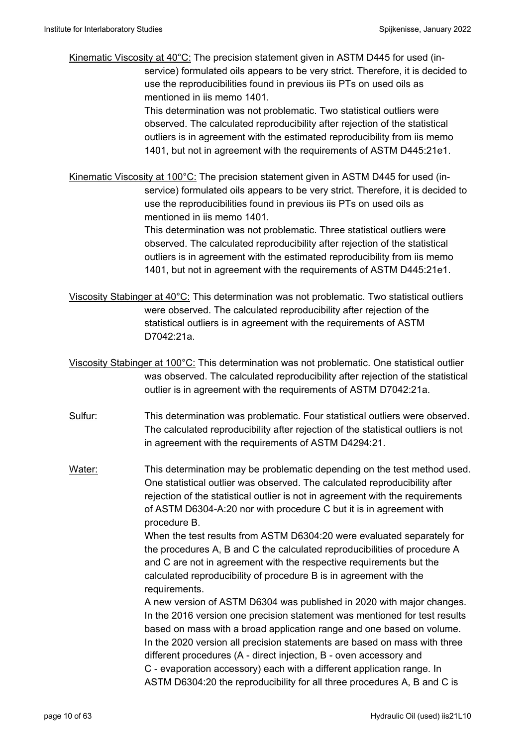Kinematic Viscosity at 40°C: The precision statement given in ASTM D445 for used (in-service) formulated oils appears to be very strict. Therefore, it is decided to use the reproducibilities found in previous iis PTs on used oils as mentioned in iis memo 1401.
This determination was not problematic. Two statistical outliers were observed. The calculated reproducibility after rejection of the statistical outliers is in agreement with the estimated reproducibility from iis memo 1401, but not in agreement with the requirements of ASTM D445:21e1.

Kinematic Viscosity at 100°C: The precision statement given in ASTM D445 for used (in-service) formulated oils appears to be very strict. Therefore, it is decided to use the reproducibilities found in previous iis PTs on used oils as mentioned in iis memo 1401.
This determination was not problematic. Three statistical outliers were observed. The calculated reproducibility after rejection of the statistical outliers is in agreement with the estimated reproducibility from iis memo 1401, but not in agreement with the requirements of ASTM D445:21e1.

Viscosity Stabinger at 40°C: This determination was not problematic. Two statistical outliers were observed. The calculated reproducibility after rejection of the statistical outliers is in agreement with the requirements of ASTM D7042:21a.

Viscosity Stabinger at 100°C: This determination was not problematic. One statistical outlier was observed. The calculated reproducibility after rejection of the statistical outlier is in agreement with the requirements of ASTM D7042:21a.

Sulfur: This determination was problematic. Four statistical outliers were observed. The calculated reproducibility after rejection of the statistical outliers is not in agreement with the requirements of ASTM D4294:21.

Water: This determination may be problematic depending on the test method used. One statistical outlier was observed. The calculated reproducibility after rejection of the statistical outlier is not in agreement with the requirements of ASTM D6304-A:20 nor with procedure C but it is in agreement with procedure B.
When the test results from ASTM D6304:20 were evaluated separately for the procedures A, B and C the calculated reproducibilities of procedure A and C are not in agreement with the respective requirements but the calculated reproducibility of procedure B is in agreement with the requirements.
A new version of ASTM D6304 was published in 2020 with major changes. In the 2016 version one precision statement was mentioned for test results based on mass with a broad application range and one based on volume. In the 2020 version all precision statements are based on mass with three different procedures (A - direct injection, B - oven accessory and C - evaporation accessory) each with a different application range. In ASTM D6304:20 the reproducibility for all three procedures A, B and C is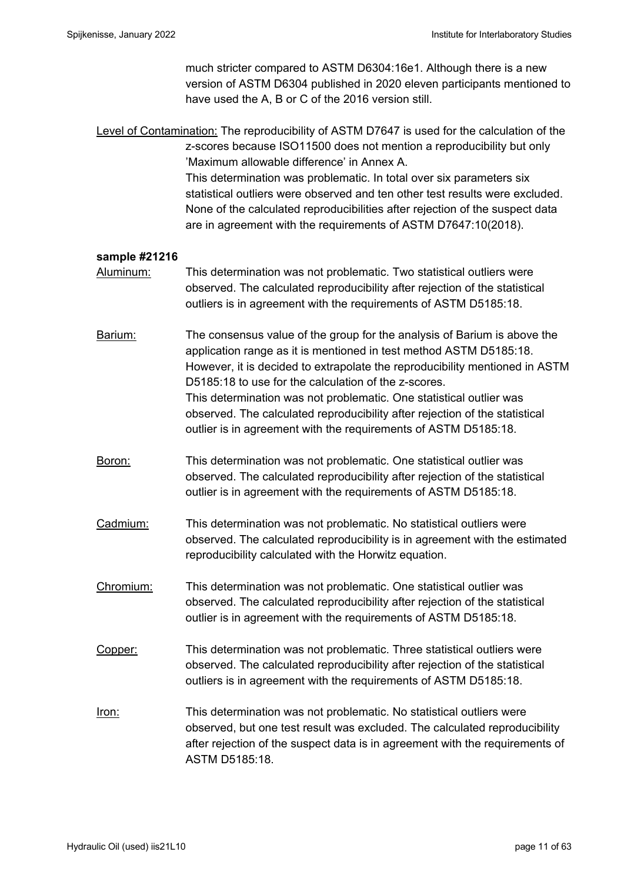much stricter compared to ASTM D6304:16e1. Although there is a new version of ASTM D6304 published in 2020 eleven participants mentioned to have used the A, B or C of the 2016 version still.

Level of Contamination: The reproducibility of ASTM D7647 is used for the calculation of the z-scores because ISO11500 does not mention a reproducibility but only 'Maximum allowable difference' in Annex A.
This determination was problematic. In total over six parameters six statistical outliers were observed and ten other test results were excluded. None of the calculated reproducibilities after rejection of the suspect data are in agreement with the requirements of ASTM D7647:10(2018).

**sample #21216**

Aluminum: This determination was not problematic. Two statistical outliers were observed. The calculated reproducibility after rejection of the statistical outliers is in agreement with the requirements of ASTM D5185:18.

Barium: The consensus value of the group for the analysis of Barium is above the application range as it is mentioned in test method ASTM D5185:18. However, it is decided to extrapolate the reproducibility mentioned in ASTM D5185:18 to use for the calculation of the z-scores.
This determination was not problematic. One statistical outlier was observed. The calculated reproducibility after rejection of the statistical outlier is in agreement with the requirements of ASTM D5185:18.

Boron: This determination was not problematic. One statistical outlier was observed. The calculated reproducibility after rejection of the statistical outlier is in agreement with the requirements of ASTM D5185:18.

Cadmium: This determination was not problematic. No statistical outliers were observed. The calculated reproducibility is in agreement with the estimated reproducibility calculated with the Horwitz equation.

Chromium: This determination was not problematic. One statistical outlier was observed. The calculated reproducibility after rejection of the statistical outlier is in agreement with the requirements of ASTM D5185:18.

Copper: This determination was not problematic. Three statistical outliers were observed. The calculated reproducibility after rejection of the statistical outliers is in agreement with the requirements of ASTM D5185:18.

Iron: This determination was not problematic. No statistical outliers were observed, but one test result was excluded. The calculated reproducibility after rejection of the suspect data is in agreement with the requirements of ASTM D5185:18.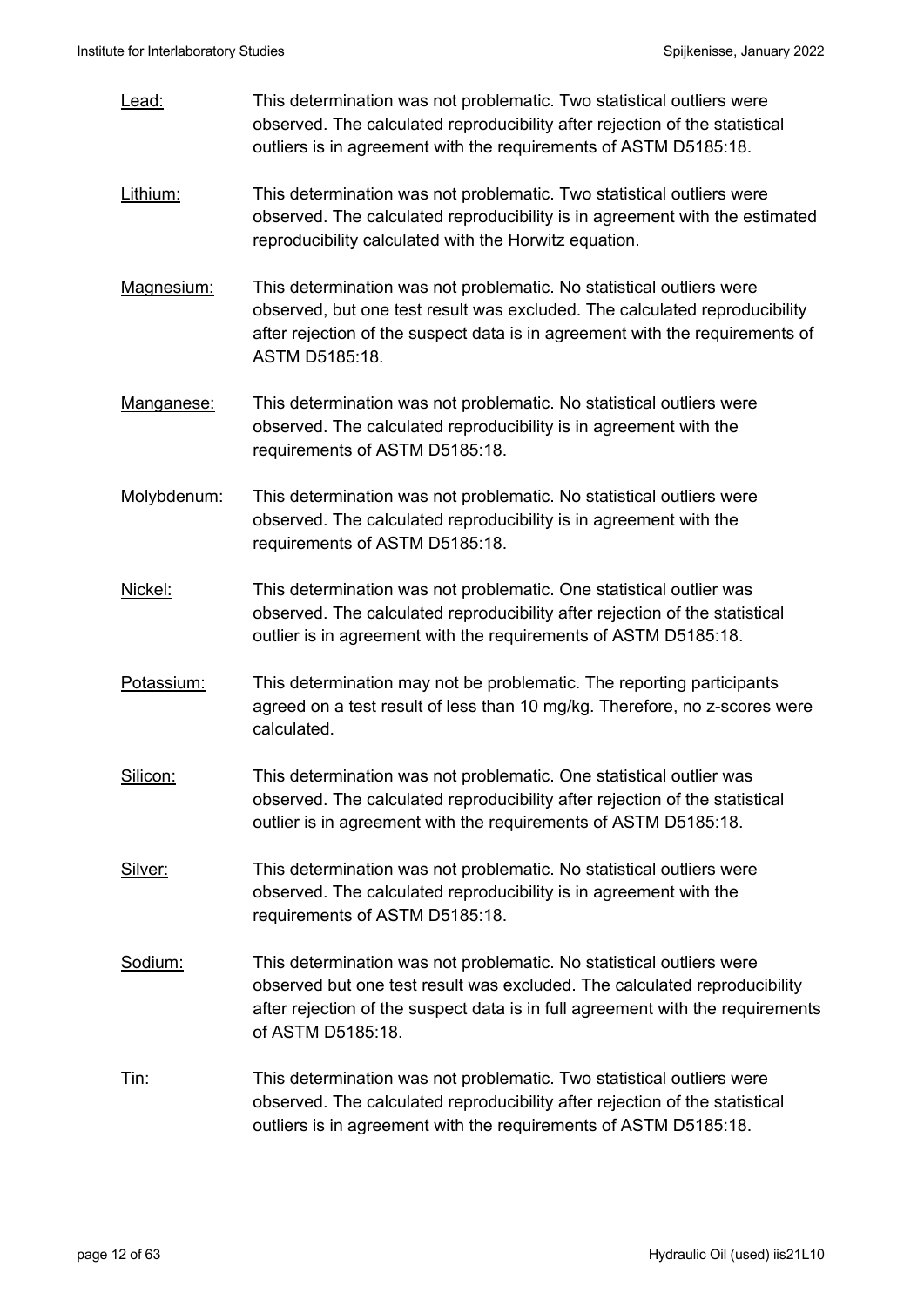Lead: This determination was not problematic. Two statistical outliers were observed. The calculated reproducibility after rejection of the statistical outliers is in agreement with the requirements of ASTM D5185:18.

Lithium: This determination was not problematic. Two statistical outliers were observed. The calculated reproducibility is in agreement with the estimated reproducibility calculated with the Horwitz equation.

Magnesium: This determination was not problematic. No statistical outliers were observed, but one test result was excluded. The calculated reproducibility after rejection of the suspect data is in agreement with the requirements of ASTM D5185:18.

Manganese: This determination was not problematic. No statistical outliers were observed. The calculated reproducibility is in agreement with the requirements of ASTM D5185:18.

Molybdenum: This determination was not problematic. No statistical outliers were observed. The calculated reproducibility is in agreement with the requirements of ASTM D5185:18.

Nickel: This determination was not problematic. One statistical outlier was observed. The calculated reproducibility after rejection of the statistical outlier is in agreement with the requirements of ASTM D5185:18.

Potassium: This determination may not be problematic. The reporting participants agreed on a test result of less than 10 mg/kg. Therefore, no z-scores were calculated.

Silicon: This determination was not problematic. One statistical outlier was observed. The calculated reproducibility after rejection of the statistical outlier is in agreement with the requirements of ASTM D5185:18.

Silver: This determination was not problematic. No statistical outliers were observed. The calculated reproducibility is in agreement with the requirements of ASTM D5185:18.

Sodium: This determination was not problematic. No statistical outliers were observed but one test result was excluded. The calculated reproducibility after rejection of the suspect data is in full agreement with the requirements of ASTM D5185:18.

Tin: This determination was not problematic. Two statistical outliers were observed. The calculated reproducibility after rejection of the statistical outliers is in agreement with the requirements of ASTM D5185:18.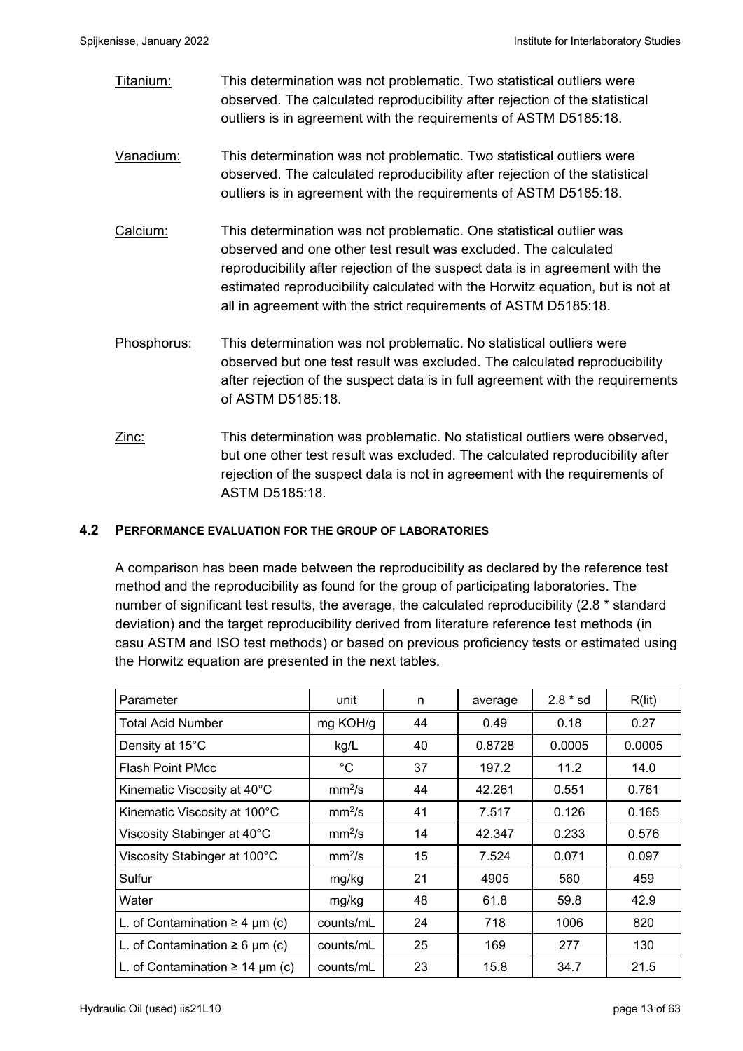Titanium: This determination was not problematic. Two statistical outliers were observed. The calculated reproducibility after rejection of the statistical outliers is in agreement with the requirements of ASTM D5185:18.

Vanadium: This determination was not problematic. Two statistical outliers were observed. The calculated reproducibility after rejection of the statistical outliers is in agreement with the requirements of ASTM D5185:18.

Calcium: This determination was not problematic. One statistical outlier was observed and one other test result was excluded. The calculated reproducibility after rejection of the suspect data is in agreement with the estimated reproducibility calculated with the Horwitz equation, but is not at all in agreement with the strict requirements of ASTM D5185:18.

Phosphorus: This determination was not problematic. No statistical outliers were observed but one test result was excluded. The calculated reproducibility after rejection of the suspect data is in full agreement with the requirements of ASTM D5185:18.

Zinc: This determination was problematic. No statistical outliers were observed, but one other test result was excluded. The calculated reproducibility after rejection of the suspect data is not in agreement with the requirements of ASTM D5185:18.

### 4.2 PERFORMANCE EVALUATION FOR THE GROUP OF LABORATORIES

A comparison has been made between the reproducibility as declared by the reference test method and the reproducibility as found for the group of participating laboratories. The number of significant test results, the average, the calculated reproducibility (2.8 * standard deviation) and the target reproducibility derived from literature reference test methods (in casu ASTM and ISO test methods) or based on previous proficiency tests or estimated using the Horwitz equation are presented in the next tables.

| Parameter | unit | n | average | 2.8 * sd | R(lit) |
|---|---|---|---|---|---|
| Total Acid Number | mg KOH/g | 44 | 0.49 | 0.18 | 0.27 |
| Density at 15°C | kg/L | 40 | 0.8728 | 0.0005 | 0.0005 |
| Flash Point PMcc | °C | 37 | 197.2 | 11.2 | 14.0 |
| Kinematic Viscosity at 40°C | $mm^2/s$ | 44 | 42.261 | 0.551 | 0.761 |
| Kinematic Viscosity at 100°C | $mm^2/s$ | 41 | 7.517 | 0.126 | 0.165 |
| Viscosity Stabinger at 40°C | $mm^2/s$ | 14 | 42.347 | 0.233 | 0.576 |
| Viscosity Stabinger at 100°C | $mm^2/s$ | 15 | 7.524 | 0.071 | 0.097 |
| Sulfur | mg/kg | 21 | 4905 | 560 | 459 |
| Water | mg/kg | 48 | 61.8 | 59.8 | 42.9 |
| L. of Contamination ≥ 4 μm (c) | counts/mL | 24 | 718 | 1006 | 820 |
| L. of Contamination ≥ 6 μm (c) | counts/mL | 25 | 169 | 277 | 130 |
| L. of Contamination ≥ 14 μm (c) | counts/mL | 23 | 15.8 | 34.7 | 21.5 |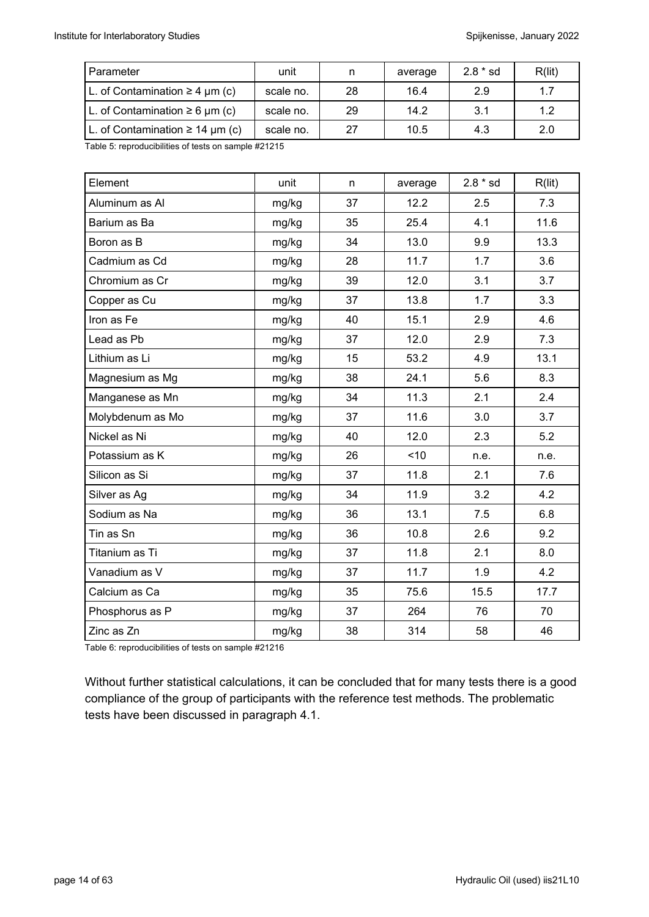| Parameter | unit | n | average | 2.8 * sd | R(lit) |
|---|---|---|---|---|---|
| L. of Contamination ≥ 4 µm (c) | scale no. | 28 | 16.4 | 2.9 | 1.7 |
| L. of Contamination ≥ 6 µm (c) | scale no. | 29 | 14.2 | 3.1 | 1.2 |
| L. of Contamination ≥ 14 µm (c) | scale no. | 27 | 10.5 | 4.3 | 2.0 |

Table 5: reproducibilities of tests on sample #21215

| Element | unit | n | average | 2.8 * sd | R(lit) |
|---|---|---|---|---|---|
| Aluminum as Al | mg/kg | 37 | 12.2 | 2.5 | 7.3 |
| Barium as Ba | mg/kg | 35 | 25.4 | 4.1 | 11.6 |
| Boron as B | mg/kg | 34 | 13.0 | 9.9 | 13.3 |
| Cadmium as Cd | mg/kg | 28 | 11.7 | 1.7 | 3.6 |
| Chromium as Cr | mg/kg | 39 | 12.0 | 3.1 | 3.7 |
| Copper as Cu | mg/kg | 37 | 13.8 | 1.7 | 3.3 |
| Iron as Fe | mg/kg | 40 | 15.1 | 2.9 | 4.6 |
| Lead as Pb | mg/kg | 37 | 12.0 | 2.9 | 7.3 |
| Lithium as Li | mg/kg | 15 | 53.2 | 4.9 | 13.1 |
| Magnesium as Mg | mg/kg | 38 | 24.1 | 5.6 | 8.3 |
| Manganese as Mn | mg/kg | 34 | 11.3 | 2.1 | 2.4 |
| Molybdenum as Mo | mg/kg | 37 | 11.6 | 3.0 | 3.7 |
| Nickel as Ni | mg/kg | 40 | 12.0 | 2.3 | 5.2 |
| Potassium as K | mg/kg | 26 | <10 | n.e. | n.e. |
| Silicon as Si | mg/kg | 37 | 11.8 | 2.1 | 7.6 |
| Silver as Ag | mg/kg | 34 | 11.9 | 3.2 | 4.2 |
| Sodium as Na | mg/kg | 36 | 13.1 | 7.5 | 6.8 |
| Tin as Sn | mg/kg | 36 | 10.8 | 2.6 | 9.2 |
| Titanium as Ti | mg/kg | 37 | 11.8 | 2.1 | 8.0 |
| Vanadium as V | mg/kg | 37 | 11.7 | 1.9 | 4.2 |
| Calcium as Ca | mg/kg | 35 | 75.6 | 15.5 | 17.7 |
| Phosphorus as P | mg/kg | 37 | 264 | 76 | 70 |
| Zinc as Zn | mg/kg | 38 | 314 | 58 | 46 |

Table 6: reproducibilities of tests on sample #21216

Without further statistical calculations, it can be concluded that for many tests there is a good compliance of the group of participants with the reference test methods. The problematic tests have been discussed in paragraph 4.1.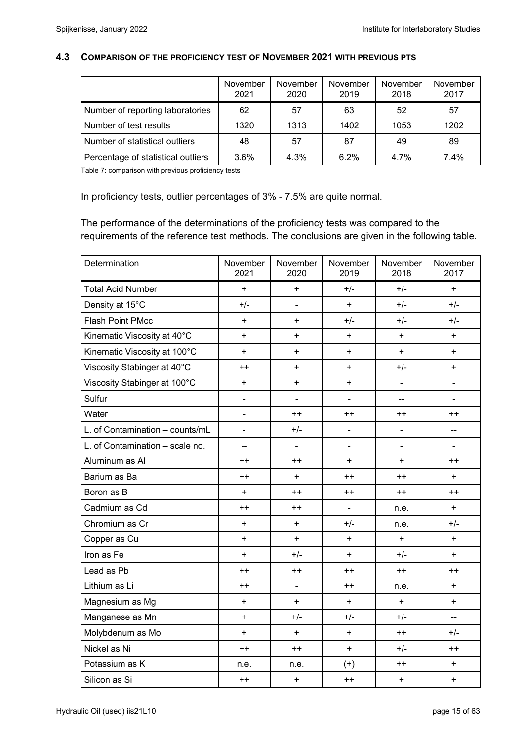### 4.3 COMPARISON OF THE PROFICIENCY TEST OF NOVEMBER 2021 WITH PREVIOUS PTS

| | November 2021 | November 2020 | November 2019 | November 2018 | November 2017 |
|---|---|---|---|---|---|
| Number of reporting laboratories | 62 | 57 | 63 | 52 | 57 |
| Number of test results | 1320 | 1313 | 1402 | 1053 | 1202 |
| Number of statistical outliers | 48 | 57 | 87 | 49 | 89 |
| Percentage of statistical outliers | 3.6% | 4.3% | 6.2% | 4.7% | 7.4% |

Table 7: comparison with previous proficiency tests

In proficiency tests, outlier percentages of 3% - 7.5% are quite normal.

The performance of the determinations of the proficiency tests was compared to the requirements of the reference test methods. The conclusions are given in the following table.

| Determination | November 2021 | November 2020 | November 2019 | November 2018 | November 2017 |
|---|---|---|---|---|---|
| Total Acid Number | + | + | +/- | +/- | + |
| Density at 15°C | +/- | - | + | +/- | +/- |
| Flash Point PMcc | + | + | +/- | +/- | +/- |
| Kinematic Viscosity at 40°C | + | + | + | + | + |
| Kinematic Viscosity at 100°C | + | + | + | + | + |
| Viscosity Stabinger at 40°C | ++ | + | + | +/- | + |
| Viscosity Stabinger at 100°C | + | + | + | - | - |
| Sulfur | - | - | - | -- | - |
| Water | - | ++ | ++ | ++ | ++ |
| L. of Contamination – counts/mL | - | +/- | - | - | -- |
| L. of Contamination – scale no. | -- | - | - | - | - |
| Aluminum as Al | ++ | ++ | + | + | ++ |
| Barium as Ba | ++ | + | ++ | ++ | + |
| Boron as B | + | ++ | ++ | ++ | ++ |
| Cadmium as Cd | ++ | ++ | - | n.e. | + |
| Chromium as Cr | + | + | +/- | n.e. | +/- |
| Copper as Cu | + | + | + | + | + |
| Iron as Fe | + | +/- | + | +/- | + |
| Lead as Pb | ++ | ++ | ++ | ++ | ++ |
| Lithium as Li | ++ | - | ++ | n.e. | + |
| Magnesium as Mg | + | + | + | + | + |
| Manganese as Mn | + | +/- | +/- | +/- | -- |
| Molybdenum as Mo | + | + | + | ++ | +/- |
| Nickel as Ni | ++ | ++ | + | +/- | ++ |
| Potassium as K | n.e. | n.e. | (+) | ++ | + |
| Silicon as Si | ++ | + | ++ | + | + |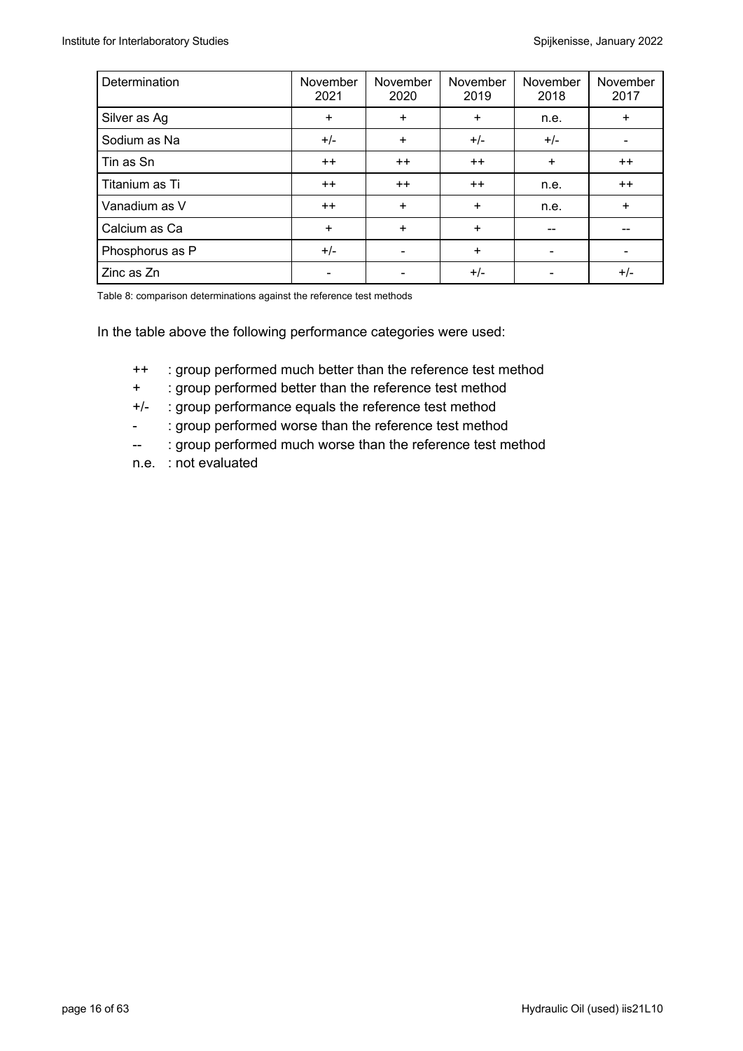| Determination | November 2021 | November 2020 | November 2019 | November 2018 | November 2017 |
|---|---|---|---|---|---|
| Silver as Ag | + | + | + | n.e. | + |
| Sodium as Na | +/- | + | +/- | +/- | - |
| Tin as Sn | ++ | ++ | ++ | + | ++ |
| Titanium as Ti | ++ | ++ | ++ | n.e. | ++ |
| Vanadium as V | ++ | + | + | n.e. | + |
| Calcium as Ca | + | + | + | -- | -- |
| Phosphorus as P | +/- | - | + | - | - |
| Zinc as Zn | - | - | +/- | - | +/- |

Table 8: comparison determinations against the reference test methods

In the table above the following performance categories were used:

- ++ : group performed much better than the reference test method
- \+ : group performed better than the reference test method
- +/- : group performance equals the reference test method
- \- : group performed worse than the reference test method
- -- : group performed much worse than the reference test method
- n.e. : not evaluated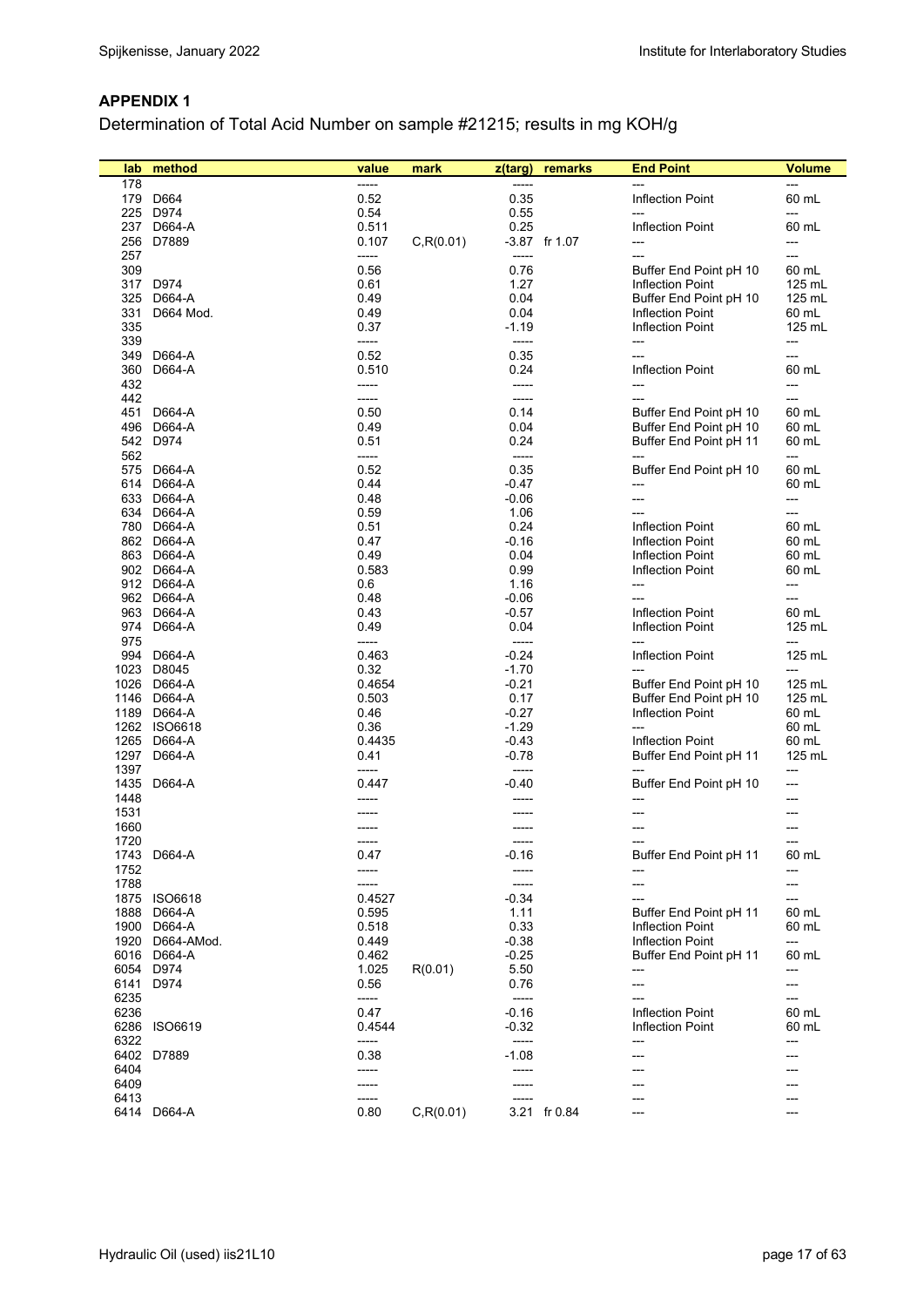## APPENDIX 1

Determination of Total Acid Number on sample #21215; results in mg KOH/g

| lab | method | value | mark | z(targ) | remarks | End Point | Volume |
|---|---|---|---|---|---|---|---|
| 178 | | ----- | | ----- | | --- | --- |
| 179 | D664 | 0.52 | | 0.35 | | Inflection Point | 60 mL |
| 225 | D974 | 0.54 | | 0.55 | | --- | --- |
| 237 | D664-A | 0.511 | | 0.25 | | Inflection Point | 60 mL |
| 256 | D7889 | 0.107 | C,R(0.01) | -3.87 | fr 1.07 | --- | --- |
| 257 | | ----- | | ----- | | --- | --- |
| 309 | | 0.56 | | 0.76 | | Buffer End Point pH 10 | 60 mL |
| 317 | D974 | 0.61 | | 1.27 | | Inflection Point | 125 mL |
| 325 | D664-A | 0.49 | | 0.04 | | Buffer End Point pH 10 | 125 mL |
| 331 | D664 Mod. | 0.49 | | 0.04 | | Inflection Point | 60 mL |
| 335 | | 0.37 | | -1.19 | | Inflection Point | 125 mL |
| 339 | | ----- | | ----- | | --- | --- |
| 349 | D664-A | 0.52 | | 0.35 | | --- | --- |
| 360 | D664-A | 0.510 | | 0.24 | | Inflection Point | 60 mL |
| 432 | | ----- | | ----- | | --- | --- |
| 442 | | ----- | | ----- | | --- | --- |
| 451 | D664-A | 0.50 | | 0.14 | | Buffer End Point pH 10 | 60 mL |
| 496 | D664-A | 0.49 | | 0.04 | | Buffer End Point pH 10 | 60 mL |
| 542 | D974 | 0.51 | | 0.24 | | Buffer End Point pH 11 | 60 mL |
| 562 | | ----- | | ----- | | --- | --- |
| 575 | D664-A | 0.52 | | 0.35 | | Buffer End Point pH 10 | 60 mL |
| 614 | D664-A | 0.44 | | -0.47 | | --- | 60 mL |
| 633 | D664-A | 0.48 | | -0.06 | | --- | --- |
| 634 | D664-A | 0.59 | | 1.06 | | --- | --- |
| 780 | D664-A | 0.51 | | 0.24 | | Inflection Point | 60 mL |
| 862 | D664-A | 0.47 | | -0.16 | | Inflection Point | 60 mL |
| 863 | D664-A | 0.49 | | 0.04 | | Inflection Point | 60 mL |
| 902 | D664-A | 0.583 | | 0.99 | | Inflection Point | 60 mL |
| 912 | D664-A | 0.6 | | 1.16 | | --- | --- |
| 962 | D664-A | 0.48 | | -0.06 | | --- | --- |
| 963 | D664-A | 0.43 | | -0.57 | | Inflection Point | 60 mL |
| 974 | D664-A | 0.49 | | 0.04 | | Inflection Point | 125 mL |
| 975 | | ----- | | ----- | | --- | --- |
| 994 | D664-A | 0.463 | | -0.24 | | Inflection Point | 125 mL |
| 1023 | D8045 | 0.32 | | -1.70 | | --- | --- |
| 1026 | D664-A | 0.4654 | | -0.21 | | Buffer End Point pH 10 | 125 mL |
| 1146 | D664-A | 0.503 | | 0.17 | | Buffer End Point pH 10 | 125 mL |
| 1189 | D664-A | 0.46 | | -0.27 | | Inflection Point | 60 mL |
| 1262 | ISO6618 | 0.36 | | -1.29 | | --- | 60 mL |
| 1265 | D664-A | 0.4435 | | -0.43 | | Inflection Point | 60 mL |
| 1297 | D664-A | 0.41 | | -0.78 | | Buffer End Point pH 11 | 125 mL |
| 1397 | | ----- | | ----- | | --- | --- |
| 1435 | D664-A | 0.447 | | -0.40 | | Buffer End Point pH 10 | --- |
| 1448 | | ----- | | ----- | | --- | --- |
| 1531 | | ----- | | ----- | | --- | --- |
| 1660 | | ----- | | ----- | | --- | --- |
| 1720 | | ----- | | ----- | | --- | --- |
| 1743 | D664-A | 0.47 | | -0.16 | | Buffer End Point pH 11 | 60 mL |
| 1752 | | ----- | | ----- | | --- | --- |
| 1788 | | ----- | | ----- | | --- | --- |
| 1875 | ISO6618 | 0.4527 | | -0.34 | | --- | --- |
| 1888 | D664-A | 0.595 | | 1.11 | | Buffer End Point pH 11 | 60 mL |
| 1900 | D664-A | 0.518 | | 0.33 | | Inflection Point | 60 mL |
| 1920 | D664-AMod. | 0.449 | | -0.38 | | Inflection Point | --- |
| 6016 | D664-A | 0.462 | | -0.25 | | Buffer End Point pH 11 | 60 mL |
| 6054 | D974 | 1.025 | R(0.01) | 5.50 | | --- | --- |
| 6141 | D974 | 0.56 | | 0.76 | | --- | --- |
| 6235 | | ----- | | ----- | | --- | --- |
| 6236 | | 0.47 | | -0.16 | | Inflection Point | 60 mL |
| 6286 | ISO6619 | 0.4544 | | -0.32 | | Inflection Point | 60 mL |
| 6322 | | ----- | | ----- | | --- | --- |
| 6402 | D7889 | 0.38 | | -1.08 | | --- | --- |
| 6404 | | ----- | | ----- | | --- | --- |
| 6409 | | ----- | | ----- | | --- | --- |
| 6413 | | ----- | | ----- | | --- | --- |
| 6414 | D664-A | 0.80 | C,R(0.01) | 3.21 | fr 0.84 | --- | --- |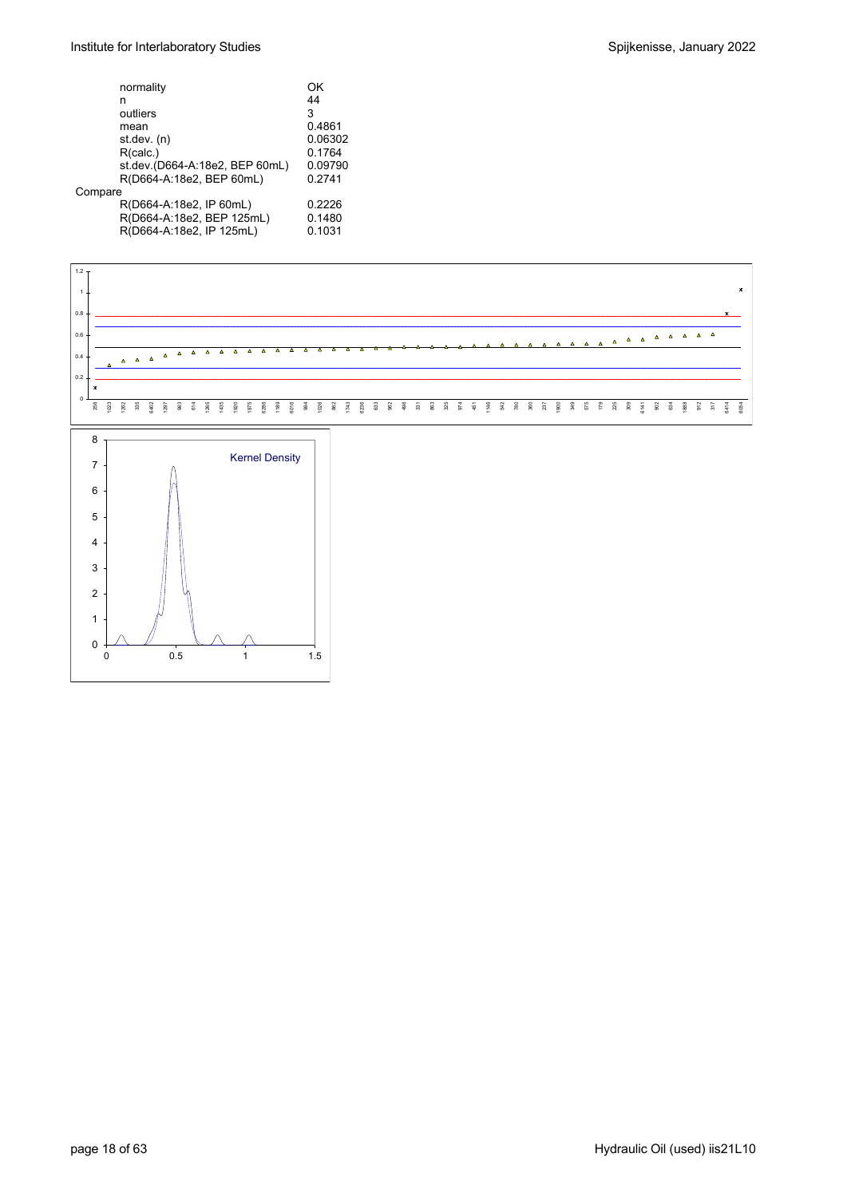| | |
|---|---|
| normality | OK |
| n | 44 |
| outliers | 3 |
| mean | 0.4861 |
| st.dev. (n) | 0.06302 |
| R(calc.) | 0.1764 |
| st.dev.(D664-A:18e2, BEP 60mL) | 0.09790 |
| R(D664-A:18e2, BEP 60mL) | 0.2741 |
| Compare | |
| R(D664-A:18e2, IP 60mL) | 0.2226 |
| R(D664-A:18e2, BEP 125mL) | 0.1480 |
| R(D664-A:18e2, IP 125mL) | 0.1031 |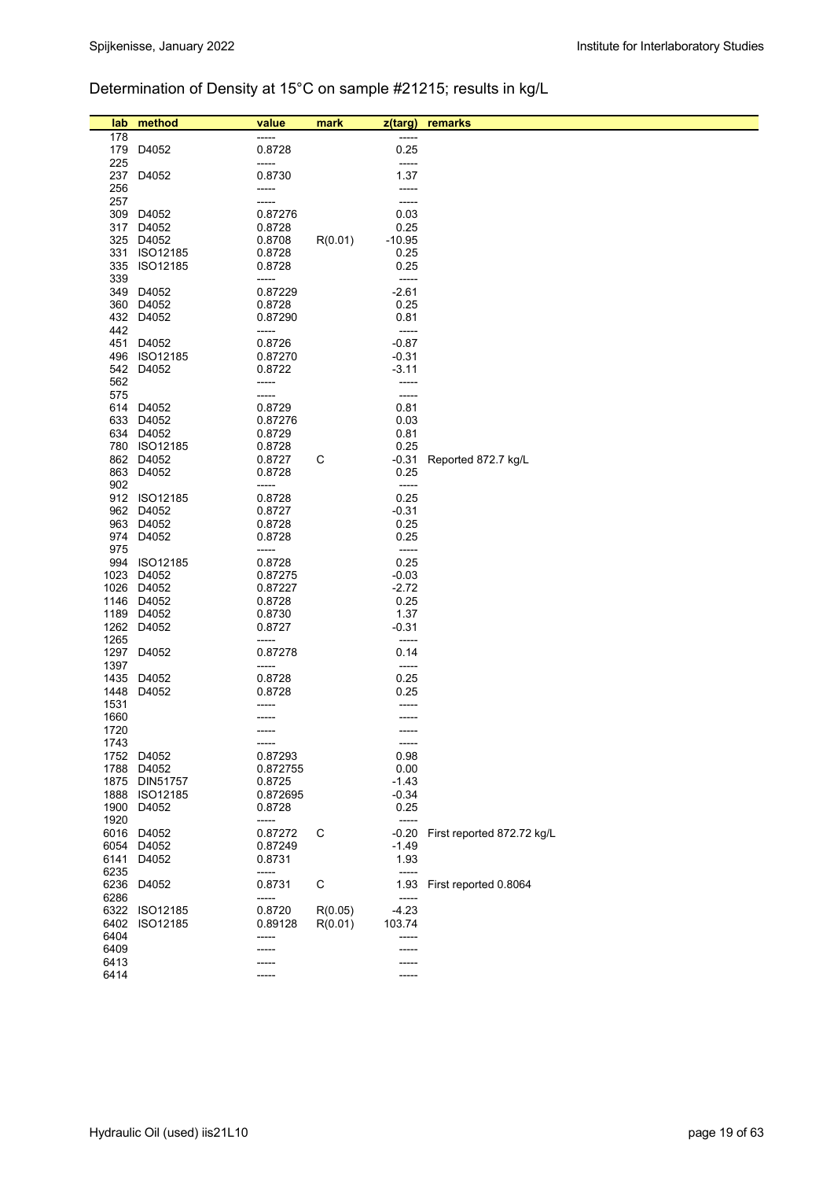## Determination of Density at 15°C on sample #21215; results in kg/L

| lab | method | value | mark | z(targ) | remarks |
|---|---|---|---|---|---|
| 178 | | ----- | | ----- | |
| 179 | D4052 | 0.8728 | | 0.25 | |
| 225 | | ----- | | ----- | |
| 237 | D4052 | 0.8730 | | 1.37 | |
| 256 | | ----- | | ----- | |
| 257 | | ----- | | ----- | |
| 309 | D4052 | 0.87276 | | 0.03 | |
| 317 | D4052 | 0.8728 | | 0.25 | |
| 325 | D4052 | 0.8708 | R(0.01) | -10.95 | |
| 331 | ISO12185 | 0.8728 | | 0.25 | |
| 335 | ISO12185 | 0.8728 | | 0.25 | |
| 339 | | ----- | | ----- | |
| 349 | D4052 | 0.87229 | | -2.61 | |
| 360 | D4052 | 0.8728 | | 0.25 | |
| 432 | D4052 | 0.87290 | | 0.81 | |
| 442 | | ----- | | ----- | |
| 451 | D4052 | 0.8726 | | -0.87 | |
| 496 | ISO12185 | 0.87270 | | -0.31 | |
| 542 | D4052 | 0.8722 | | -3.11 | |
| 562 | | ----- | | ----- | |
| 575 | | ----- | | ----- | |
| 614 | D4052 | 0.8729 | | 0.81 | |
| 633 | D4052 | 0.87276 | | 0.03 | |
| 634 | D4052 | 0.8729 | | 0.81 | |
| 780 | ISO12185 | 0.8728 | | 0.25 | |
| 862 | D4052 | 0.8727 | C | -0.31 | Reported 872.7 kg/L |
| 863 | D4052 | 0.8728 | | 0.25 | |
| 902 | | ----- | | ----- | |
| 912 | ISO12185 | 0.8728 | | 0.25 | |
| 962 | D4052 | 0.8727 | | -0.31 | |
| 963 | D4052 | 0.8728 | | 0.25 | |
| 974 | D4052 | 0.8728 | | 0.25 | |
| 975 | | ----- | | ----- | |
| 994 | ISO12185 | 0.8728 | | 0.25 | |
| 1023 | D4052 | 0.87275 | | -0.03 | |
| 1026 | D4052 | 0.87227 | | -2.72 | |
| 1146 | D4052 | 0.8728 | | 0.25 | |
| 1189 | D4052 | 0.8730 | | 1.37 | |
| 1262 | D4052 | 0.8727 | | -0.31 | |
| 1265 | | ----- | | ----- | |
| 1297 | D4052 | 0.87278 | | 0.14 | |
| 1397 | | ----- | | ----- | |
| 1435 | D4052 | 0.8728 | | 0.25 | |
| 1448 | D4052 | 0.8728 | | 0.25 | |
| 1531 | | ----- | | ----- | |
| 1660 | | ----- | | ----- | |
| 1720 | | ----- | | ----- | |
| 1743 | | ----- | | ----- | |
| 1752 | D4052 | 0.87293 | | 0.98 | |
| 1788 | D4052 | 0.872755 | | 0.00 | |
| 1875 | DIN51757 | 0.8725 | | -1.43 | |
| 1888 | ISO12185 | 0.872695 | | -0.34 | |
| 1900 | D4052 | 0.8728 | | 0.25 | |
| 1920 | | ----- | | ----- | |
| 6016 | D4052 | 0.87272 | C | -0.20 | First reported 872.72 kg/L |
| 6054 | D4052 | 0.87249 | | -1.49 | |
| 6141 | D4052 | 0.8731 | | 1.93 | |
| 6235 | | ----- | | ----- | |
| 6236 | D4052 | 0.8731 | C | 1.93 | First reported 0.8064 |
| 6286 | | ----- | | ----- | |
| 6322 | ISO12185 | 0.8720 | R(0.05) | -4.23 | |
| 6402 | ISO12185 | 0.89128 | R(0.01) | 103.74 | |
| 6404 | | ----- | | ----- | |
| 6409 | | ----- | | ----- | |
| 6413 | | ----- | | ----- | |
| 6414 | | ----- | | ----- | |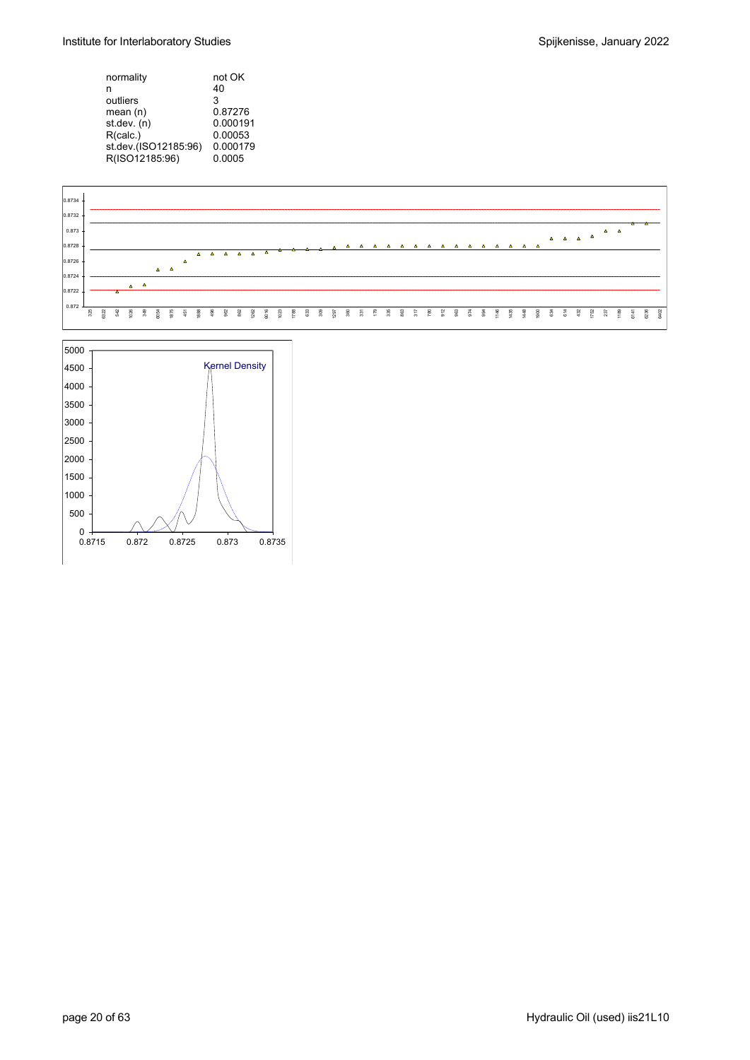| normality | not OK |
| --- | --- |
| n | 40 |
| outliers | 3 |
| mean (n) | 0.87276 |
| st.dev. (n) | 0.000191 |
| R(calc.) | 0.00053 |
| st.dev.(ISO12185:96) | 0.000179 |
| R(ISO12185:96) | 0.0005 |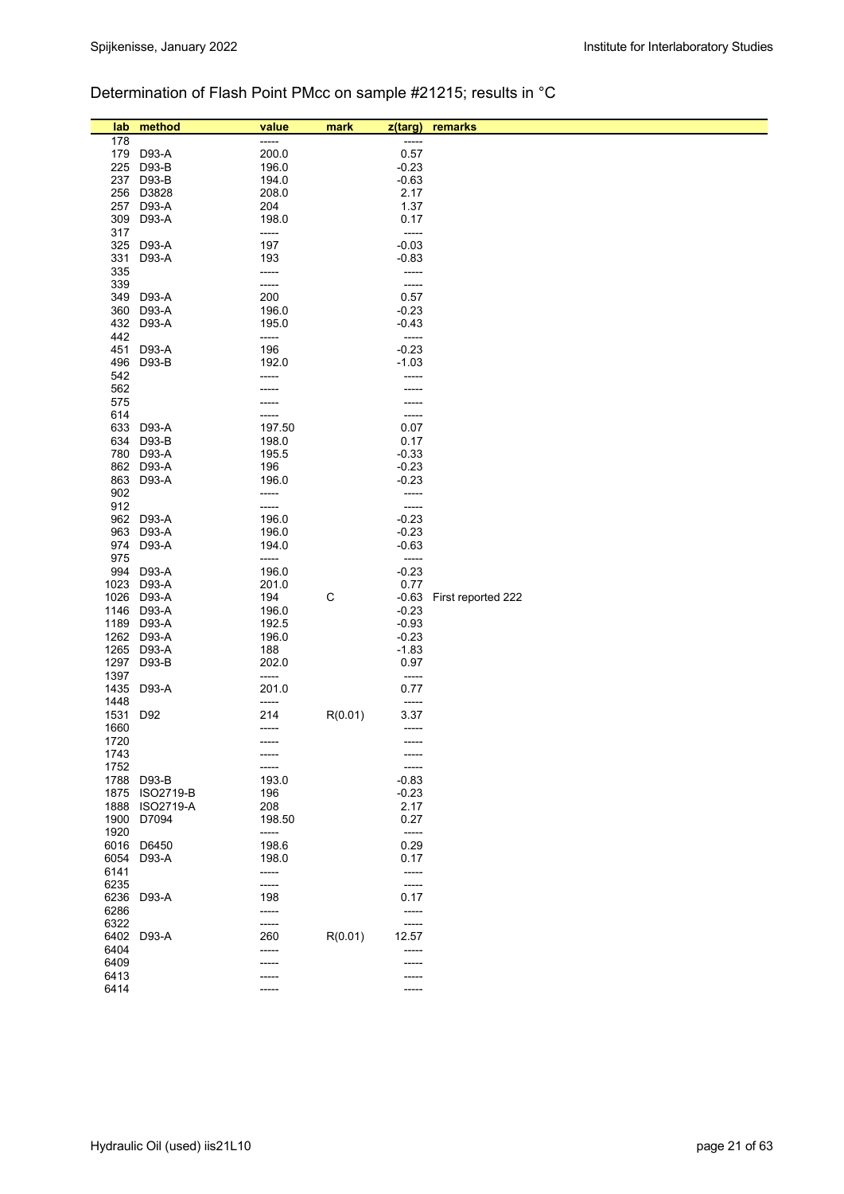## Determination of Flash Point PMcc on sample #21215; results in °C

| lab | method | value | mark | z(targ) | remarks |
|---|---|---|---|---|---|
| 178 | | ----- | | ----- | |
| 179 | D93-A | 200.0 | | 0.57 | |
| 225 | D93-B | 196.0 | | -0.23 | |
| 237 | D93-B | 194.0 | | -0.63 | |
| 256 | D3828 | 208.0 | | 2.17 | |
| 257 | D93-A | 204 | | 1.37 | |
| 309 | D93-A | 198.0 | | 0.17 | |
| 317 | | ----- | | ----- | |
| 325 | D93-A | 197 | | -0.03 | |
| 331 | D93-A | 193 | | -0.83 | |
| 335 | | ----- | | ----- | |
| 339 | | ----- | | ----- | |
| 349 | D93-A | 200 | | 0.57 | |
| 360 | D93-A | 196.0 | | -0.23 | |
| 432 | D93-A | 195.0 | | -0.43 | |
| 442 | | ----- | | ----- | |
| 451 | D93-A | 196 | | -0.23 | |
| 496 | D93-B | 192.0 | | -1.03 | |
| 542 | | ----- | | ----- | |
| 562 | | ----- | | ----- | |
| 575 | | ----- | | ----- | |
| 614 | | ----- | | ----- | |
| 633 | D93-A | 197.50 | | 0.07 | |
| 634 | D93-B | 198.0 | | 0.17 | |
| 780 | D93-A | 195.5 | | -0.33 | |
| 862 | D93-A | 196 | | -0.23 | |
| 863 | D93-A | 196.0 | | -0.23 | |
| 902 | | ----- | | ----- | |
| 912 | | ----- | | ----- | |
| 962 | D93-A | 196.0 | | -0.23 | |
| 963 | D93-A | 196.0 | | -0.23 | |
| 974 | D93-A | 194.0 | | -0.63 | |
| 975 | | ----- | | ----- | |
| 994 | D93-A | 196.0 | | -0.23 | |
| 1023 | D93-A | 201.0 | | 0.77 | |
| 1026 | D93-A | 194 | C | -0.63 | First reported 222 |
| 1146 | D93-A | 196.0 | | -0.23 | |
| 1189 | D93-A | 192.5 | | -0.93 | |
| 1262 | D93-A | 196.0 | | -0.23 | |
| 1265 | D93-A | 188 | | -1.83 | |
| 1297 | D93-B | 202.0 | | 0.97 | |
| 1397 | | ----- | | ----- | |
| 1435 | D93-A | 201.0 | | 0.77 | |
| 1448 | | ----- | | ----- | |
| 1531 | D92 | 214 | R(0.01) | 3.37 | |
| 1660 | | ----- | | ----- | |
| 1720 | | ----- | | ----- | |
| 1743 | | ----- | | ----- | |
| 1752 | | ----- | | ----- | |
| 1788 | D93-B | 193.0 | | -0.83 | |
| 1875 | ISO2719-B | 196 | | -0.23 | |
| 1888 | ISO2719-A | 208 | | 2.17 | |
| 1900 | D7094 | 198.50 | | 0.27 | |
| 1920 | | ----- | | ----- | |
| 6016 | D6450 | 198.6 | | 0.29 | |
| 6054 | D93-A | 198.0 | | 0.17 | |
| 6141 | | ----- | | ----- | |
| 6235 | | ----- | | ----- | |
| 6236 | D93-A | 198 | | 0.17 | |
| 6286 | | ----- | | ----- | |
| 6322 | | ----- | | ----- | |
| 6402 | D93-A | 260 | R(0.01) | 12.57 | |
| 6404 | | ----- | | ----- | |
| 6409 | | ----- | | ----- | |
| 6413 | | ----- | | ----- | |
| 6414 | | ----- | | ----- | |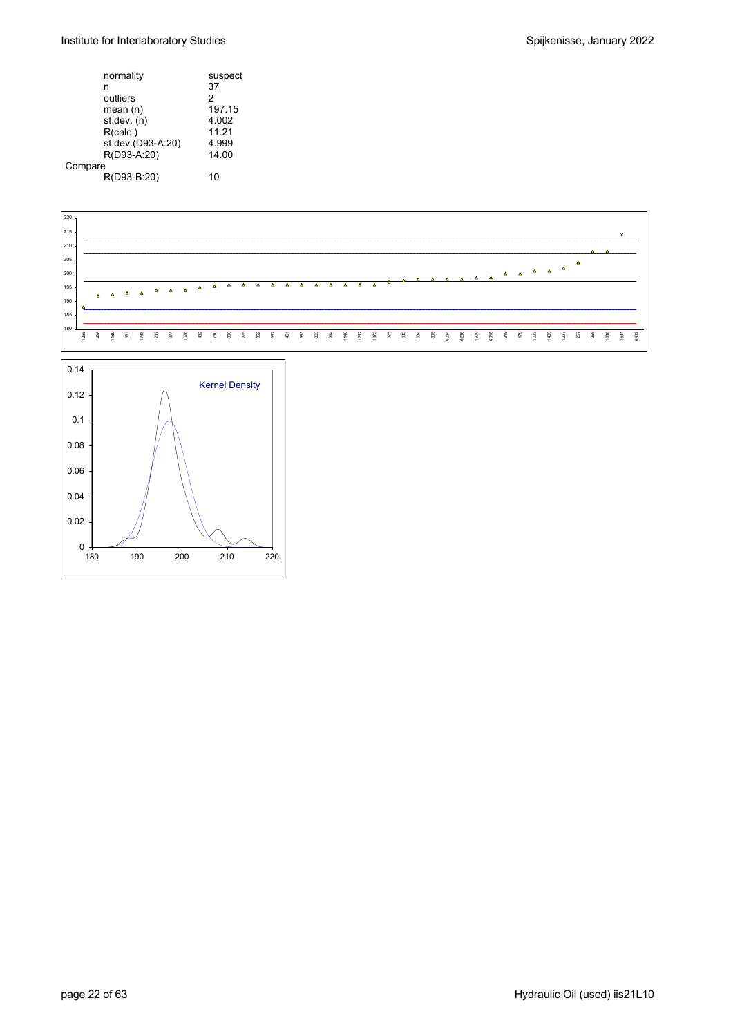| | |
|---|---|
| normality | suspect |
| n | 37 |
| outliers | 2 |
| mean (n) | 197.15 |
| st.dev. (n) | 4.002 |
| R(calc.) | 11.21 |
| st.dev.(D93-A:20) | 4.999 |
| R(D93-A:20) | 14.00 |
| Compare | |
| R(D93-B:20) | 10 |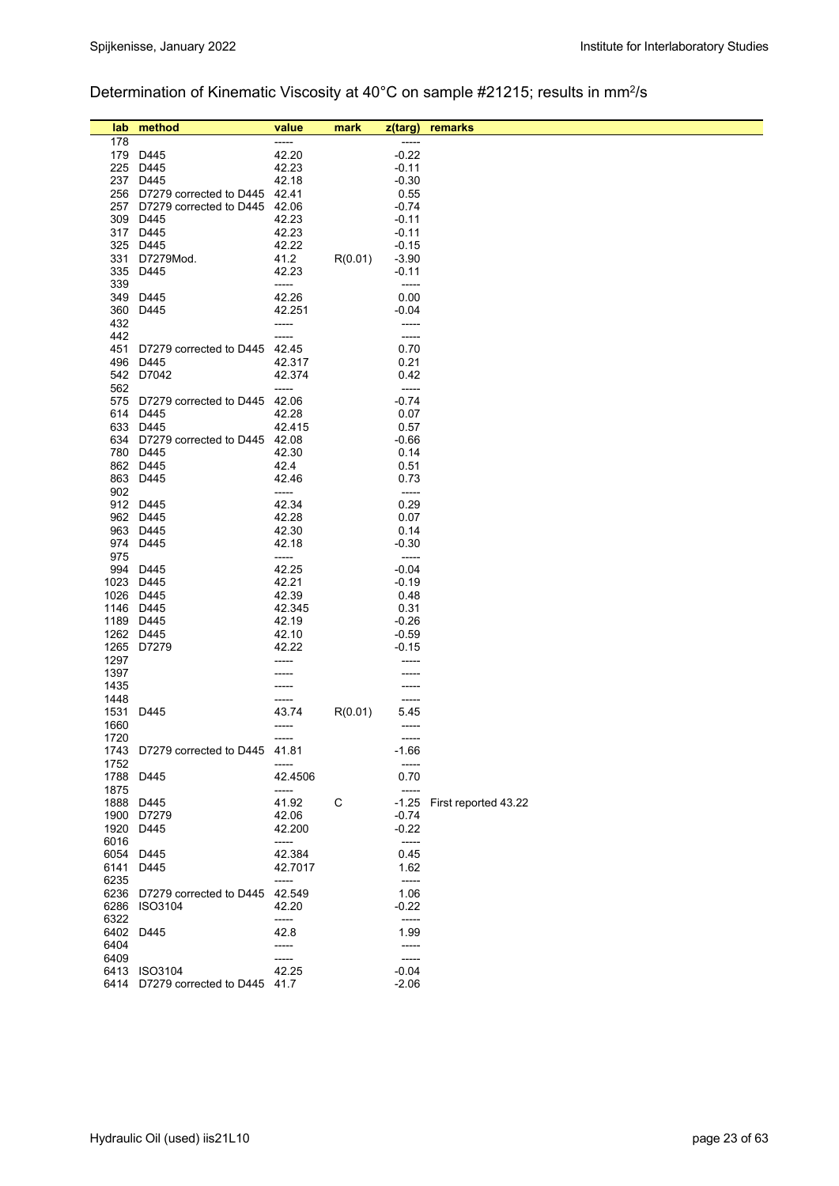## Determination of Kinematic Viscosity at 40°C on sample #21215; results in $mm^2/s$

| lab | method | value | mark | z(targ) | remarks |
|---|---|---|---|---|---|
| 178 | | ----- | | ----- | |
| 179 | D445 | 42.20 | | -0.22 | |
| 225 | D445 | 42.23 | | -0.11 | |
| 237 | D445 | 42.18 | | -0.30 | |
| 256 | D7279 corrected to D445 | 42.41 | | 0.55 | |
| 257 | D7279 corrected to D445 | 42.06 | | -0.74 | |
| 309 | D445 | 42.23 | | -0.11 | |
| 317 | D445 | 42.23 | | -0.11 | |
| 325 | D445 | 42.22 | | -0.15 | |
| 331 | D7279Mod. | 41.2 | R(0.01) | -3.90 | |
| 335 | D445 | 42.23 | | -0.11 | |
| 339 | | ----- | | ----- | |
| 349 | D445 | 42.26 | | 0.00 | |
| 360 | D445 | 42.251 | | -0.04 | |
| 432 | | ----- | | ----- | |
| 442 | | ----- | | ----- | |
| 451 | D7279 corrected to D445 | 42.45 | | 0.70 | |
| 496 | D445 | 42.317 | | 0.21 | |
| 542 | D7042 | 42.374 | | 0.42 | |
| 562 | | ----- | | ----- | |
| 575 | D7279 corrected to D445 | 42.06 | | -0.74 | |
| 614 | D445 | 42.28 | | 0.07 | |
| 633 | D445 | 42.415 | | 0.57 | |
| 634 | D7279 corrected to D445 | 42.08 | | -0.66 | |
| 780 | D445 | 42.30 | | 0.14 | |
| 862 | D445 | 42.4 | | 0.51 | |
| 863 | D445 | 42.46 | | 0.73 | |
| 902 | | ----- | | ----- | |
| 912 | D445 | 42.34 | | 0.29 | |
| 962 | D445 | 42.28 | | 0.07 | |
| 963 | D445 | 42.30 | | 0.14 | |
| 974 | D445 | 42.18 | | -0.30 | |
| 975 | | ----- | | ----- | |
| 994 | D445 | 42.25 | | -0.04 | |
| 1023 | D445 | 42.21 | | -0.19 | |
| 1026 | D445 | 42.39 | | 0.48 | |
| 1146 | D445 | 42.345 | | 0.31 | |
| 1189 | D445 | 42.19 | | -0.26 | |
| 1262 | D445 | 42.10 | | -0.59 | |
| 1265 | D7279 | 42.22 | | -0.15 | |
| 1297 | | ----- | | ----- | |
| 1397 | | ----- | | ----- | |
| 1435 | | ----- | | ----- | |
| 1448 | | ----- | | ----- | |
| 1531 | D445 | 43.74 | R(0.01) | 5.45 | |
| 1660 | | ----- | | ----- | |
| 1720 | | ----- | | ----- | |
| 1743 | D7279 corrected to D445 | 41.81 | | -1.66 | |
| 1752 | | ----- | | ----- | |
| 1788 | D445 | 42.4506 | | 0.70 | |
| 1875 | | ----- | | ----- | |
| 1888 | D445 | 41.92 | C | -1.25 | First reported 43.22 |
| 1900 | D7279 | 42.06 | | -0.74 | |
| 1920 | D445 | 42.200 | | -0.22 | |
| 6016 | | ----- | | ----- | |
| 6054 | D445 | 42.384 | | 0.45 | |
| 6141 | D445 | 42.7017 | | 1.62 | |
| 6235 | | ----- | | ----- | |
| 6236 | D7279 corrected to D445 | 42.549 | | 1.06 | |
| 6286 | ISO3104 | 42.20 | | -0.22 | |
| 6322 | | ----- | | ----- | |
| 6402 | D445 | 42.8 | | 1.99 | |
| 6404 | | ----- | | ----- | |
| 6409 | | ----- | | ----- | |
| 6413 | ISO3104 | 42.25 | | -0.04 | |
| 6414 | D7279 corrected to D445 | 41.7 | | -2.06 | |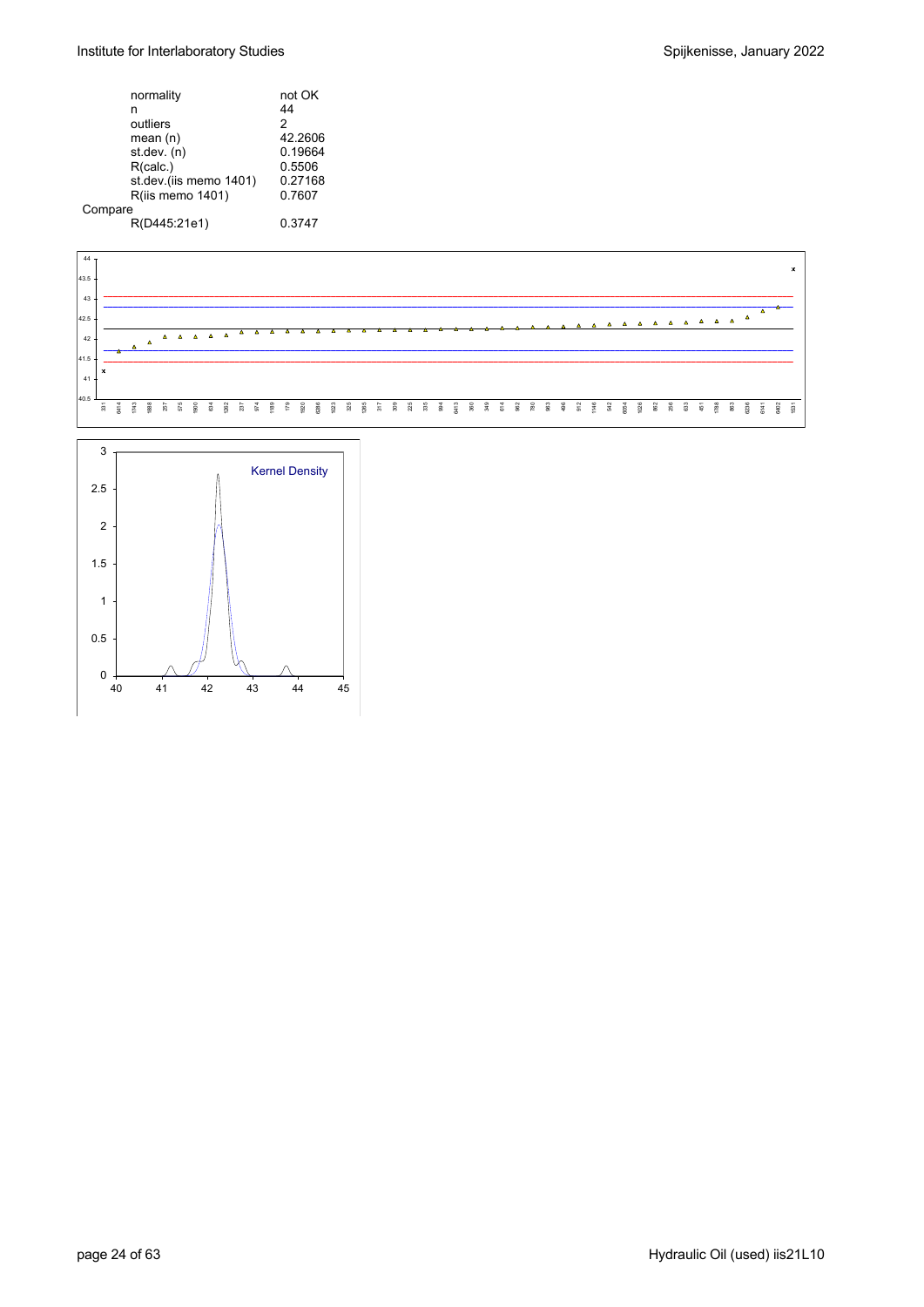| | |
|---|---|
| normality | not OK |
| n | 44 |
| outliers | 2 |
| mean (n) | 42.2606 |
| st.dev. (n) | 0.19664 |
| R(calc.) | 0.5506 |
| st.dev.(iis memo 1401) | 0.27168 |
| R(iis memo 1401) | 0.7607 |
| Compare | |
| R(D445:21e1) | 0.3747 |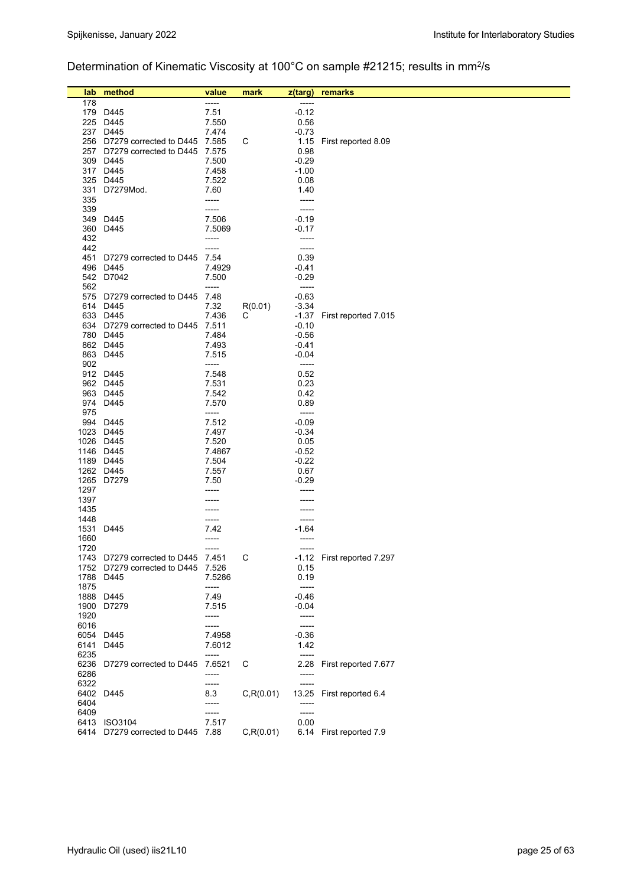## Determination of Kinematic Viscosity at 100°C on sample #21215; results in $mm^2/s$

| lab | method | value | mark | z(targ) | remarks |
|---|---|---|---|---|---|
| 178 | | ----- | | ----- | |
| 179 | D445 | 7.51 | | -0.12 | |
| 225 | D445 | 7.550 | | 0.56 | |
| 237 | D445 | 7.474 | | -0.73 | |
| 256 | D7279 corrected to D445 | 7.585 | C | 1.15 | First reported 8.09 |
| 257 | D7279 corrected to D445 | 7.575 | | 0.98 | |
| 309 | D445 | 7.500 | | -0.29 | |
| 317 | D445 | 7.458 | | -1.00 | |
| 325 | D445 | 7.522 | | 0.08 | |
| 331 | D7279Mod. | 7.60 | | 1.40 | |
| 335 | | ----- | | ----- | |
| 339 | | ----- | | ----- | |
| 349 | D445 | 7.506 | | -0.19 | |
| 360 | D445 | 7.5069 | | -0.17 | |
| 432 | | ----- | | ----- | |
| 442 | | ----- | | ----- | |
| 451 | D7279 corrected to D445 | 7.54 | | 0.39 | |
| 496 | D445 | 7.4929 | | -0.41 | |
| 542 | D7042 | 7.500 | | -0.29 | |
| 562 | | ----- | | ----- | |
| 575 | D7279 corrected to D445 | 7.48 | | -0.63 | |
| 614 | D445 | 7.32 | R(0.01) | -3.34 | |
| 633 | D445 | 7.436 | C | -1.37 | First reported 7.015 |
| 634 | D7279 corrected to D445 | 7.511 | | -0.10 | |
| 780 | D445 | 7.484 | | -0.56 | |
| 862 | D445 | 7.493 | | -0.41 | |
| 863 | D445 | 7.515 | | -0.04 | |
| 902 | | ----- | | ----- | |
| 912 | D445 | 7.548 | | 0.52 | |
| 962 | D445 | 7.531 | | 0.23 | |
| 963 | D445 | 7.542 | | 0.42 | |
| 974 | D445 | 7.570 | | 0.89 | |
| 975 | | ----- | | ----- | |
| 994 | D445 | 7.512 | | -0.09 | |
| 1023 | D445 | 7.497 | | -0.34 | |
| 1026 | D445 | 7.520 | | 0.05 | |
| 1146 | D445 | 7.4867 | | -0.52 | |
| 1189 | D445 | 7.504 | | -0.22 | |
| 1262 | D445 | 7.557 | | 0.67 | |
| 1265 | D7279 | 7.50 | | -0.29 | |
| 1297 | | ----- | | ----- | |
| 1397 | | ----- | | ----- | |
| 1435 | | ----- | | ----- | |
| 1448 | | ----- | | ----- | |
| 1531 | D445 | 7.42 | | -1.64 | |
| 1660 | | ----- | | ----- | |
| 1720 | | ----- | | ----- | |
| 1743 | D7279 corrected to D445 | 7.451 | C | -1.12 | First reported 7.297 |
| 1752 | D7279 corrected to D445 | 7.526 | | 0.15 | |
| 1788 | D445 | 7.5286 | | 0.19 | |
| 1875 | | ----- | | ----- | |
| 1888 | D445 | 7.49 | | -0.46 | |
| 1900 | D7279 | 7.515 | | -0.04 | |
| 1920 | | ----- | | ----- | |
| 6016 | | ----- | | ----- | |
| 6054 | D445 | 7.4958 | | -0.36 | |
| 6141 | D445 | 7.6012 | | 1.42 | |
| 6235 | | ----- | | ----- | |
| 6236 | D7279 corrected to D445 | 7.6521 | C | 2.28 | First reported 7.677 |
| 6286 | | ----- | | ----- | |
| 6322 | | ----- | | ----- | |
| 6402 | D445 | 8.3 | C,R(0.01) | 13.25 | First reported 6.4 |
| 6404 | | ----- | | ----- | |
| 6409 | | ----- | | ----- | |
| 6413 | ISO3104 | 7.517 | | 0.00 | |
| 6414 | D7279 corrected to D445 | 7.88 | C,R(0.01) | 6.14 | First reported 7.9 |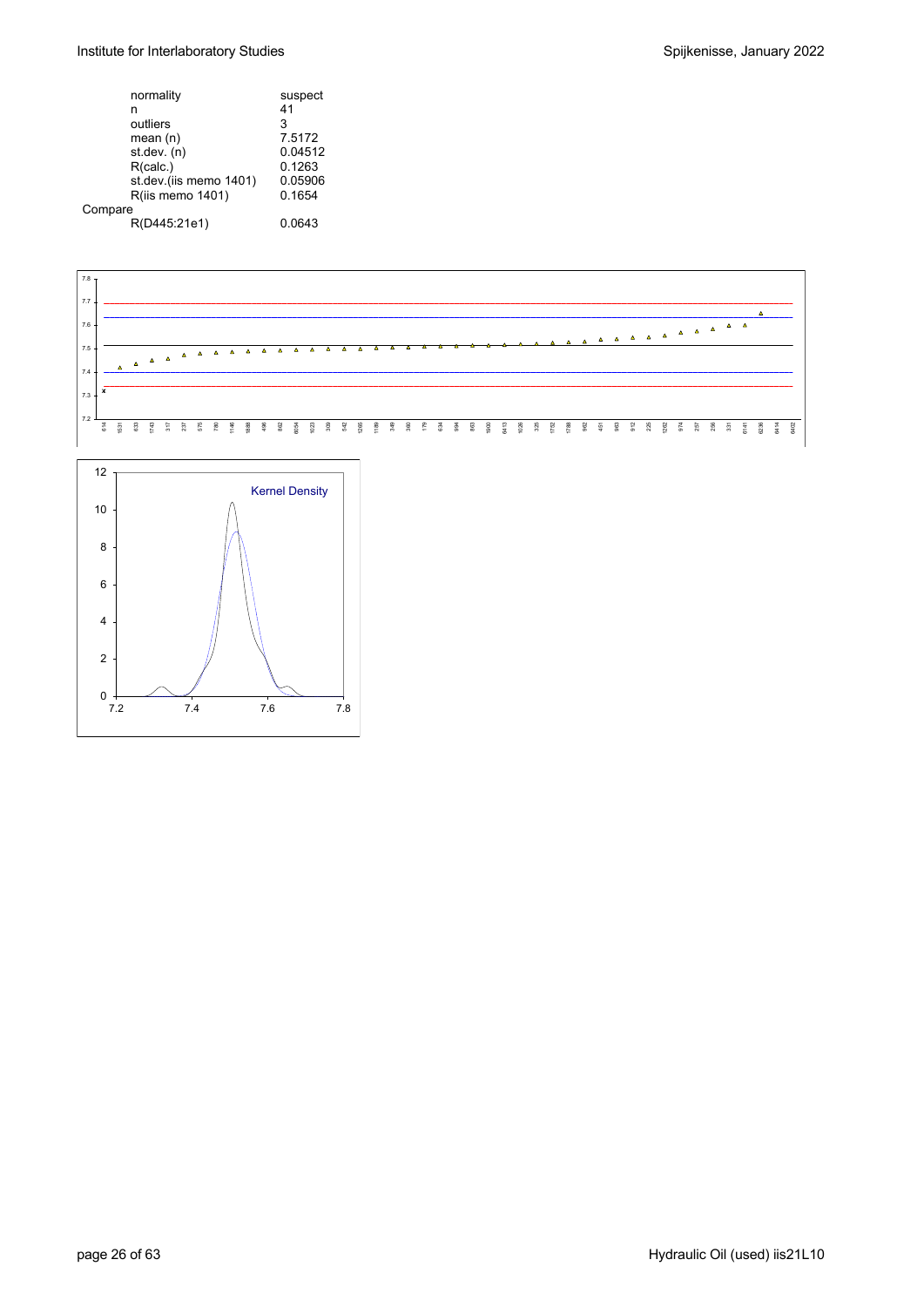| | |
|---|---|
| normality | suspect |
| n | 41 |
| outliers | 3 |
| mean (n) | 7.5172 |
| st.dev. (n) | 0.04512 |
| R(calc.) | 0.1263 |
| st.dev.(iis memo 1401) | 0.05906 |
| R(iis memo 1401) | 0.1654 |
| Compare | |
| R(D445:21e1) | 0.0643 |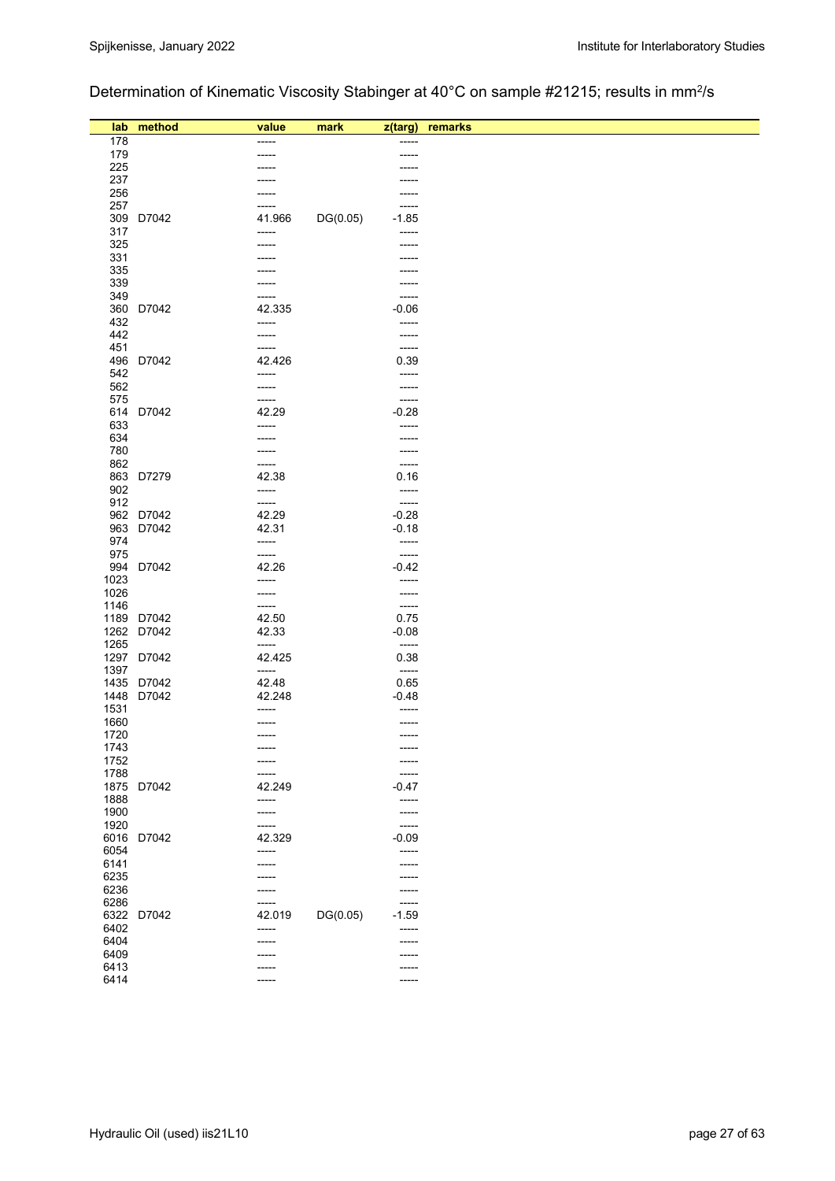Determination of Kinematic Viscosity Stabinger at 40°C on sample #21215; results in mm²/s

| lab | method | value | mark | z(targ) | remarks |
|---|---|---|---|---|---|
| 178 | | ----- | | ----- | |
| 179 | | ----- | | ----- | |
| 225 | | ----- | | ----- | |
| 237 | | ----- | | ----- | |
| 256 | | ----- | | ----- | |
| 257 | | ----- | | ----- | |
| 309 | D7042 | 41.966 | DG(0.05) | -1.85 | |
| 317 | | ----- | | ----- | |
| 325 | | ----- | | ----- | |
| 331 | | ----- | | ----- | |
| 335 | | ----- | | ----- | |
| 339 | | ----- | | ----- | |
| 349 | | ----- | | ----- | |
| 360 | D7042 | 42.335 | | -0.06 | |
| 432 | | ----- | | ----- | |
| 442 | | ----- | | ----- | |
| 451 | | ----- | | ----- | |
| 496 | D7042 | 42.426 | | 0.39 | |
| 542 | | ----- | | ----- | |
| 562 | | ----- | | ----- | |
| 575 | | ----- | | ----- | |
| 614 | D7042 | 42.29 | | -0.28 | |
| 633 | | ----- | | ----- | |
| 634 | | ----- | | ----- | |
| 780 | | ----- | | ----- | |
| 862 | | ----- | | ----- | |
| 863 | D7279 | 42.38 | | 0.16 | |
| 902 | | ----- | | ----- | |
| 912 | | ----- | | ----- | |
| 962 | D7042 | 42.29 | | -0.28 | |
| 963 | D7042 | 42.31 | | -0.18 | |
| 974 | | ----- | | ----- | |
| 975 | | ----- | | ----- | |
| 994 | D7042 | 42.26 | | -0.42 | |
| 1023 | | ----- | | ----- | |
| 1026 | | ----- | | ----- | |
| 1146 | | ----- | | ----- | |
| 1189 | D7042 | 42.50 | | 0.75 | |
| 1262 | D7042 | 42.33 | | -0.08 | |
| 1265 | | ----- | | ----- | |
| 1297 | D7042 | 42.425 | | 0.38 | |
| 1397 | | ----- | | ----- | |
| 1435 | D7042 | 42.48 | | 0.65 | |
| 1448 | D7042 | 42.248 | | -0.48 | |
| 1531 | | ----- | | ----- | |
| 1660 | | ----- | | ----- | |
| 1720 | | ----- | | ----- | |
| 1743 | | ----- | | ----- | |
| 1752 | | ----- | | ----- | |
| 1788 | | ----- | | ----- | |
| 1875 | D7042 | 42.249 | | -0.47 | |
| 1888 | | ----- | | ----- | |
| 1900 | | ----- | | ----- | |
| 1920 | | ----- | | ----- | |
| 6016 | D7042 | 42.329 | | -0.09 | |
| 6054 | | ----- | | ----- | |
| 6141 | | ----- | | ----- | |
| 6235 | | ----- | | ----- | |
| 6236 | | ----- | | ----- | |
| 6286 | | ----- | | ----- | |
| 6322 | D7042 | 42.019 | DG(0.05) | -1.59 | |
| 6402 | | ----- | | ----- | |
| 6404 | | ----- | | ----- | |
| 6409 | | ----- | | ----- | |
| 6413 | | ----- | | ----- | |
| 6414 | | ----- | | ----- | |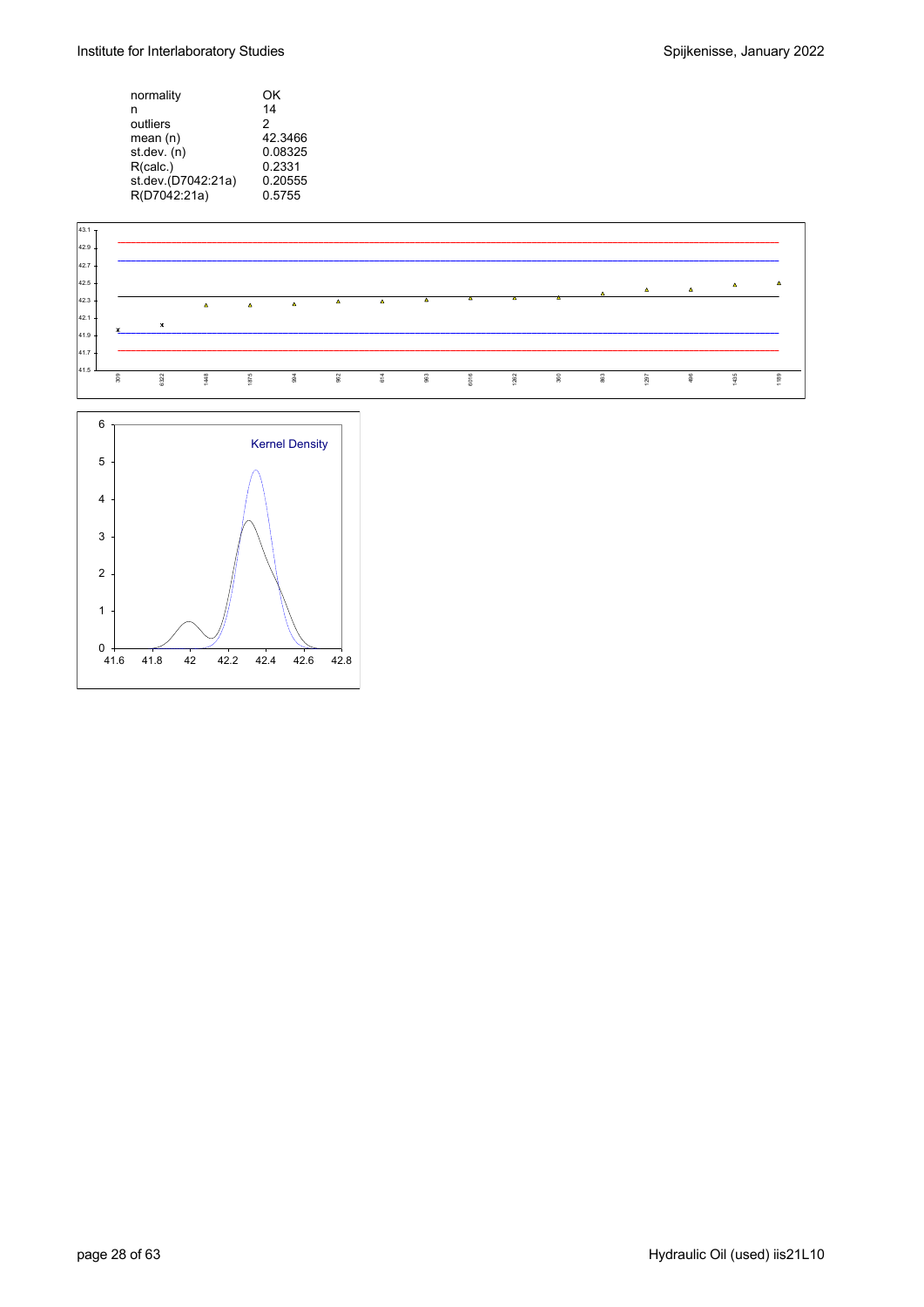| | |
|---|---|
| normality | OK |
| n | 14 |
| outliers | 2 |
| mean (n) | 42.3466 |
| st.dev. (n) | 0.08325 |
| R(calc.) | 0.2331 |
| st.dev.(D7042:21a) | 0.20555 |
| R(D7042:21a) | 0.5755 |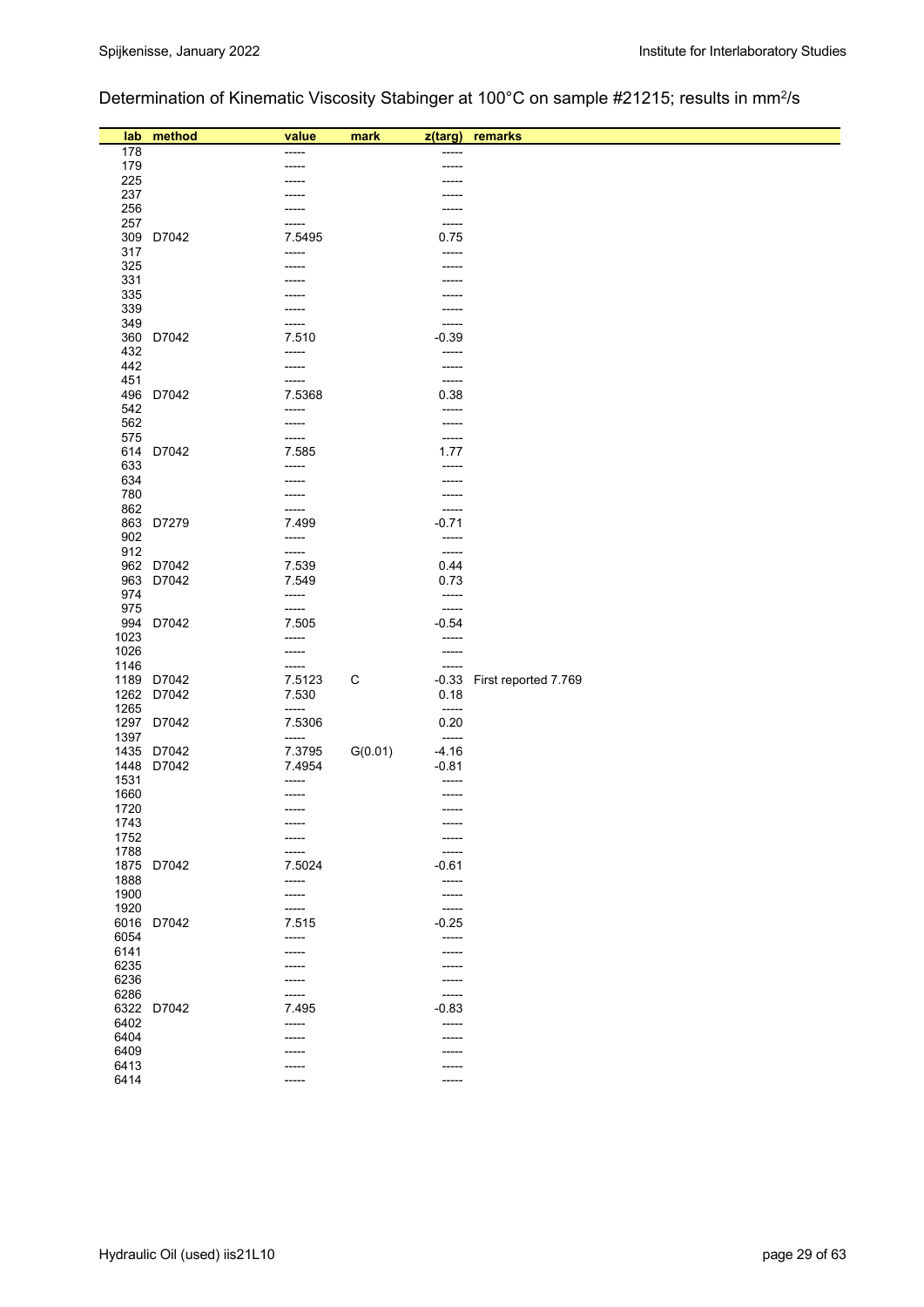Determination of Kinematic Viscosity Stabinger at 100°C on sample #21215; results in $mm^2/s$

| lab | method | value | mark | z(targ) | remarks |
|---|---|---|---|---|---|
| 178 | | ----- | | ----- | |
| 179 | | ----- | | ----- | |
| 225 | | ----- | | ----- | |
| 237 | | ----- | | ----- | |
| 256 | | ----- | | ----- | |
| 257 | | ----- | | ----- | |
| 309 | D7042 | 7.5495 | | 0.75 | |
| 317 | | ----- | | ----- | |
| 325 | | ----- | | ----- | |
| 331 | | ----- | | ----- | |
| 335 | | ----- | | ----- | |
| 339 | | ----- | | ----- | |
| 349 | | ----- | | ----- | |
| 360 | D7042 | 7.510 | | -0.39 | |
| 432 | | ----- | | ----- | |
| 442 | | ----- | | ----- | |
| 451 | | ----- | | ----- | |
| 496 | D7042 | 7.5368 | | 0.38 | |
| 542 | | ----- | | ----- | |
| 562 | | ----- | | ----- | |
| 575 | | ----- | | ----- | |
| 614 | D7042 | 7.585 | | 1.77 | |
| 633 | | ----- | | ----- | |
| 634 | | ----- | | ----- | |
| 780 | | ----- | | ----- | |
| 862 | | ----- | | ----- | |
| 863 | D7279 | 7.499 | | -0.71 | |
| 902 | | ----- | | ----- | |
| 912 | | ----- | | ----- | |
| 962 | D7042 | 7.539 | | 0.44 | |
| 963 | D7042 | 7.549 | | 0.73 | |
| 974 | | ----- | | ----- | |
| 975 | | ----- | | ----- | |
| 994 | D7042 | 7.505 | | -0.54 | |
| 1023 | | ----- | | ----- | |
| 1026 | | ----- | | ----- | |
| 1146 | | ----- | | ----- | |
| 1189 | D7042 | 7.5123 | C | -0.33 | First reported 7.769 |
| 1262 | D7042 | 7.530 | | 0.18 | |
| 1265 | | ----- | | ----- | |
| 1297 | D7042 | 7.5306 | | 0.20 | |
| 1397 | | ----- | | ----- | |
| 1435 | D7042 | 7.3795 | G(0.01) | -4.16 | |
| 1448 | D7042 | 7.4954 | | -0.81 | |
| 1531 | | ----- | | ----- | |
| 1660 | | ----- | | ----- | |
| 1720 | | ----- | | ----- | |
| 1743 | | ----- | | ----- | |
| 1752 | | ----- | | ----- | |
| 1788 | | ----- | | ----- | |
| 1875 | D7042 | 7.5024 | | -0.61 | |
| 1888 | | ----- | | ----- | |
| 1900 | | ----- | | ----- | |
| 1920 | | ----- | | ----- | |
| 6016 | D7042 | 7.515 | | -0.25 | |
| 6054 | | ----- | | ----- | |
| 6141 | | ----- | | ----- | |
| 6235 | | ----- | | ----- | |
| 6236 | | ----- | | ----- | |
| 6286 | | ----- | | ----- | |
| 6322 | D7042 | 7.495 | | -0.83 | |
| 6402 | | ----- | | ----- | |
| 6404 | | ----- | | ----- | |
| 6409 | | ----- | | ----- | |
| 6413 | | ----- | | ----- | |
| 6414 | | ----- | | ----- | |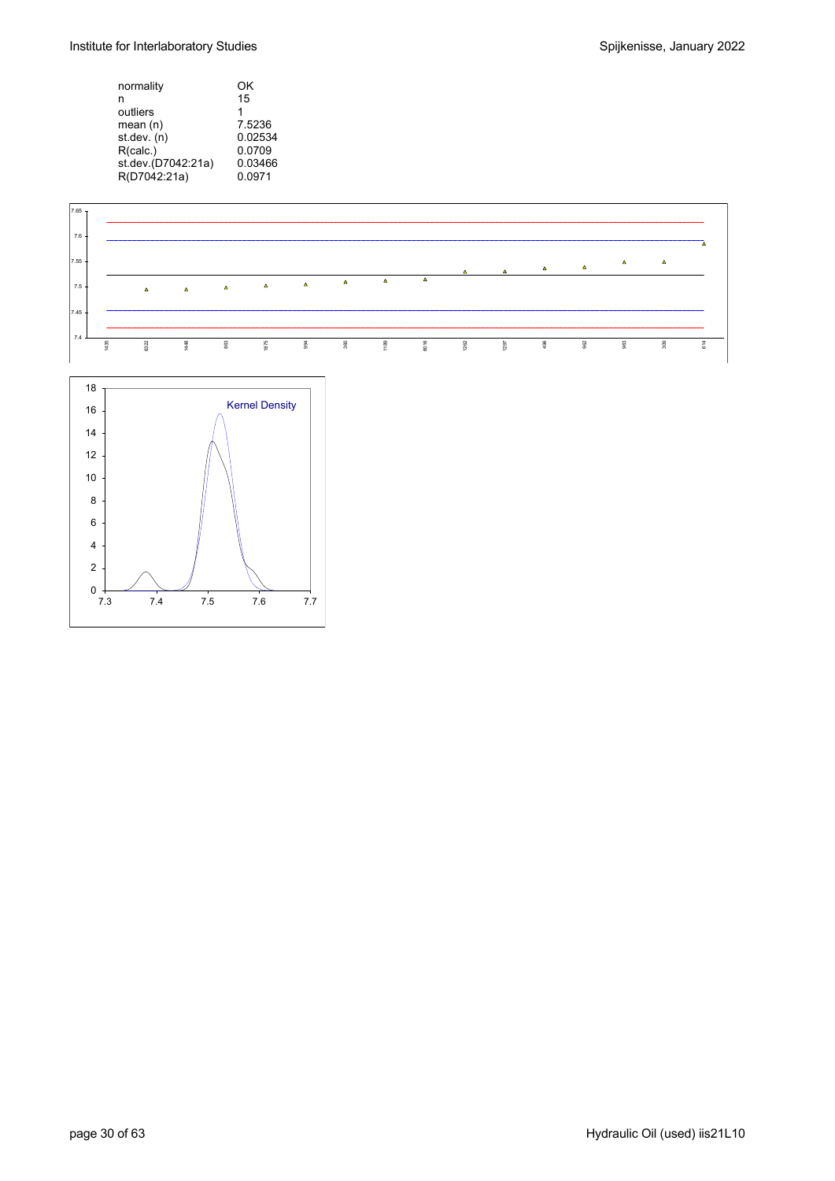| | |
|---|---|
| normality | OK |
| n | 15 |
| outliers | 1 |
| mean (n) | 7.5236 |
| st.dev. (n) | 0.02534 |
| R(calc.) | 0.0709 |
| st.dev.(D7042:21a) | 0.03466 |
| R(D7042:21a) | 0.0971 |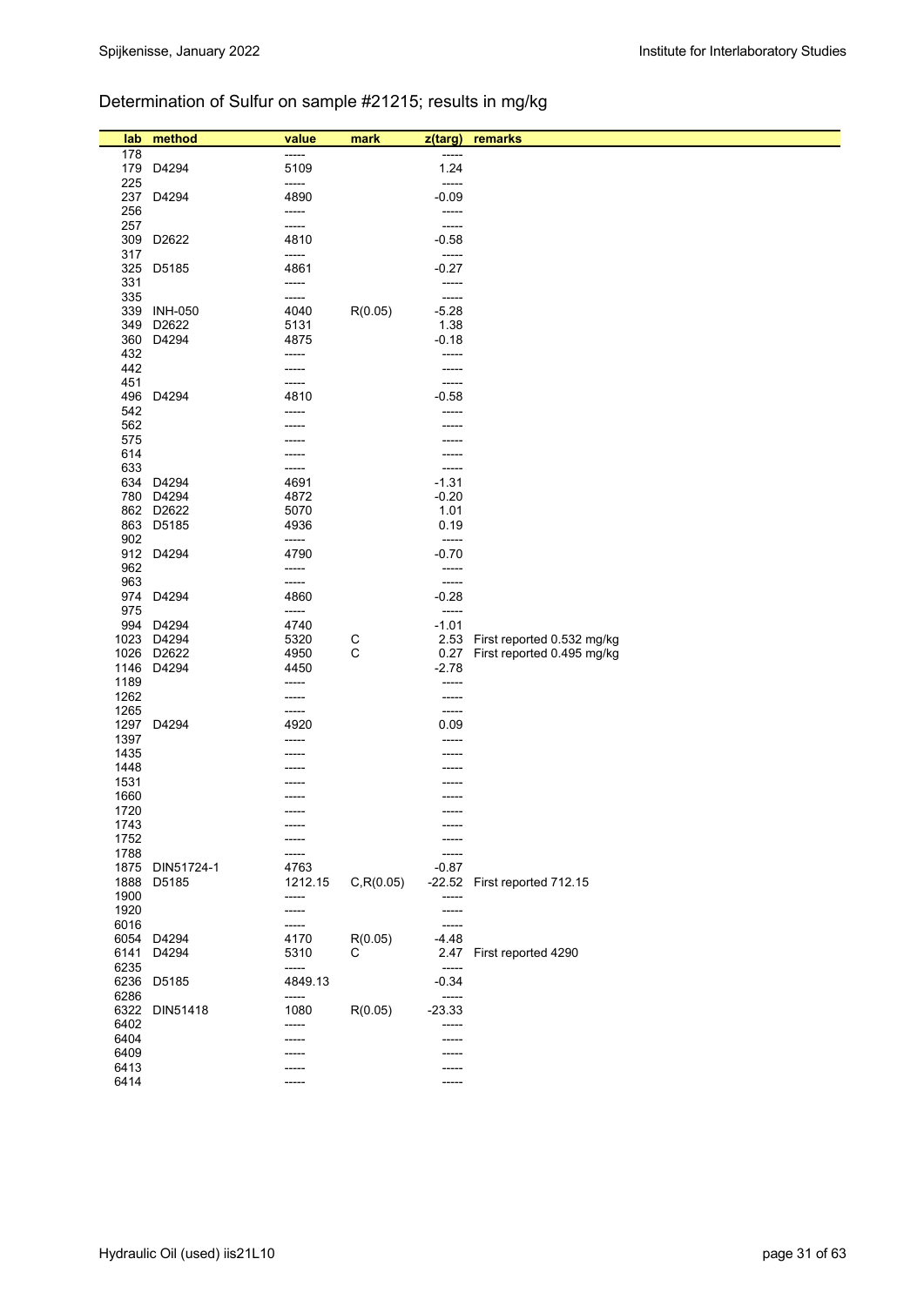## Determination of Sulfur on sample #21215; results in mg/kg

| lab | method | value | mark | z(targ) | remarks |
|---|---|---|---|---|---|
| 178 | | ----- | | ----- | |
| 179 | D4294 | 5109 | | 1.24 | |
| 225 | | ----- | | ----- | |
| 237 | D4294 | 4890 | | -0.09 | |
| 256 | | ----- | | ----- | |
| 257 | | ----- | | ----- | |
| 309 | D2622 | 4810 | | -0.58 | |
| 317 | | ----- | | ----- | |
| 325 | D5185 | 4861 | | -0.27 | |
| 331 | | ----- | | ----- | |
| 335 | | ----- | | ----- | |
| 339 | INH-050 | 4040 | R(0.05) | -5.28 | |
| 349 | D2622 | 5131 | | 1.38 | |
| 360 | D4294 | 4875 | | -0.18 | |
| 432 | | ----- | | ----- | |
| 442 | | ----- | | ----- | |
| 451 | | ----- | | ----- | |
| 496 | D4294 | 4810 | | -0.58 | |
| 542 | | ----- | | ----- | |
| 562 | | ----- | | ----- | |
| 575 | | ----- | | ----- | |
| 614 | | ----- | | ----- | |
| 633 | | ----- | | ----- | |
| 634 | D4294 | 4691 | | -1.31 | |
| 780 | D4294 | 4872 | | -0.20 | |
| 862 | D2622 | 5070 | | 1.01 | |
| 863 | D5185 | 4936 | | 0.19 | |
| 902 | | ----- | | ----- | |
| 912 | D4294 | 4790 | | -0.70 | |
| 962 | | ----- | | ----- | |
| 963 | | ----- | | ----- | |
| 974 | D4294 | 4860 | | -0.28 | |
| 975 | | ----- | | ----- | |
| 994 | D4294 | 4740 | | -1.01 | |
| 1023 | D4294 | 5320 | C | 2.53 | First reported 0.532 mg/kg |
| 1026 | D2622 | 4950 | C | 0.27 | First reported 0.495 mg/kg |
| 1146 | D4294 | 4450 | | -2.78 | |
| 1189 | | ----- | | ----- | |
| 1262 | | ----- | | ----- | |
| 1265 | | ----- | | ----- | |
| 1297 | D4294 | 4920 | | 0.09 | |
| 1397 | | ----- | | ----- | |
| 1435 | | ----- | | ----- | |
| 1448 | | ----- | | ----- | |
| 1531 | | ----- | | ----- | |
| 1660 | | ----- | | ----- | |
| 1720 | | ----- | | ----- | |
| 1743 | | ----- | | ----- | |
| 1752 | | ----- | | ----- | |
| 1788 | | ----- | | ----- | |
| 1875 | DIN51724-1 | 4763 | | -0.87 | |
| 1888 | D5185 | 1212.15 | C,R(0.05) | -22.52 | First reported 712.15 |
| 1900 | | ----- | | ----- | |
| 1920 | | ----- | | ----- | |
| 6016 | | ----- | | ----- | |
| 6054 | D4294 | 4170 | R(0.05) | -4.48 | |
| 6141 | D4294 | 5310 | C | 2.47 | First reported 4290 |
| 6235 | | ----- | | ----- | |
| 6236 | D5185 | 4849.13 | | -0.34 | |
| 6286 | | ----- | | ----- | |
| 6322 | DIN51418 | 1080 | R(0.05) | -23.33 | |
| 6402 | | ----- | | ----- | |
| 6404 | | ----- | | ----- | |
| 6409 | | ----- | | ----- | |
| 6413 | | ----- | | ----- | |
| 6414 | | ----- | | ----- | |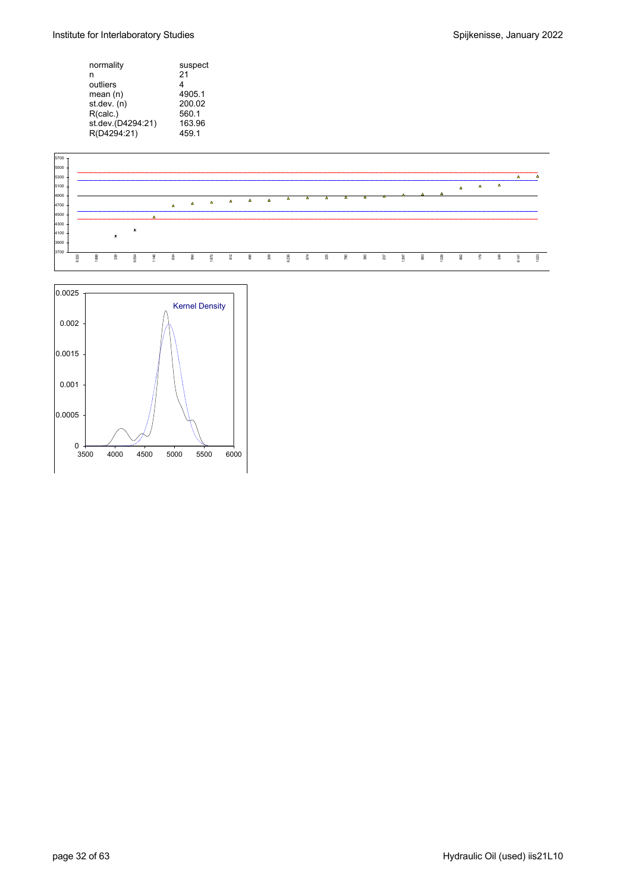| normality | suspect |
|---|---|
| n | 21 |
| outliers | 4 |
| mean (n) | 4905.1 |
| st.dev. (n) | 200.02 |
| R(calc.) | 560.1 |
| st.dev.(D4294:21) | 163.96 |
| R(D4294:21) | 459.1 |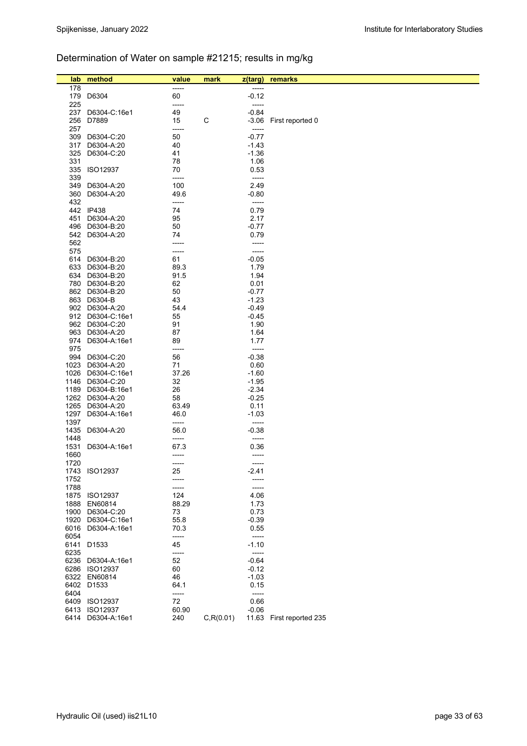## Determination of Water on sample #21215; results in mg/kg

| lab | method | value | mark | z(targ) | remarks |
|---|---|---|---|---|---|
| 178 | | ----- | | ----- | |
| 179 | D6304 | 60 | | -0.12 | |
| 225 | | ----- | | ----- | |
| 237 | D6304-C:16e1 | 49 | | -0.84 | |
| 256 | D7889 | 15 | C | -3.06 | First reported 0 |
| 257 | | ----- | | ----- | |
| 309 | D6304-C:20 | 50 | | -0.77 | |
| 317 | D6304-A:20 | 40 | | -1.43 | |
| 325 | D6304-C:20 | 41 | | -1.36 | |
| 331 | | 78 | | 1.06 | |
| 335 | ISO12937 | 70 | | 0.53 | |
| 339 | | ----- | | ----- | |
| 349 | D6304-A:20 | 100 | | 2.49 | |
| 360 | D6304-A:20 | 49.6 | | -0.80 | |
| 432 | | ----- | | ----- | |
| 442 | IP438 | 74 | | 0.79 | |
| 451 | D6304-A:20 | 95 | | 2.17 | |
| 496 | D6304-B:20 | 50 | | -0.77 | |
| 542 | D6304-A:20 | 74 | | 0.79 | |
| 562 | | ----- | | ----- | |
| 575 | | ----- | | ----- | |
| 614 | D6304-B:20 | 61 | | -0.05 | |
| 633 | D6304-B:20 | 89.3 | | 1.79 | |
| 634 | D6304-B:20 | 91.5 | | 1.94 | |
| 780 | D6304-B:20 | 62 | | 0.01 | |
| 862 | D6304-B:20 | 50 | | -0.77 | |
| 863 | D6304-B | 43 | | -1.23 | |
| 902 | D6304-A:20 | 54.4 | | -0.49 | |
| 912 | D6304-C:16e1 | 55 | | -0.45 | |
| 962 | D6304-C:20 | 91 | | 1.90 | |
| 963 | D6304-A:20 | 87 | | 1.64 | |
| 974 | D6304-A:16e1 | 89 | | 1.77 | |
| 975 | | ----- | | ----- | |
| 994 | D6304-C:20 | 56 | | -0.38 | |
| 1023 | D6304-A:20 | 71 | | 0.60 | |
| 1026 | D6304-C:16e1 | 37.26 | | -1.60 | |
| 1146 | D6304-C:20 | 32 | | -1.95 | |
| 1189 | D6304-B:16e1 | 26 | | -2.34 | |
| 1262 | D6304-A:20 | 58 | | -0.25 | |
| 1265 | D6304-A:20 | 63.49 | | 0.11 | |
| 1297 | D6304-A:16e1 | 46.0 | | -1.03 | |
| 1397 | | ----- | | ----- | |
| 1435 | D6304-A:20 | 56.0 | | -0.38 | |
| 1448 | | ----- | | ----- | |
| 1531 | D6304-A:16e1 | 67.3 | | 0.36 | |
| 1660 | | ----- | | ----- | |
| 1720 | | ----- | | ----- | |
| 1743 | ISO12937 | 25 | | -2.41 | |
| 1752 | | ----- | | ----- | |
| 1788 | | ----- | | ----- | |
| 1875 | ISO12937 | 124 | | 4.06 | |
| 1888 | EN60814 | 88.29 | | 1.73 | |
| 1900 | D6304-C:20 | 73 | | 0.73 | |
| 1920 | D6304-C:16e1 | 55.8 | | -0.39 | |
| 6016 | D6304-A:16e1 | 70.3 | | 0.55 | |
| 6054 | | ----- | | ----- | |
| 6141 | D1533 | 45 | | -1.10 | |
| 6235 | | ----- | | ----- | |
| 6236 | D6304-A:16e1 | 52 | | -0.64 | |
| 6286 | ISO12937 | 60 | | -0.12 | |
| 6322 | EN60814 | 46 | | -1.03 | |
| 6402 | D1533 | 64.1 | | 0.15 | |
| 6404 | | ----- | | ----- | |
| 6409 | ISO12937 | 72 | | 0.66 | |
| 6413 | ISO12937 | 60.90 | | -0.06 | |
| 6414 | D6304-A:16e1 | 240 | C,R(0.01) | 11.63 | First reported 235 |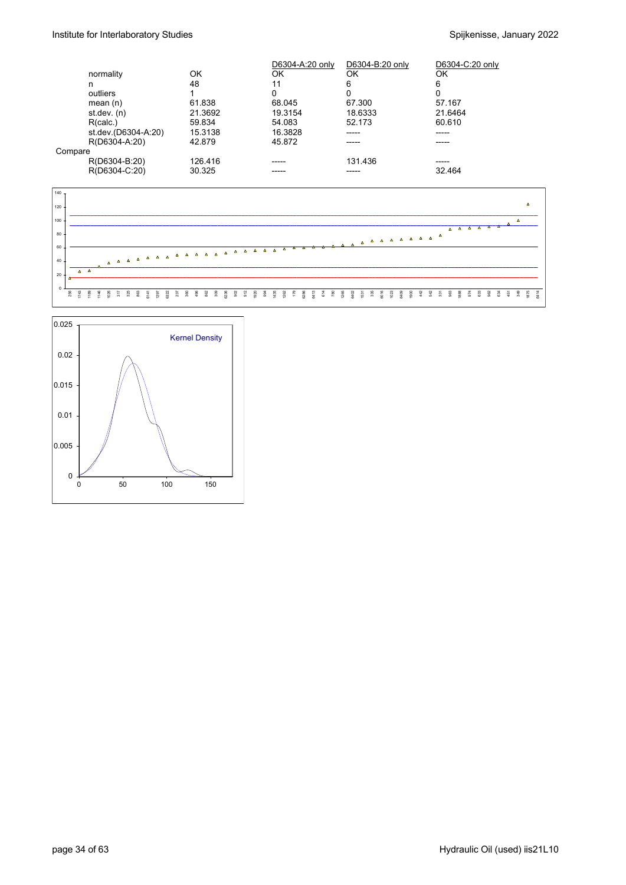| | | D6304-A:20 only | D6304-B:20 only | D6304-C:20 only |
|---|---|---|---|---|
| normality | OK | OK | OK | OK |
| n | 48 | 11 | 6 | 6 |
| outliers | 1 | 0 | 0 | 0 |
| mean (n) | 61.838 | 68.045 | 67.300 | 57.167 |
| st.dev. (n) | 21.3692 | 19.3154 | 18.6333 | 21.6464 |
| R(calc.) | 59.834 | 54.083 | 52.173 | 60.610 |
| st.dev.(D6304-A:20) | 15.3138 | 16.3828 | ----- | ----- |
| R(D6304-A:20) | 42.879 | 45.872 | ----- | ----- |
| Compare | | | | |
| R(D6304-B:20) | 126.416 | ----- | 131.436 | ----- |
| R(D6304-C:20) | 30.325 | ----- | ----- | 32.464 |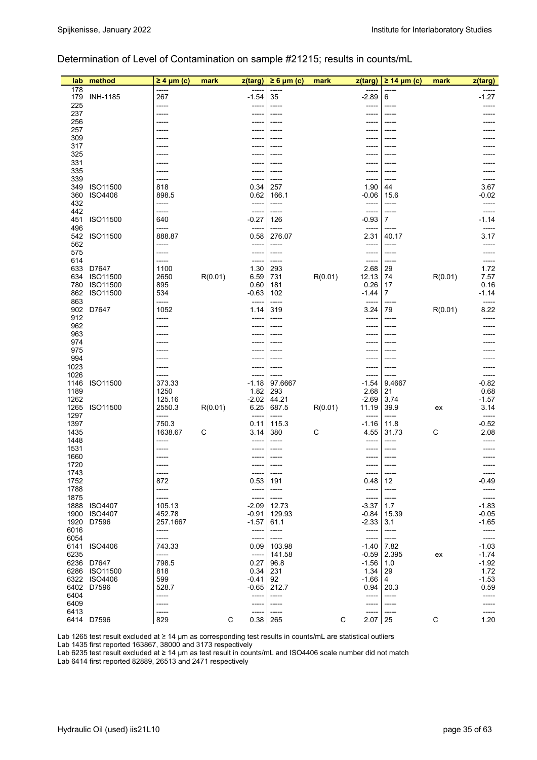## Determination of Level of Contamination on sample #21215; results in counts/mL

| lab | method | ≥ 4 µm (c) | mark | z(targ) | ≥ 6 µm (c) | mark | z(targ) | ≥ 14 µm (c) | mark | z(targ) |
|---|---|---|---|---|---|---|---|---|---|---|
| 178 | | ----- | | ----- | ----- | | ----- | ----- | | ----- |
| 179 | INH-1185 | 267 | | -1.54 | 35 | | -2.89 | 6 | | -1.27 |
| 225 | | ----- | | ----- | ----- | | ----- | ----- | | ----- |
| 237 | | ----- | | ----- | ----- | | ----- | ----- | | ----- |
| 256 | | ----- | | ----- | ----- | | ----- | ----- | | ----- |
| 257 | | ----- | | ----- | ----- | | ----- | ----- | | ----- |
| 309 | | ----- | | ----- | ----- | | ----- | ----- | | ----- |
| 317 | | ----- | | ----- | ----- | | ----- | ----- | | ----- |
| 325 | | ----- | | ----- | ----- | | ----- | ----- | | ----- |
| 331 | | ----- | | ----- | ----- | | ----- | ----- | | ----- |
| 335 | | ----- | | ----- | ----- | | ----- | ----- | | ----- |
| 339 | | ----- | | ----- | ----- | | ----- | ----- | | ----- |
| 349 | ISO11500 | 818 | | 0.34 | 257 | | 1.90 | 44 | | 3.67 |
| 360 | ISO4406 | 898.5 | | 0.62 | 166.1 | | -0.06 | 15.6 | | -0.02 |
| 432 | | ----- | | ----- | ----- | | ----- | ----- | | ----- |
| 442 | | ----- | | ----- | ----- | | ----- | ----- | | ----- |
| 451 | ISO11500 | 640 | | -0.27 | 126 | | -0.93 | 7 | | -1.14 |
| 496 | | ----- | | ----- | ----- | | ----- | ----- | | ----- |
| 542 | ISO11500 | 888.87 | | 0.58 | 276.07 | | 2.31 | 40.17 | | 3.17 |
| 562 | | ----- | | ----- | ----- | | ----- | ----- | | ----- |
| 575 | | ----- | | ----- | ----- | | ----- | ----- | | ----- |
| 614 | | ----- | | ----- | ----- | | ----- | ----- | | ----- |
| 633 | D7647 | 1100 | | 1.30 | 293 | | 2.68 | 29 | | 1.72 |
| 634 | ISO11500 | 2650 | R(0.01) | 6.59 | 731 | R(0.01) | 12.13 | 74 | R(0.01) | 7.57 |
| 780 | ISO11500 | 895 | | 0.60 | 181 | | 0.26 | 17 | | 0.16 |
| 862 | ISO11500 | 534 | | -0.63 | 102 | | -1.44 | 7 | | -1.14 |
| 863 | | ----- | | ----- | ----- | | ----- | ----- | | ----- |
| 902 | D7647 | 1052 | | 1.14 | 319 | | 3.24 | 79 | R(0.01) | 8.22 |
| 912 | | ----- | | ----- | ----- | | ----- | ----- | | ----- |
| 962 | | ----- | | ----- | ----- | | ----- | ----- | | ----- |
| 963 | | ----- | | ----- | ----- | | ----- | ----- | | ----- |
| 974 | | ----- | | ----- | ----- | | ----- | ----- | | ----- |
| 975 | | ----- | | ----- | ----- | | ----- | ----- | | ----- |
| 994 | | ----- | | ----- | ----- | | ----- | ----- | | ----- |
| 1023 | | ----- | | ----- | ----- | | ----- | ----- | | ----- |
| 1026 | | ----- | | ----- | ----- | | ----- | ----- | | ----- |
| 1146 | ISO11500 | 373.33 | | -1.18 | 97.6667 | | -1.54 | 9.4667 | | -0.82 |
| 1189 | | 1250 | | 1.82 | 293 | | 2.68 | 21 | | 0.68 |
| 1262 | | 125.16 | | -2.02 | 44.21 | | -2.69 | 3.74 | | -1.57 |
| 1265 | ISO11500 | 2550.3 | R(0.01) | 6.25 | 687.5 | R(0.01) | 11.19 | 39.9 | ex | 3.14 |
| 1297 | | ----- | | ----- | ----- | | ----- | ----- | | ----- |
| 1397 | | 750.3 | | 0.11 | 115.3 | | -1.16 | 11.8 | | -0.52 |
| 1435 | | 1638.67 | C | 3.14 | 380 | C | 4.55 | 31.73 | C | 2.08 |
| 1448 | | ----- | | ----- | ----- | | ----- | ----- | | ----- |
| 1531 | | ----- | | ----- | ----- | | ----- | ----- | | ----- |
| 1660 | | ----- | | ----- | ----- | | ----- | ----- | | ----- |
| 1720 | | ----- | | ----- | ----- | | ----- | ----- | | ----- |
| 1743 | | ----- | | ----- | ----- | | ----- | ----- | | ----- |
| 1752 | | 872 | | 0.53 | 191 | | 0.48 | 12 | | -0.49 |
| 1788 | | ----- | | ----- | ----- | | ----- | ----- | | ----- |
| 1875 | | ----- | | ----- | ----- | | ----- | ----- | | ----- |
| 1888 | ISO4407 | 105.13 | | -2.09 | 12.73 | | -3.37 | 1.7 | | -1.83 |
| 1900 | ISO4407 | 452.78 | | -0.91 | 129.93 | | -0.84 | 15.39 | | -0.05 |
| 1920 | D7596 | 257.1667 | | -1.57 | 61.1 | | -2.33 | 3.1 | | -1.65 |
| 6016 | | ----- | | ----- | ----- | | ----- | ----- | | ----- |
| 6054 | | ----- | | ----- | ----- | | ----- | ----- | | ----- |
| 6141 | ISO4406 | 743.33 | | 0.09 | 103.98 | | -1.40 | 7.82 | | -1.03 |
| 6235 | | ----- | | ----- | 141.58 | | -0.59 | 2.395 | ex | -1.74 |
| 6236 | D7647 | 798.5 | | 0.27 | 96.8 | | -1.56 | 1.0 | | -1.92 |
| 6286 | ISO11500 | 818 | | 0.34 | 231 | | 1.34 | 29 | | 1.72 |
| 6322 | ISO4406 | 599 | | -0.41 | 92 | | -1.66 | 4 | | -1.53 |
| 6402 | D7596 | 528.7 | | -0.65 | 212.7 | | 0.94 | 20.3 | | 0.59 |
| 6404 | | ----- | | ----- | ----- | | ----- | ----- | | ----- |
| 6409 | | ----- | | ----- | ----- | | ----- | ----- | | ----- |
| 6413 | | ----- | | ----- | ----- | | ----- | ----- | | ----- |
| 6414 | D7596 | 829 | C | 0.38 | 265 | C | 2.07 | 25 | C | 1.20 |

Lab 1265 test result excluded at ≥ 14 µm as corresponding test results in counts/mL are statistical outliers
Lab 1435 first reported 163867, 38000 and 3173 respectively
Lab 6235 test result excluded at ≥ 14 µm as test result in counts/mL and ISO4406 scale number did not match
Lab 6414 first reported 82889, 26513 and 2471 respectively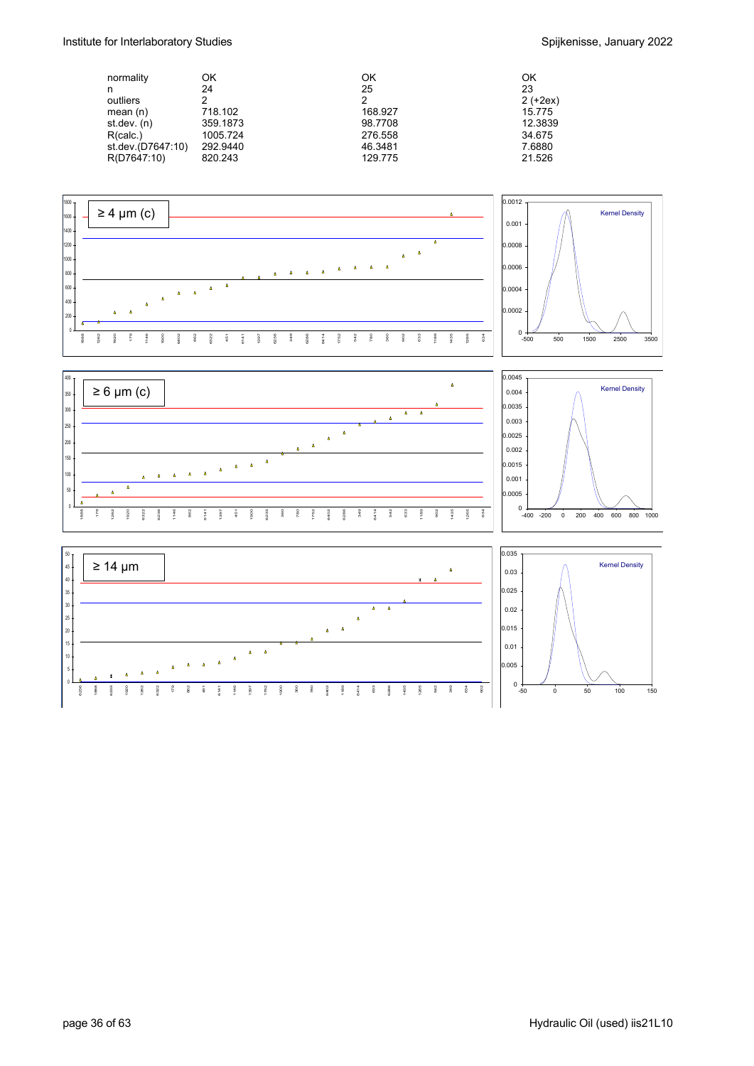| | | | |
|---|---|---|---|
| normality | OK | OK | OK |
| n | 24 | 25 | 23 |
| outliers | 2 | 2 | 2 (+2ex) |
| mean (n) | 718.102 | 168.927 | 15.775 |
| st.dev. (n) | 359.1873 | 98.7708 | 12.3839 |
| R(calc.) | 1005.724 | 276.558 | 34.675 |
| st.dev.(D7647:10) | 292.9440 | 46.3481 | 7.6880 |
| R(D7647:10) | 820.243 | 129.775 | 21.526 |

≥ 4 µm (c)

≥ 6 µm (c)

≥ 14 µm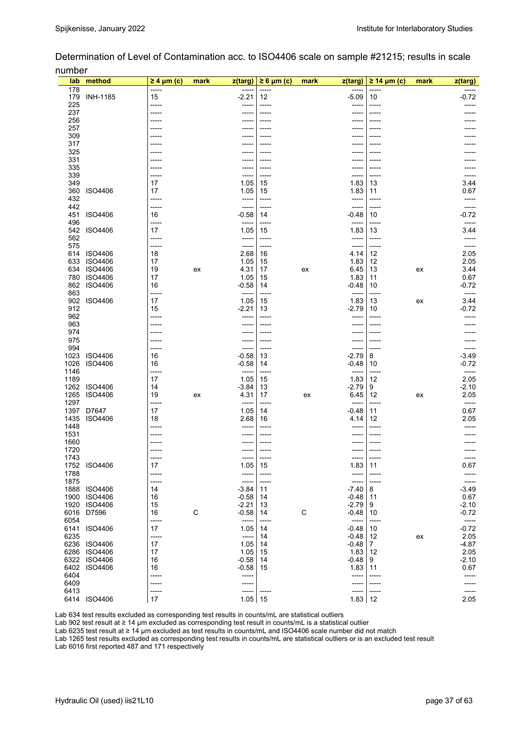Determination of Level of Contamination acc. to ISO4406 scale on sample #21215; results in scale number

| lab | method | ≥ 4 µm (c) | mark | z(targ) | ≥ 6 µm (c) | mark | z(targ) | ≥ 14 µm (c) | mark | z(targ) |
|---|---|---|---|---|---|---|---|---|---|---|
| 178 | | ----- | | ----- | ----- | | ----- | ----- | | ----- |
| 179 | INH-1185 | 15 | | -2.21 | 12 | | -5.09 | 10 | | -0.72 |
| 225 | | ----- | | ----- | ----- | | ----- | ----- | | ----- |
| 237 | | ----- | | ----- | ----- | | ----- | ----- | | ----- |
| 256 | | ----- | | ----- | ----- | | ----- | ----- | | ----- |
| 257 | | ----- | | ----- | ----- | | ----- | ----- | | ----- |
| 309 | | ----- | | ----- | ----- | | ----- | ----- | | ----- |
| 317 | | ----- | | ----- | ----- | | ----- | ----- | | ----- |
| 325 | | ----- | | ----- | ----- | | ----- | ----- | | ----- |
| 331 | | ----- | | ----- | ----- | | ----- | ----- | | ----- |
| 335 | | ----- | | ----- | ----- | | ----- | ----- | | ----- |
| 339 | | ----- | | ----- | ----- | | ----- | ----- | | ----- |
| 349 | | 17 | | 1.05 | 15 | | 1.83 | 13 | | 3.44 |
| 360 | ISO4406 | 17 | | 1.05 | 15 | | 1.83 | 11 | | 0.67 |
| 432 | | ----- | | ----- | ----- | | ----- | ----- | | ----- |
| 442 | | ----- | | ----- | ----- | | ----- | ----- | | ----- |
| 451 | ISO4406 | 16 | | -0.58 | 14 | | -0.48 | 10 | | -0.72 |
| 496 | | ----- | | ----- | ----- | | ----- | ----- | | ----- |
| 542 | ISO4406 | 17 | | 1.05 | 15 | | 1.83 | 13 | | 3.44 |
| 562 | | ----- | | ----- | ----- | | ----- | ----- | | ----- |
| 575 | | ----- | | ----- | ----- | | ----- | ----- | | ----- |
| 614 | ISO4406 | 18 | | 2.68 | 16 | | 4.14 | 12 | | 2.05 |
| 633 | ISO4406 | 17 | | 1.05 | 15 | | 1.83 | 12 | | 2.05 |
| 634 | ISO4406 | 19 | ex | 4.31 | 17 | ex | 6.45 | 13 | ex | 3.44 |
| 780 | ISO4406 | 17 | | 1.05 | 15 | | 1.83 | 11 | | 0.67 |
| 862 | ISO4406 | 16 | | -0.58 | 14 | | -0.48 | 10 | | -0.72 |
| 863 | | ----- | | ----- | ----- | | ----- | ----- | | ----- |
| 902 | ISO4406 | 17 | | 1.05 | 15 | | 1.83 | 13 | ex | 3.44 |
| 912 | | 15 | | -2.21 | 13 | | -2.79 | 10 | | -0.72 |
| 962 | | ----- | | ----- | ----- | | ----- | ----- | | ----- |
| 963 | | ----- | | ----- | ----- | | ----- | ----- | | ----- |
| 974 | | ----- | | ----- | ----- | | ----- | ----- | | ----- |
| 975 | | ----- | | ----- | ----- | | ----- | ----- | | ----- |
| 994 | | ----- | | ----- | ----- | | ----- | ----- | | ----- |
| 1023 | ISO4406 | 16 | | -0.58 | 13 | | -2.79 | 8 | | -3.49 |
| 1026 | ISO4406 | 16 | | -0.58 | 14 | | -0.48 | 10 | | -0.72 |
| 1146 | | ----- | | ----- | ----- | | ----- | ----- | | ----- |
| 1189 | | 17 | | 1.05 | 15 | | 1.83 | 12 | | 2.05 |
| 1262 | ISO4406 | 14 | | -3.84 | 13 | | -2.79 | 9 | | -2.10 |
| 1265 | ISO4406 | 19 | ex | 4.31 | 17 | ex | 6.45 | 12 | ex | 2.05 |
| 1297 | | ----- | | ----- | ----- | | ----- | ----- | | ----- |
| 1397 | D7647 | 17 | | 1.05 | 14 | | -0.48 | 11 | | 0.67 |
| 1435 | ISO4406 | 18 | | 2.68 | 16 | | 4.14 | 12 | | 2.05 |
| 1448 | | ----- | | ----- | ----- | | ----- | ----- | | ----- |
| 1531 | | ----- | | ----- | ----- | | ----- | ----- | | ----- |
| 1660 | | ----- | | ----- | ----- | | ----- | ----- | | ----- |
| 1720 | | ----- | | ----- | ----- | | ----- | ----- | | ----- |
| 1743 | | ----- | | ----- | ----- | | ----- | ----- | | ----- |
| 1752 | ISO4406 | 17 | | 1.05 | 15 | | 1.83 | 11 | | 0.67 |
| 1788 | | ----- | | ----- | ----- | | ----- | ----- | | ----- |
| 1875 | | ----- | | ----- | ----- | | ----- | ----- | | ----- |
| 1888 | ISO4406 | 14 | | -3.84 | 11 | | -7.40 | 8 | | -3.49 |
| 1900 | ISO4406 | 16 | | -0.58 | 14 | | -0.48 | 11 | | 0.67 |
| 1920 | ISO4406 | 15 | | -2.21 | 13 | | -2.79 | 9 | | -2.10 |
| 6016 | D7596 | 16 | C | -0.58 | 14 | C | -0.48 | 10 | | -0.72 |
| 6054 | | ----- | | ----- | ----- | | ----- | ----- | | ----- |
| 6141 | ISO4406 | 17 | | 1.05 | 14 | | -0.48 | 10 | | -0.72 |
| 6235 | | ----- | | ----- | 14 | | -0.48 | 12 | ex | 2.05 |
| 6236 | ISO4406 | 17 | | 1.05 | 14 | | -0.48 | 7 | | -4.87 |
| 6286 | ISO4406 | 17 | | 1.05 | 15 | | 1.83 | 12 | | 2.05 |
| 6322 | ISO4406 | 16 | | -0.58 | 14 | | -0.48 | 9 | | -2.10 |
| 6402 | ISO4406 | 16 | | -0.58 | 15 | | 1.83 | 11 | | 0.67 |
| 6404 | | ----- | | ----- | ----- | | ----- | ----- | | ----- |
| 6409 | | ----- | | ----- | | | ----- | ----- | | ----- |
| 6413 | | ----- | | ----- | ----- | | ----- | ----- | | ----- |
| 6414 | ISO4406 | 17 | | 1.05 | 15 | | 1.83 | 12 | | 2.05 |

Lab 634 test results excluded as corresponding test results in counts/mL are statistical outliers
Lab 902 test result at ≥ 14 µm excluded as corresponding test result in counts/mL is a statistical outlier
Lab 6235 test result at ≥ 14 µm excluded as test results in counts/mL and ISO4406 scale number did not match
Lab 1265 test results excluded as corresponding test results in counts/mL are statistical outliers or is an excluded test result
Lab 6016 first reported 487 and 171 respectively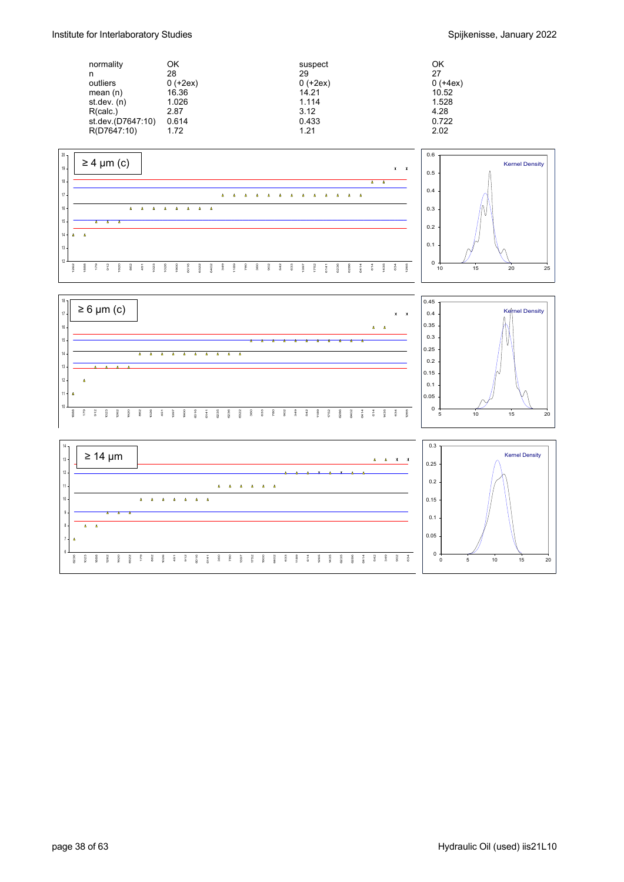| | | | |
|---|---|---|---|
| normality | OK | suspect | OK |
| n | 28 | 29 | 27 |
| outliers | 0 (+2ex) | 0 (+2ex) | 0 (+4ex) |
| mean (n) | 16.36 | 14.21 | 10.52 |
| st.dev. (n) | 1.026 | 1.114 | 1.528 |
| R(calc.) | 2.87 | 3.12 | 4.28 |
| st.dev.(D7647:10) | 0.614 | 0.433 | 0.722 |
| R(D7647:10) | 1.72 | 1.21 | 2.02 |

≥ 4 µm (c)

≥ 6 µm (c)

≥ 14 µm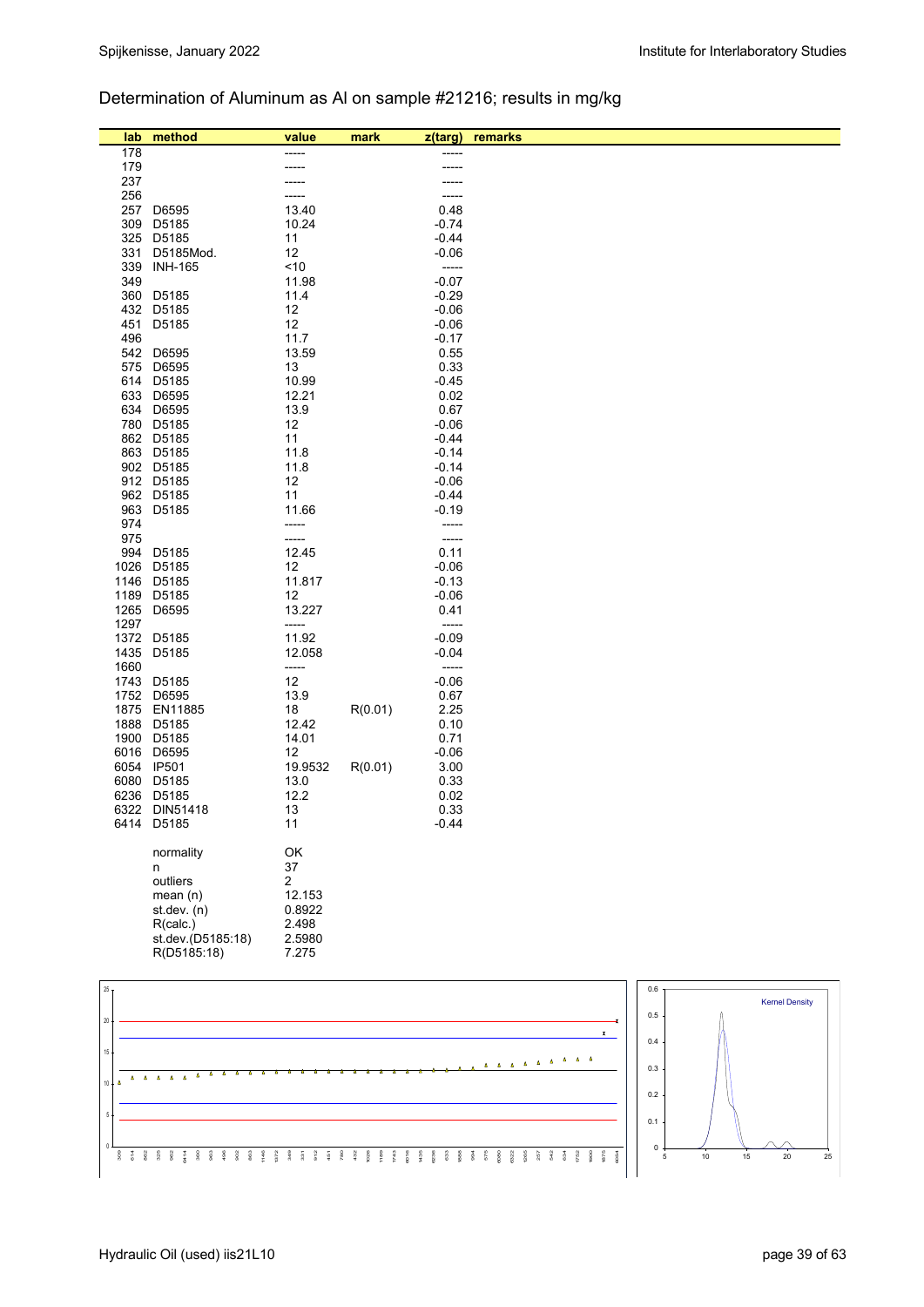Determination of Aluminum as Al on sample #21216; results in mg/kg

| lab | method | value | mark | z(targ) | remarks |
|---|---|---|---|---|---|
| 178 | | ----- | | ----- | |
| 179 | | ----- | | ----- | |
| 237 | | ----- | | ----- | |
| 256 | | ----- | | ----- | |
| 257 | D6595 | 13.40 | | 0.48 | |
| 309 | D5185 | 10.24 | | -0.74 | |
| 325 | D5185 | 11 | | -0.44 | |
| 331 | D5185Mod. | 12 | | -0.06 | |
| 339 | INH-165 | <10 | | ----- | |
| 349 | | 11.98 | | -0.07 | |
| 360 | D5185 | 11.4 | | -0.29 | |
| 432 | D5185 | 12 | | -0.06 | |
| 451 | D5185 | 12 | | -0.06 | |
| 496 | | 11.7 | | -0.17 | |
| 542 | D6595 | 13.59 | | 0.55 | |
| 575 | D6595 | 13 | | 0.33 | |
| 614 | D5185 | 10.99 | | -0.45 | |
| 633 | D6595 | 12.21 | | 0.02 | |
| 634 | D6595 | 13.9 | | 0.67 | |
| 780 | D5185 | 12 | | -0.06 | |
| 862 | D5185 | 11 | | -0.44 | |
| 863 | D5185 | 11.8 | | -0.14 | |
| 902 | D5185 | 11.8 | | -0.14 | |
| 912 | D5185 | 12 | | -0.06 | |
| 962 | D5185 | 11 | | -0.44 | |
| 963 | D5185 | 11.66 | | -0.19 | |
| 974 | | ----- | | ----- | |
| 975 | | ----- | | ----- | |
| 994 | D5185 | 12.45 | | 0.11 | |
| 1026 | D5185 | 12 | | -0.06 | |
| 1146 | D5185 | 11.817 | | -0.13 | |
| 1189 | D5185 | 12 | | -0.06 | |
| 1265 | D6595 | 13.227 | | 0.41 | |
| 1297 | | ----- | | ----- | |
| 1372 | D5185 | 11.92 | | -0.09 | |
| 1435 | D5185 | 12.058 | | -0.04 | |
| 1660 | | ----- | | ----- | |
| 1743 | D5185 | 12 | | -0.06 | |
| 1752 | D6595 | 13.9 | | 0.67 | |
| 1875 | EN11885 | 18 | R(0.01) | 2.25 | |
| 1888 | D5185 | 12.42 | | 0.10 | |
| 1900 | D5185 | 14.01 | | 0.71 | |
| 6016 | D6595 | 12 | | -0.06 | |
| 6054 | IP501 | 19.9532 | R(0.01) | 3.00 | |
| 6080 | D5185 | 13.0 | | 0.33 | |
| 6236 | D5185 | 12.2 | | 0.02 | |
| 6322 | DIN51418 | 13 | | 0.33 | |
| 6414 | D5185 | 11 | | -0.44 | |

| | |
|---|---|
| normality | OK |
| n | 37 |
| outliers | 2 |
| mean (n) | 12.153 |
| st.dev. (n) | 0.8922 |
| R(calc.) | 2.498 |
| st.dev.(D5185:18) | 2.5980 |
| R(D5185:18) | 7.275 |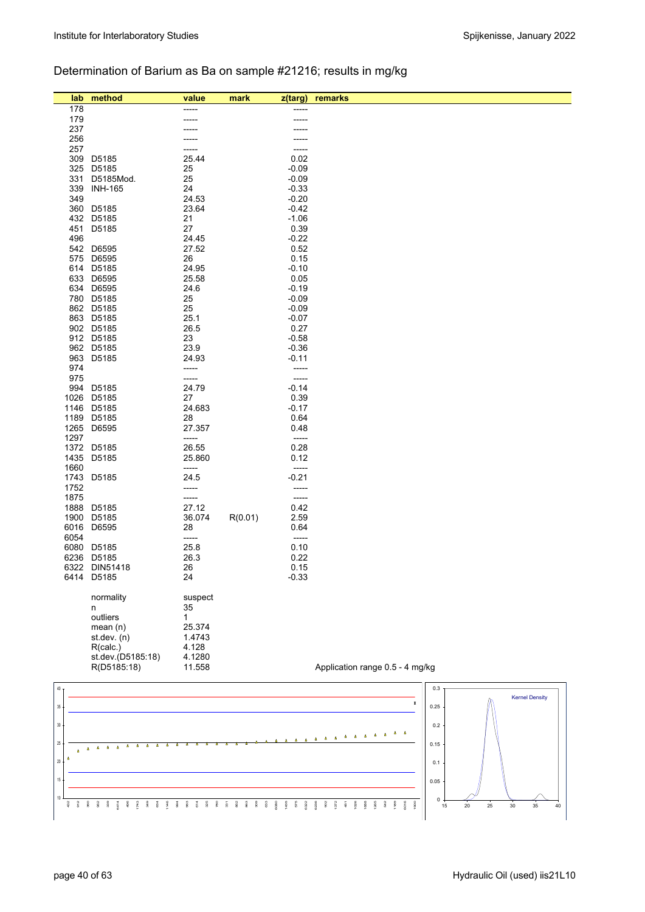Determination of Barium as Ba on sample #21216; results in mg/kg

| lab | method | value | mark | z(targ) | remarks |
|---|---|---|---|---|---|
| 178 | | ----- | | ----- | |
| 179 | | ----- | | ----- | |
| 237 | | ----- | | ----- | |
| 256 | | ----- | | ----- | |
| 257 | | ----- | | ----- | |
| 309 | D5185 | 25.44 | | 0.02 | |
| 325 | D5185 | 25 | | -0.09 | |
| 331 | D5185Mod. | 25 | | -0.09 | |
| 339 | INH-165 | 24 | | -0.33 | |
| 349 | | 24.53 | | -0.20 | |
| 360 | D5185 | 23.64 | | -0.42 | |
| 432 | D5185 | 21 | | -1.06 | |
| 451 | D5185 | 27 | | 0.39 | |
| 496 | | 24.45 | | -0.22 | |
| 542 | D6595 | 27.52 | | 0.52 | |
| 575 | D6595 | 26 | | 0.15 | |
| 614 | D5185 | 24.95 | | -0.10 | |
| 633 | D6595 | 25.58 | | 0.05 | |
| 634 | D6595 | 24.6 | | -0.19 | |
| 780 | D5185 | 25 | | -0.09 | |
| 862 | D5185 | 25 | | -0.09 | |
| 863 | D5185 | 25.1 | | -0.07 | |
| 902 | D5185 | 26.5 | | 0.27 | |
| 912 | D5185 | 23 | | -0.58 | |
| 962 | D5185 | 23.9 | | -0.36 | |
| 963 | D5185 | 24.93 | | -0.11 | |
| 974 | | ----- | | ----- | |
| 975 | | ----- | | ----- | |
| 994 | D5185 | 24.79 | | -0.14 | |
| 1026 | D5185 | 27 | | 0.39 | |
| 1146 | D5185 | 24.683 | | -0.17 | |
| 1189 | D5185 | 28 | | 0.64 | |
| 1265 | D6595 | 27.357 | | 0.48 | |
| 1297 | | ----- | | ----- | |
| 1372 | D5185 | 26.55 | | 0.28 | |
| 1435 | D5185 | 25.860 | | 0.12 | |
| 1660 | | ----- | | ----- | |
| 1743 | D5185 | 24.5 | | -0.21 | |
| 1752 | | ----- | | ----- | |
| 1875 | | ----- | | ----- | |
| 1888 | D5185 | 27.12 | | 0.42 | |
| 1900 | D5185 | 36.074 | R(0.01) | 2.59 | |
| 6016 | D6595 | 28 | | 0.64 | |
| 6054 | | ----- | | ----- | |
| 6080 | D5185 | 25.8 | | 0.10 | |
| 6236 | D5185 | 26.3 | | 0.22 | |
| 6322 | DIN51418 | 26 | | 0.15 | |
| 6414 | D5185 | 24 | | -0.33 | |
| | normality | suspect | | | |
| | n | 35 | | | |
| | outliers | 1 | | | |
| | mean (n) | 25.374 | | | |
| | st.dev. (n) | 1.4743 | | | |
| | R(calc.) | 4.128 | | | |
| | st.dev.(D5185:18) | 4.1280 | | | |
| | R(D5185:18) | 11.558 | | | Application range 0.5 - 4 mg/kg |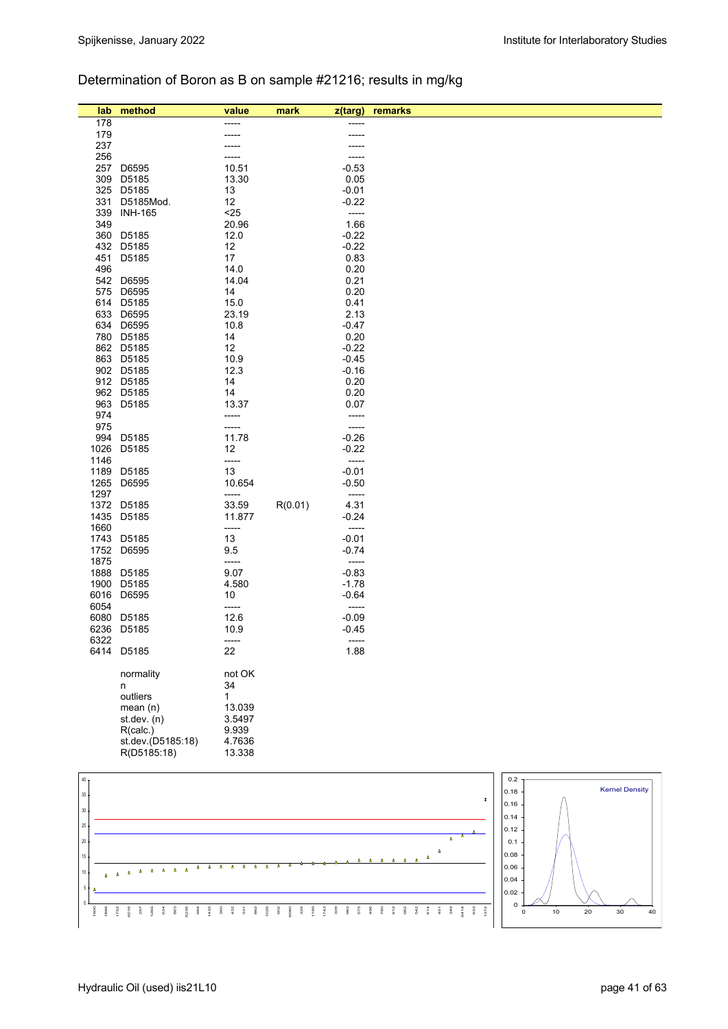Determination of Boron as B on sample #21216; results in mg/kg

| lab | method | value | mark | z(targ) | remarks |
|---|---|---|---|---|---|
| 178 | | ----- | | ----- | |
| 179 | | ----- | | ----- | |
| 237 | | ----- | | ----- | |
| 256 | | ----- | | ----- | |
| 257 | D6595 | 10.51 | | -0.53 | |
| 309 | D5185 | 13.30 | | 0.05 | |
| 325 | D5185 | 13 | | -0.01 | |
| 331 | D5185Mod. | 12 | | -0.22 | |
| 339 | INH-165 | <25 | | ----- | |
| 349 | | 20.96 | | 1.66 | |
| 360 | D5185 | 12.0 | | -0.22 | |
| 432 | D5185 | 12 | | -0.22 | |
| 451 | D5185 | 17 | | 0.83 | |
| 496 | | 14.0 | | 0.20 | |
| 542 | D6595 | 14.04 | | 0.21 | |
| 575 | D6595 | 14 | | 0.20 | |
| 614 | D5185 | 15.0 | | 0.41 | |
| 633 | D6595 | 23.19 | | 2.13 | |
| 634 | D6595 | 10.8 | | -0.47 | |
| 780 | D5185 | 14 | | 0.20 | |
| 862 | D5185 | 12 | | -0.22 | |
| 863 | D5185 | 10.9 | | -0.45 | |
| 902 | D5185 | 12.3 | | -0.16 | |
| 912 | D5185 | 14 | | 0.20 | |
| 962 | D5185 | 14 | | 0.20 | |
| 963 | D5185 | 13.37 | | 0.07 | |
| 974 | | ----- | | ----- | |
| 975 | | ----- | | ----- | |
| 994 | D5185 | 11.78 | | -0.26 | |
| 1026 | D5185 | 12 | | -0.22 | |
| 1146 | | ----- | | ----- | |
| 1189 | D5185 | 13 | | -0.01 | |
| 1265 | D6595 | 10.654 | | -0.50 | |
| 1297 | | ----- | | ----- | |
| 1372 | D5185 | 33.59 | R(0.01) | 4.31 | |
| 1435 | D5185 | 11.877 | | -0.24 | |
| 1660 | | ----- | | ----- | |
| 1743 | D5185 | 13 | | -0.01 | |
| 1752 | D6595 | 9.5 | | -0.74 | |
| 1875 | | ----- | | ----- | |
| 1888 | D5185 | 9.07 | | -0.83 | |
| 1900 | D5185 | 4.580 | | -1.78 | |
| 6016 | D6595 | 10 | | -0.64 | |
| 6054 | | ----- | | ----- | |
| 6080 | D5185 | 12.6 | | -0.09 | |
| 6236 | D5185 | 10.9 | | -0.45 | |
| 6322 | | ----- | | ----- | |
| 6414 | D5185 | 22 | | 1.88 | |
| | normality | not OK | | | |
| | n | 34 | | | |
| | outliers | 1 | | | |
| | mean (n) | 13.039 | | | |
| | st.dev. (n) | 3.5497 | | | |
| | R(calc.) | 9.939 | | | |
| | st.dev.(D5185:18) | 4.7636 | | | |
| | R(D5185:18) | 13.338 | | | |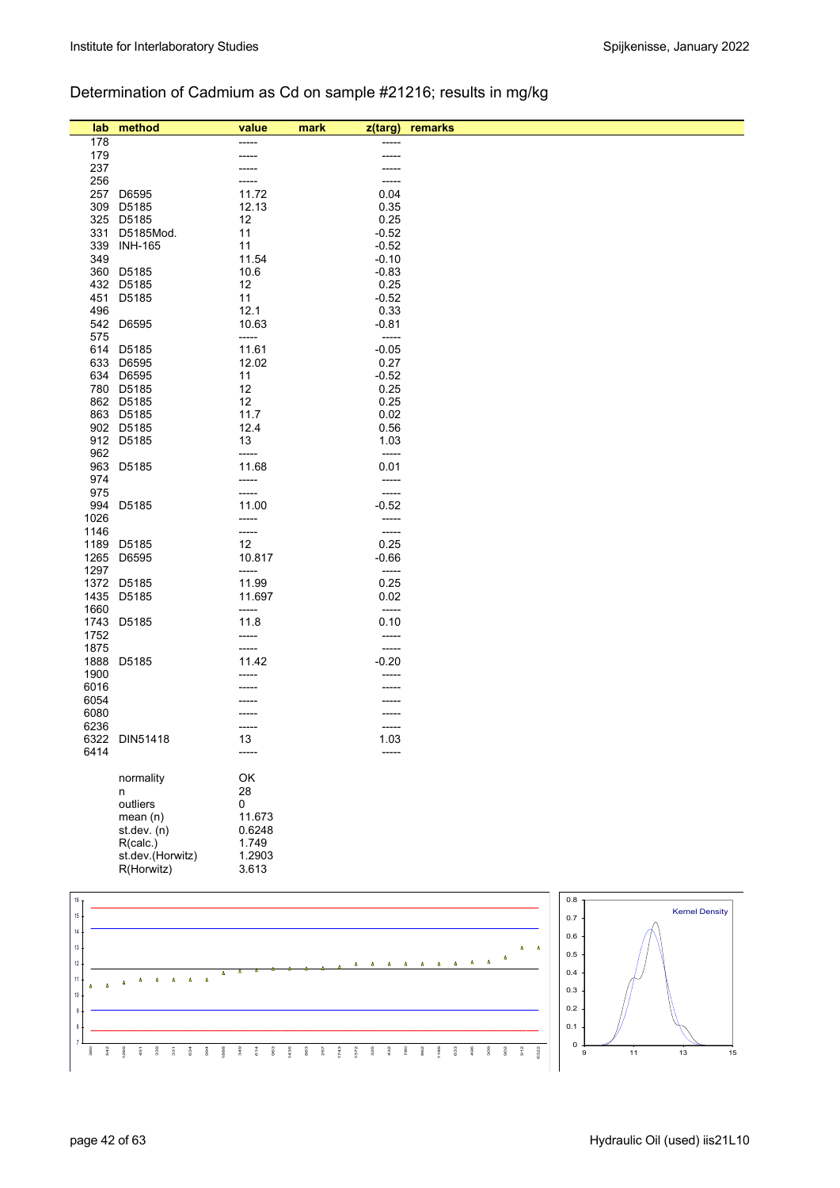# Determination of Cadmium as Cd on sample #21216; results in mg/kg

| lab | method | value | mark | z(targ) | remarks |
|---|---|---|---|---|---|
| 178 | | ----- | | ----- | |
| 179 | | ----- | | ----- | |
| 237 | | ----- | | ----- | |
| 256 | | ----- | | ----- | |
| 257 | D6595 | 11.72 | | 0.04 | |
| 309 | D5185 | 12.13 | | 0.35 | |
| 325 | D5185 | 12 | | 0.25 | |
| 331 | D5185Mod. | 11 | | -0.52 | |
| 339 | INH-165 | 11 | | -0.52 | |
| 349 | | 11.54 | | -0.10 | |
| 360 | D5185 | 10.6 | | -0.83 | |
| 432 | D5185 | 12 | | 0.25 | |
| 451 | D5185 | 11 | | -0.52 | |
| 496 | | 12.1 | | 0.33 | |
| 542 | D6595 | 10.63 | | -0.81 | |
| 575 | | ----- | | ----- | |
| 614 | D5185 | 11.61 | | -0.05 | |
| 633 | D6595 | 12.02 | | 0.27 | |
| 634 | D6595 | 11 | | -0.52 | |
| 780 | D5185 | 12 | | 0.25 | |
| 862 | D5185 | 12 | | 0.25 | |
| 863 | D5185 | 11.7 | | 0.02 | |
| 902 | D5185 | 12.4 | | 0.56 | |
| 912 | D5185 | 13 | | 1.03 | |
| 962 | | ----- | | ----- | |
| 963 | D5185 | 11.68 | | 0.01 | |
| 974 | | ----- | | ----- | |
| 975 | | ----- | | ----- | |
| 994 | D5185 | 11.00 | | -0.52 | |
| 1026 | | ----- | | ----- | |
| 1146 | | ----- | | ----- | |
| 1189 | D5185 | 12 | | 0.25 | |
| 1265 | D6595 | 10.817 | | -0.66 | |
| 1297 | | ----- | | ----- | |
| 1372 | D5185 | 11.99 | | 0.25 | |
| 1435 | D5185 | 11.697 | | 0.02 | |
| 1660 | | ----- | | ----- | |
| 1743 | D5185 | 11.8 | | 0.10 | |
| 1752 | | ----- | | ----- | |
| 1875 | | ----- | | ----- | |
| 1888 | D5185 | 11.42 | | -0.20 | |
| 1900 | | ----- | | ----- | |
| 6016 | | ----- | | ----- | |
| 6054 | | ----- | | ----- | |
| 6080 | | ----- | | ----- | |
| 6236 | | ----- | | ----- | |
| 6322 | DIN51418 | 13 | | 1.03 | |
| 6414 | | ----- | | ----- | |

| | |
|---|---|
| normality | OK |
| n | 28 |
| outliers | 0 |
| mean (n) | 11.673 |
| st.dev. (n) | 0.6248 |
| R(calc.) | 1.749 |
| st.dev.(Horwitz) | 1.2903 |
| R(Horwitz) | 3.613 |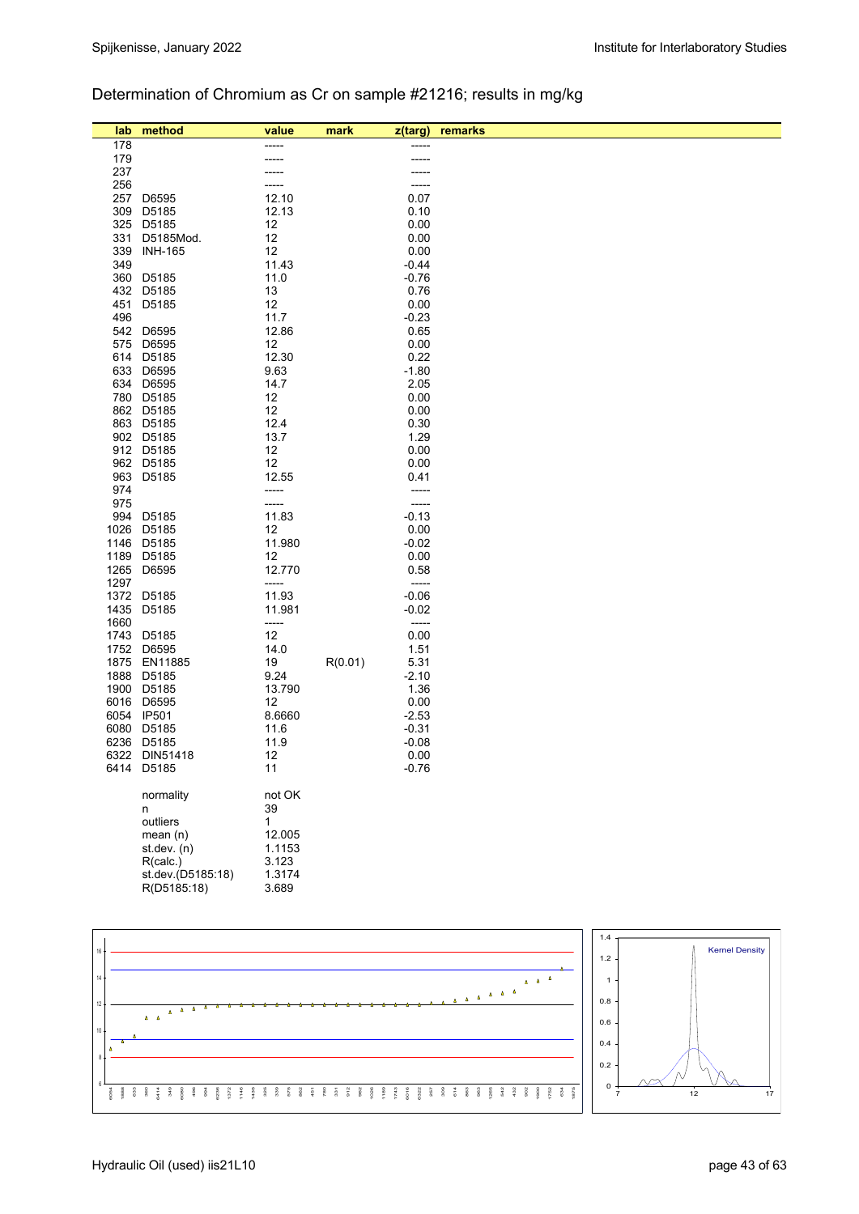## Determination of Chromium as Cr on sample #21216; results in mg/kg

| lab | method | value | mark | z(targ) | remarks |
|---|---|---|---|---|---|
| 178 | | ----- | | ----- | |
| 179 | | ----- | | ----- | |
| 237 | | ----- | | ----- | |
| 256 | | ----- | | ----- | |
| 257 | D6595 | 12.10 | | 0.07 | |
| 309 | D5185 | 12.13 | | 0.10 | |
| 325 | D5185 | 12 | | 0.00 | |
| 331 | D5185Mod. | 12 | | 0.00 | |
| 339 | INH-165 | 12 | | 0.00 | |
| 349 | | 11.43 | | -0.44 | |
| 360 | D5185 | 11.0 | | -0.76 | |
| 432 | D5185 | 13 | | 0.76 | |
| 451 | D5185 | 12 | | 0.00 | |
| 496 | | 11.7 | | -0.23 | |
| 542 | D6595 | 12.86 | | 0.65 | |
| 575 | D6595 | 12 | | 0.00 | |
| 614 | D5185 | 12.30 | | 0.22 | |
| 633 | D6595 | 9.63 | | -1.80 | |
| 634 | D6595 | 14.7 | | 2.05 | |
| 780 | D5185 | 12 | | 0.00 | |
| 862 | D5185 | 12 | | 0.00 | |
| 863 | D5185 | 12.4 | | 0.30 | |
| 902 | D5185 | 13.7 | | 1.29 | |
| 912 | D5185 | 12 | | 0.00 | |
| 962 | D5185 | 12 | | 0.00 | |
| 963 | D5185 | 12.55 | | 0.41 | |
| 974 | | ----- | | ----- | |
| 975 | | ----- | | ----- | |
| 994 | D5185 | 11.83 | | -0.13 | |
| 1026 | D5185 | 12 | | 0.00 | |
| 1146 | D5185 | 11.980 | | -0.02 | |
| 1189 | D5185 | 12 | | 0.00 | |
| 1265 | D6595 | 12.770 | | 0.58 | |
| 1297 | | ----- | | ----- | |
| 1372 | D5185 | 11.93 | | -0.06 | |
| 1435 | D5185 | 11.981 | | -0.02 | |
| 1660 | | ----- | | ----- | |
| 1743 | D5185 | 12 | | 0.00 | |
| 1752 | D6595 | 14.0 | | 1.51 | |
| 1875 | EN11885 | 19 | R(0.01) | 5.31 | |
| 1888 | D5185 | 9.24 | | -2.10 | |
| 1900 | D5185 | 13.790 | | 1.36 | |
| 6016 | D6595 | 12 | | 0.00 | |
| 6054 | IP501 | 8.6660 | | -2.53 | |
| 6080 | D5185 | 11.6 | | -0.31 | |
| 6236 | D5185 | 11.9 | | -0.08 | |
| 6322 | DIN51418 | 12 | | 0.00 | |
| 6414 | D5185 | 11 | | -0.76 | |
| | normality | not OK | | | |
| | n | 39 | | | |
| | outliers | 1 | | | |
| | mean (n) | 12.005 | | | |
| | st.dev. (n) | 1.1153 | | | |
| | R(calc.) | 3.123 | | | |
| | st.dev.(D5185:18) | 1.3174 | | | |
| | R(D5185:18) | 3.689 | | | |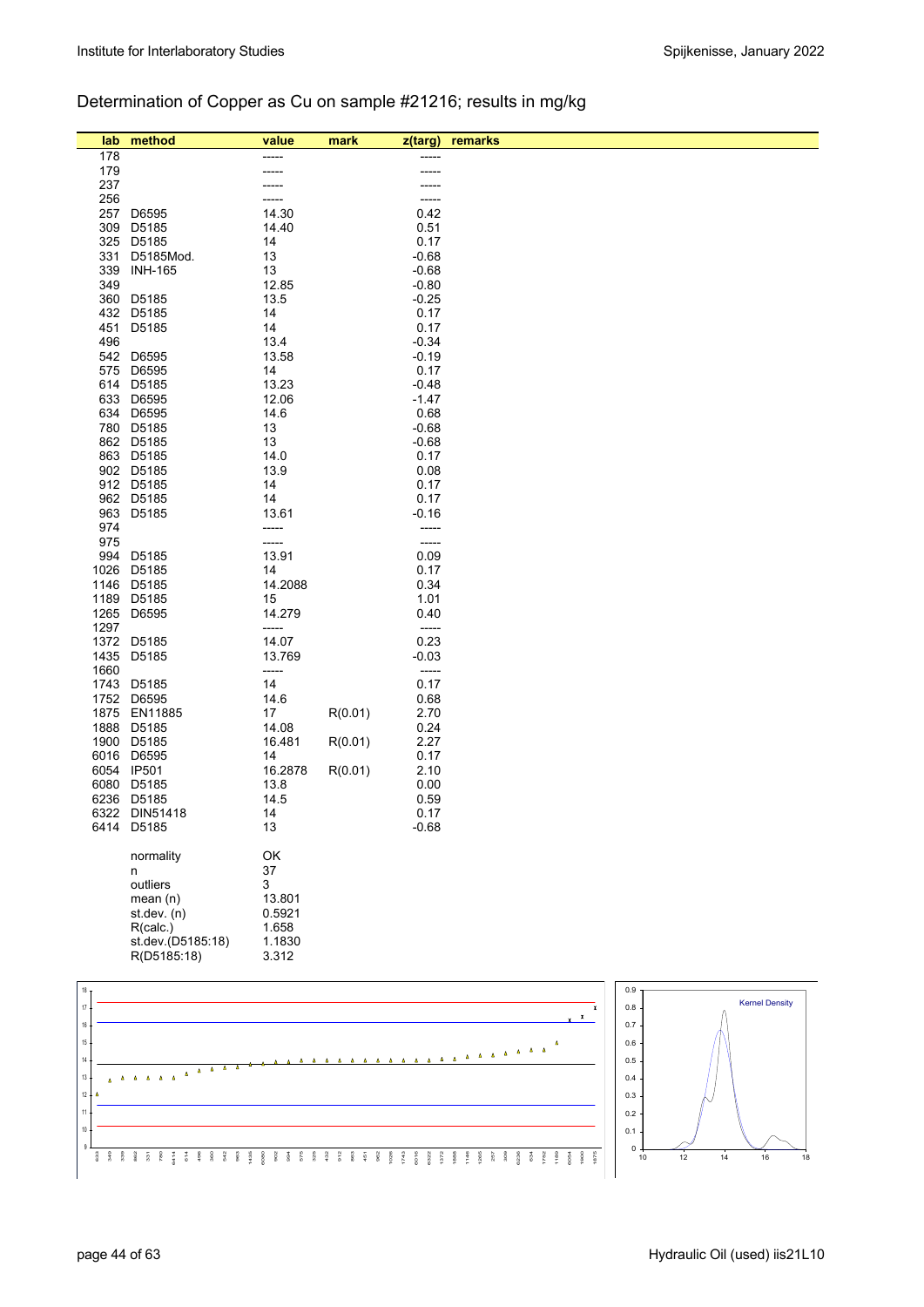## Determination of Copper as Cu on sample #21216; results in mg/kg

| lab | method | value | mark | z(targ) | remarks |
|---|---|---|---|---|---|
| 178 | | ----- | | ----- | |
| 179 | | ----- | | ----- | |
| 237 | | ----- | | ----- | |
| 256 | | ----- | | ----- | |
| 257 | D6595 | 14.30 | | 0.42 | |
| 309 | D5185 | 14.40 | | 0.51 | |
| 325 | D5185 | 14 | | 0.17 | |
| 331 | D5185Mod. | 13 | | -0.68 | |
| 339 | INH-165 | 13 | | -0.68 | |
| 349 | | 12.85 | | -0.80 | |
| 360 | D5185 | 13.5 | | -0.25 | |
| 432 | D5185 | 14 | | 0.17 | |
| 451 | D5185 | 14 | | 0.17 | |
| 496 | | 13.4 | | -0.34 | |
| 542 | D6595 | 13.58 | | -0.19 | |
| 575 | D6595 | 14 | | 0.17 | |
| 614 | D5185 | 13.23 | | -0.48 | |
| 633 | D6595 | 12.06 | | -1.47 | |
| 634 | D6595 | 14.6 | | 0.68 | |
| 780 | D5185 | 13 | | -0.68 | |
| 862 | D5185 | 13 | | -0.68 | |
| 863 | D5185 | 14.0 | | 0.17 | |
| 902 | D5185 | 13.9 | | 0.08 | |
| 912 | D5185 | 14 | | 0.17 | |
| 962 | D5185 | 14 | | 0.17 | |
| 963 | D5185 | 13.61 | | -0.16 | |
| 974 | | ----- | | ----- | |
| 975 | | ----- | | ----- | |
| 994 | D5185 | 13.91 | | 0.09 | |
| 1026 | D5185 | 14 | | 0.17 | |
| 1146 | D5185 | 14.2088 | | 0.34 | |
| 1189 | D5185 | 15 | | 1.01 | |
| 1265 | D6595 | 14.279 | | 0.40 | |
| 1297 | | ----- | | ----- | |
| 1372 | D5185 | 14.07 | | 0.23 | |
| 1435 | D5185 | 13.769 | | -0.03 | |
| 1660 | | ----- | | ----- | |
| 1743 | D5185 | 14 | | 0.17 | |
| 1752 | D6595 | 14.6 | | 0.68 | |
| 1875 | EN11885 | 17 | R(0.01) | 2.70 | |
| 1888 | D5185 | 14.08 | | 0.24 | |
| 1900 | D5185 | 16.481 | R(0.01) | 2.27 | |
| 6016 | D6595 | 14 | | 0.17 | |
| 6054 | IP501 | 16.2878 | R(0.01) | 2.10 | |
| 6080 | D5185 | 13.8 | | 0.00 | |
| 6236 | D5185 | 14.5 | | 0.59 | |
| 6322 | DIN51418 | 14 | | 0.17 | |
| 6414 | D5185 | 13 | | -0.68 | |

| | |
|---|---|
| normality | OK |
| n | 37 |
| outliers | 3 |
| mean (n) | 13.801 |
| st.dev. (n) | 0.5921 |
| R(calc.) | 1.658 |
| st.dev.(D5185:18) | 1.1830 |
| R(D5185:18) | 3.312 |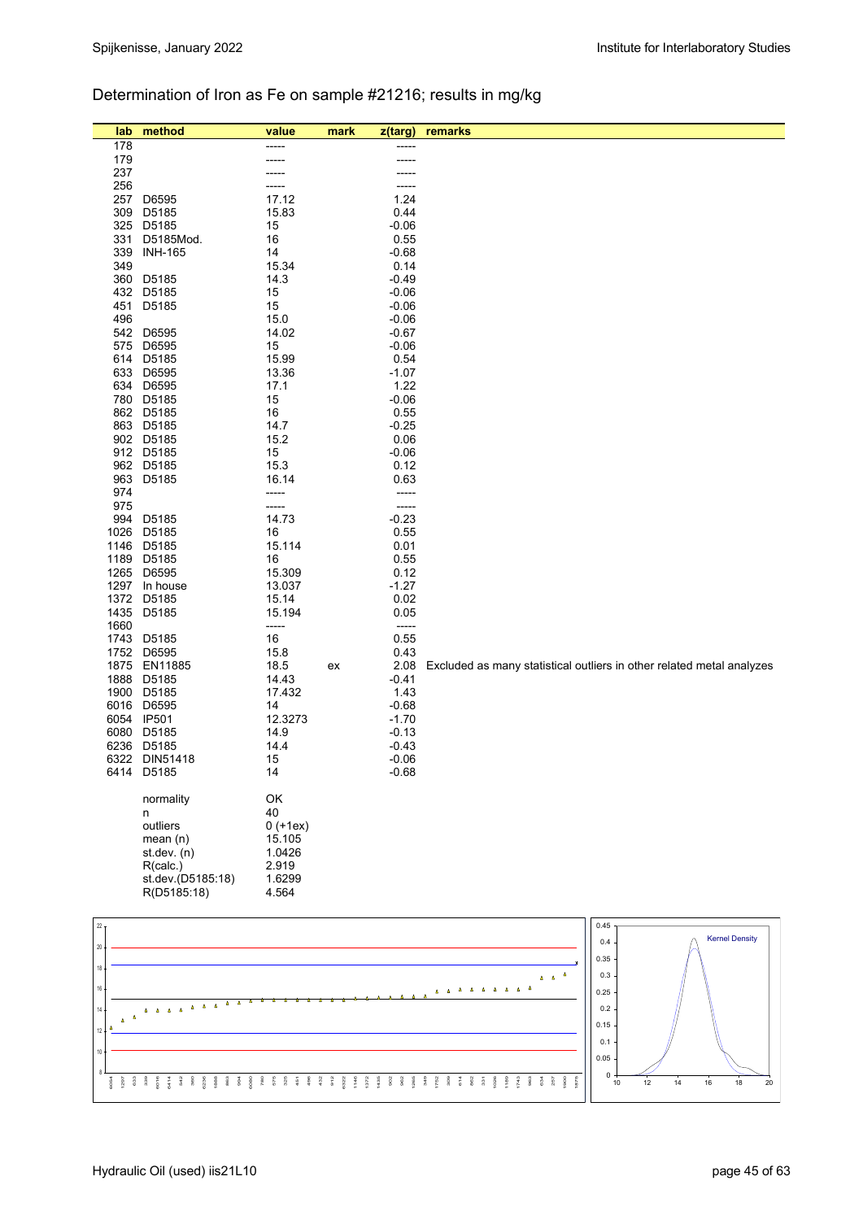## Determination of Iron as Fe on sample #21216; results in mg/kg

| lab | method | value | mark | z(targ) | remarks |
|---|---|---|---|---|---|
| 178 | | ----- | | ----- | |
| 179 | | ----- | | ----- | |
| 237 | | ----- | | ----- | |
| 256 | | ----- | | ----- | |
| 257 | D6595 | 17.12 | | 1.24 | |
| 309 | D5185 | 15.83 | | 0.44 | |
| 325 | D5185 | 15 | | -0.06 | |
| 331 | D5185Mod. | 16 | | 0.55 | |
| 339 | INH-165 | 14 | | -0.68 | |
| 349 | | 15.34 | | 0.14 | |
| 360 | D5185 | 14.3 | | -0.49 | |
| 432 | D5185 | 15 | | -0.06 | |
| 451 | D5185 | 15 | | -0.06 | |
| 496 | | 15.0 | | -0.06 | |
| 542 | D6595 | 14.02 | | -0.67 | |
| 575 | D6595 | 15 | | -0.06 | |
| 614 | D5185 | 15.99 | | 0.54 | |
| 633 | D6595 | 13.36 | | -1.07 | |
| 634 | D6595 | 17.1 | | 1.22 | |
| 780 | D5185 | 15 | | -0.06 | |
| 862 | D5185 | 16 | | 0.55 | |
| 863 | D5185 | 14.7 | | -0.25 | |
| 902 | D5185 | 15.2 | | 0.06 | |
| 912 | D5185 | 15 | | -0.06 | |
| 962 | D5185 | 15.3 | | 0.12 | |
| 963 | D5185 | 16.14 | | 0.63 | |
| 974 | | ----- | | ----- | |
| 975 | | ----- | | ----- | |
| 994 | D5185 | 14.73 | | -0.23 | |
| 1026 | D5185 | 16 | | 0.55 | |
| 1146 | D5185 | 15.114 | | 0.01 | |
| 1189 | D5185 | 16 | | 0.55 | |
| 1265 | D6595 | 15.309 | | 0.12 | |
| 1297 | In house | 13.037 | | -1.27 | |
| 1372 | D5185 | 15.14 | | 0.02 | |
| 1435 | D5185 | 15.194 | | 0.05 | |
| 1660 | | ----- | | ----- | |
| 1743 | D5185 | 16 | | 0.55 | |
| 1752 | D6595 | 15.8 | | 0.43 | |
| 1875 | EN11885 | 18.5 | ex | 2.08 | Excluded as many statistical outliers in other related metal analyzes |
| 1888 | D5185 | 14.43 | | -0.41 | |
| 1900 | D5185 | 17.432 | | 1.43 | |
| 6016 | D6595 | 14 | | -0.68 | |
| 6054 | IP501 | 12.3273 | | -1.70 | |
| 6080 | D5185 | 14.9 | | -0.13 | |
| 6236 | D5185 | 14.4 | | -0.43 | |
| 6322 | DIN51418 | 15 | | -0.06 | |
| 6414 | D5185 | 14 | | -0.68 | |

| | |
|---|---|
| normality | OK |
| n | 40 |
| outliers | 0 (+1ex) |
| mean (n) | 15.105 |
| st.dev. (n) | 1.0426 |
| R(calc.) | 2.919 |
| st.dev.(D5185:18) | 1.6299 |
| R(D5185:18) | 4.564 |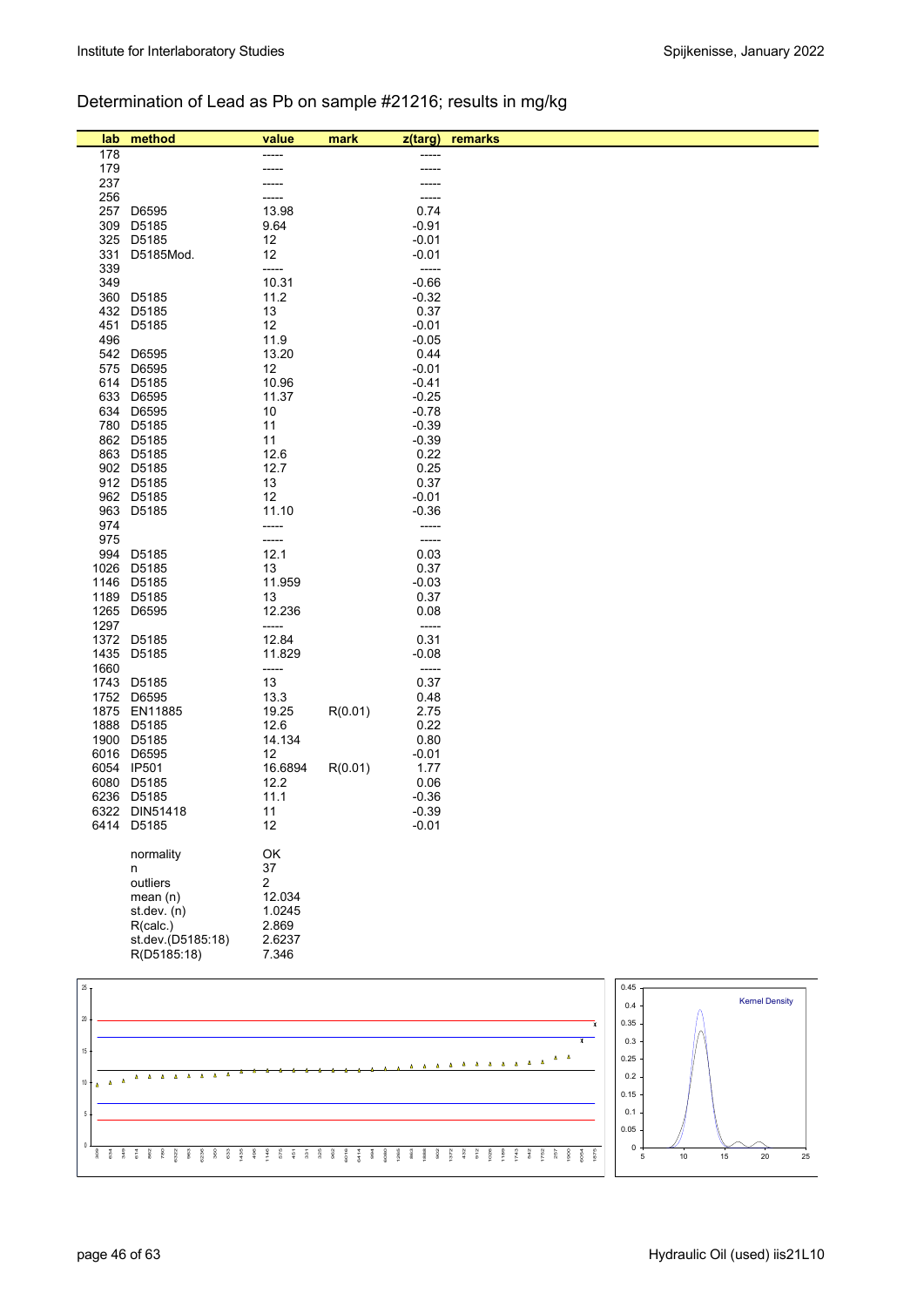## Determination of Lead as Pb on sample #21216; results in mg/kg

| lab | method | value | mark | z(targ) | remarks |
|---|---|---|---|---|---|
| 178 | | ----- | | ----- | |
| 179 | | ----- | | ----- | |
| 237 | | ----- | | ----- | |
| 256 | | ----- | | ----- | |
| 257 | D6595 | 13.98 | | 0.74 | |
| 309 | D5185 | 9.64 | | -0.91 | |
| 325 | D5185 | 12 | | -0.01 | |
| 331 | D5185Mod. | 12 | | -0.01 | |
| 339 | | ----- | | ----- | |
| 349 | | 10.31 | | -0.66 | |
| 360 | D5185 | 11.2 | | -0.32 | |
| 432 | D5185 | 13 | | 0.37 | |
| 451 | D5185 | 12 | | -0.01 | |
| 496 | | 11.9 | | -0.05 | |
| 542 | D6595 | 13.20 | | 0.44 | |
| 575 | D6595 | 12 | | -0.01 | |
| 614 | D5185 | 10.96 | | -0.41 | |
| 633 | D6595 | 11.37 | | -0.25 | |
| 634 | D6595 | 10 | | -0.78 | |
| 780 | D5185 | 11 | | -0.39 | |
| 862 | D5185 | 11 | | -0.39 | |
| 863 | D5185 | 12.6 | | 0.22 | |
| 902 | D5185 | 12.7 | | 0.25 | |
| 912 | D5185 | 13 | | 0.37 | |
| 962 | D5185 | 12 | | -0.01 | |
| 963 | D5185 | 11.10 | | -0.36 | |
| 974 | | ----- | | ----- | |
| 975 | | ----- | | ----- | |
| 994 | D5185 | 12.1 | | 0.03 | |
| 1026 | D5185 | 13 | | 0.37 | |
| 1146 | D5185 | 11.959 | | -0.03 | |
| 1189 | D5185 | 13 | | 0.37 | |
| 1265 | D6595 | 12.236 | | 0.08 | |
| 1297 | | ----- | | ----- | |
| 1372 | D5185 | 12.84 | | 0.31 | |
| 1435 | D5185 | 11.829 | | -0.08 | |
| 1660 | | ----- | | ----- | |
| 1743 | D5185 | 13 | | 0.37 | |
| 1752 | D6595 | 13.3 | | 0.48 | |
| 1875 | EN11885 | 19.25 | R(0.01) | 2.75 | |
| 1888 | D5185 | 12.6 | | 0.22 | |
| 1900 | D5185 | 14.134 | | 0.80 | |
| 6016 | D6595 | 12 | | -0.01 | |
| 6054 | IP501 | 16.6894 | R(0.01) | 1.77 | |
| 6080 | D5185 | 12.2 | | 0.06 | |
| 6236 | D5185 | 11.1 | | -0.36 | |
| 6322 | DIN51418 | 11 | | -0.39 | |
| 6414 | D5185 | 12 | | -0.01 | |
| | normality | OK | | | |
| | n | 37 | | | |
| | outliers | 2 | | | |
| | mean (n) | 12.034 | | | |
| | st.dev. (n) | 1.0245 | | | |
| | R(calc.) | 2.869 | | | |
| | st.dev.(D5185:18) | 2.6237 | | | |
| | R(D5185:18) | 7.346 | | | |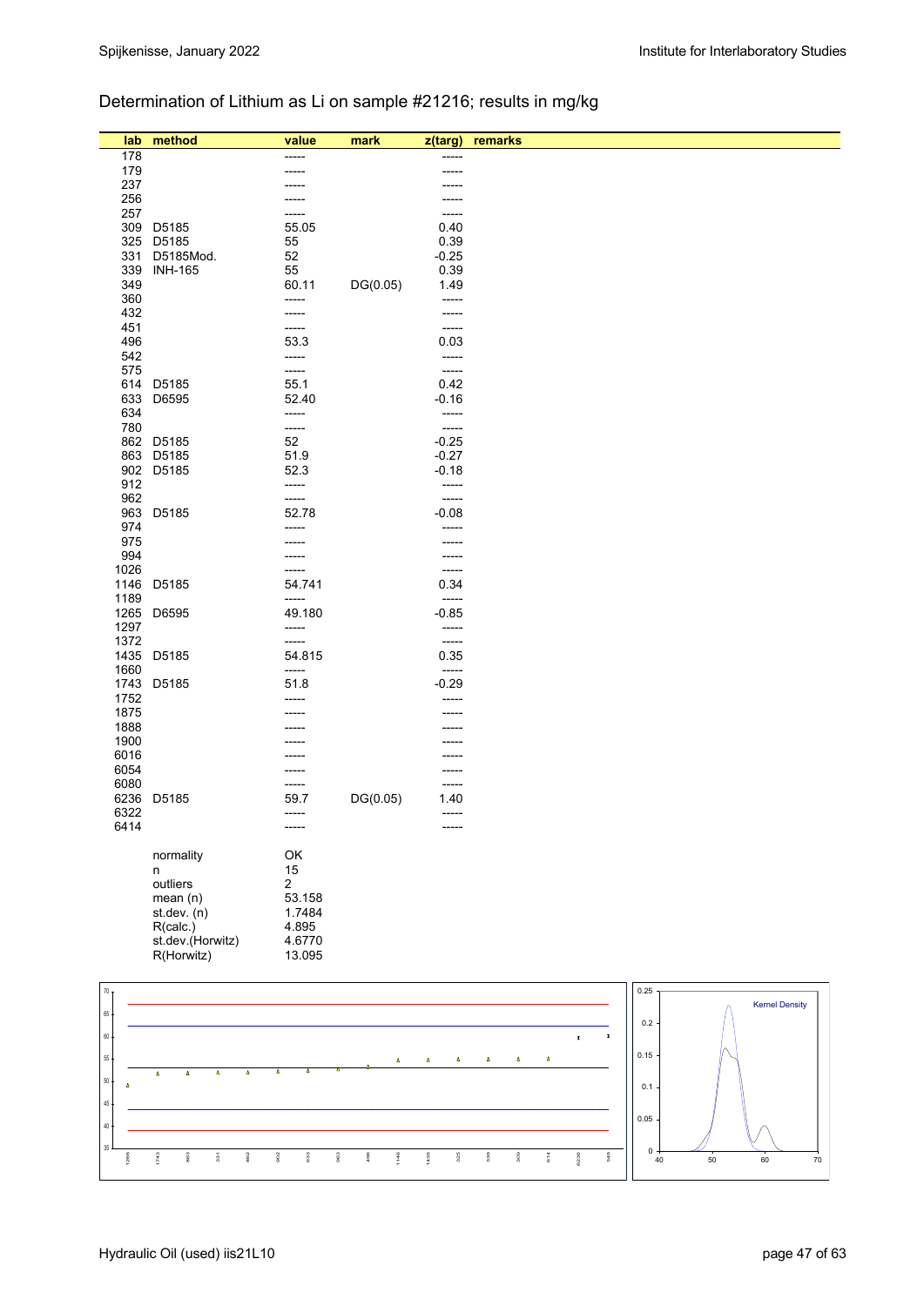## Determination of Lithium as Li on sample #21216; results in mg/kg

| lab | method | value | mark | z(targ) | remarks |
|---|---|---|---|---|---|
| 178 | | ----- | | ----- | |
| 179 | | ----- | | ----- | |
| 237 | | ----- | | ----- | |
| 256 | | ----- | | ----- | |
| 257 | | ----- | | ----- | |
| 309 | D5185 | 55.05 | | 0.40 | |
| 325 | D5185 | 55 | | 0.39 | |
| 331 | D5185Mod. | 52 | | -0.25 | |
| 339 | INH-165 | 55 | | 0.39 | |
| 349 | | 60.11 | DG(0.05) | 1.49 | |
| 360 | | ----- | | ----- | |
| 432 | | ----- | | ----- | |
| 451 | | ----- | | ----- | |
| 496 | | 53.3 | | 0.03 | |
| 542 | | ----- | | ----- | |
| 575 | | ----- | | ----- | |
| 614 | D5185 | 55.1 | | 0.42 | |
| 633 | D6595 | 52.40 | | -0.16 | |
| 634 | | ----- | | ----- | |
| 780 | | ----- | | ----- | |
| 862 | D5185 | 52 | | -0.25 | |
| 863 | D5185 | 51.9 | | -0.27 | |
| 902 | D5185 | 52.3 | | -0.18 | |
| 912 | | ----- | | ----- | |
| 962 | | ----- | | ----- | |
| 963 | D5185 | 52.78 | | -0.08 | |
| 974 | | ----- | | ----- | |
| 975 | | ----- | | ----- | |
| 994 | | ----- | | ----- | |
| 1026 | | ----- | | ----- | |
| 1146 | D5185 | 54.741 | | 0.34 | |
| 1189 | | ----- | | ----- | |
| 1265 | D6595 | 49.180 | | -0.85 | |
| 1297 | | ----- | | ----- | |
| 1372 | | ----- | | ----- | |
| 1435 | D5185 | 54.815 | | 0.35 | |
| 1660 | | ----- | | ----- | |
| 1743 | D5185 | 51.8 | | -0.29 | |
| 1752 | | ----- | | ----- | |
| 1875 | | ----- | | ----- | |
| 1888 | | ----- | | ----- | |
| 1900 | | ----- | | ----- | |
| 6016 | | ----- | | ----- | |
| 6054 | | ----- | | ----- | |
| 6080 | | ----- | | ----- | |
| 6236 | D5185 | 59.7 | DG(0.05) | 1.40 | |
| 6322 | | ----- | | ----- | |
| 6414 | | ----- | | ----- | |

| | |
|---|---|
| normality | OK |
| n | 15 |
| outliers | 2 |
| mean (n) | 53.158 |
| st.dev. (n) | 1.7484 |
| R(calc.) | 4.895 |
| st.dev.(Horwitz) | 4.6770 |
| R(Horwitz) | 13.095 |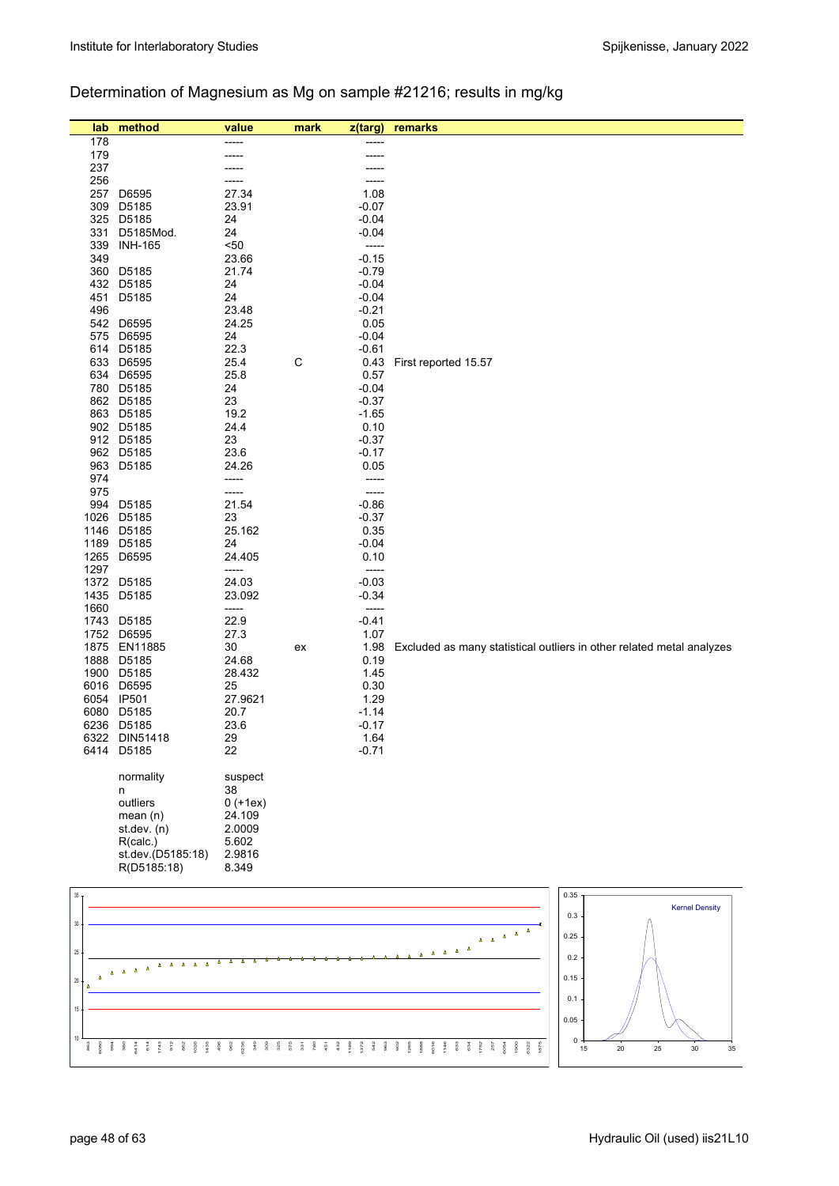## Determination of Magnesium as Mg on sample #21216; results in mg/kg

| lab | method | value | mark | z(targ) | remarks |
|---|---|---|---|---|---|
| 178 | | ----- | | ----- | |
| 179 | | ----- | | ----- | |
| 237 | | ----- | | ----- | |
| 256 | | ----- | | ----- | |
| 257 | D6595 | 27.34 | | 1.08 | |
| 309 | D5185 | 23.91 | | -0.07 | |
| 325 | D5185 | 24 | | -0.04 | |
| 331 | D5185Mod. | 24 | | -0.04 | |
| 339 | INH-165 | <50 | | ----- | |
| 349 | | 23.66 | | -0.15 | |
| 360 | D5185 | 21.74 | | -0.79 | |
| 432 | D5185 | 24 | | -0.04 | |
| 451 | D5185 | 24 | | -0.04 | |
| 496 | | 23.48 | | -0.21 | |
| 542 | D6595 | 24.25 | | 0.05 | |
| 575 | D6595 | 24 | | -0.04 | |
| 614 | D5185 | 22.3 | | -0.61 | |
| 633 | D6595 | 25.4 | C | 0.43 | First reported 15.57 |
| 634 | D6595 | 25.8 | | 0.57 | |
| 780 | D5185 | 24 | | -0.04 | |
| 862 | D5185 | 23 | | -0.37 | |
| 863 | D5185 | 19.2 | | -1.65 | |
| 902 | D5185 | 24.4 | | 0.10 | |
| 912 | D5185 | 23 | | -0.37 | |
| 962 | D5185 | 23.6 | | -0.17 | |
| 963 | D5185 | 24.26 | | 0.05 | |
| 974 | | ----- | | ----- | |
| 975 | | ----- | | ----- | |
| 994 | D5185 | 21.54 | | -0.86 | |
| 1026 | D5185 | 23 | | -0.37 | |
| 1146 | D5185 | 25.162 | | 0.35 | |
| 1189 | D5185 | 24 | | -0.04 | |
| 1265 | D6595 | 24.405 | | 0.10 | |
| 1297 | | ----- | | ----- | |
| 1372 | D5185 | 24.03 | | -0.03 | |
| 1435 | D5185 | 23.092 | | -0.34 | |
| 1660 | | ----- | | ----- | |
| 1743 | D5185 | 22.9 | | -0.41 | |
| 1752 | D6595 | 27.3 | | 1.07 | |
| 1875 | EN11885 | 30 | ex | 1.98 | Excluded as many statistical outliers in other related metal analyzes |
| 1888 | D5185 | 24.68 | | 0.19 | |
| 1900 | D5185 | 28.432 | | 1.45 | |
| 6016 | D6595 | 25 | | 0.30 | |
| 6054 | IP501 | 27.9621 | | 1.29 | |
| 6080 | D5185 | 20.7 | | -1.14 | |
| 6236 | D5185 | 23.6 | | -0.17 | |
| 6322 | DIN51418 | 29 | | 1.64 | |
| 6414 | D5185 | 22 | | -0.71 | |

| | |
|---|---|
| normality | suspect |
| n | 38 |
| outliers | 0 (+1ex) |
| mean (n) | 24.109 |
| st.dev. (n) | 2.0009 |
| R(calc.) | 5.602 |
| st.dev.(D5185:18) | 2.9816 |
| R(D5185:18) | 8.349 |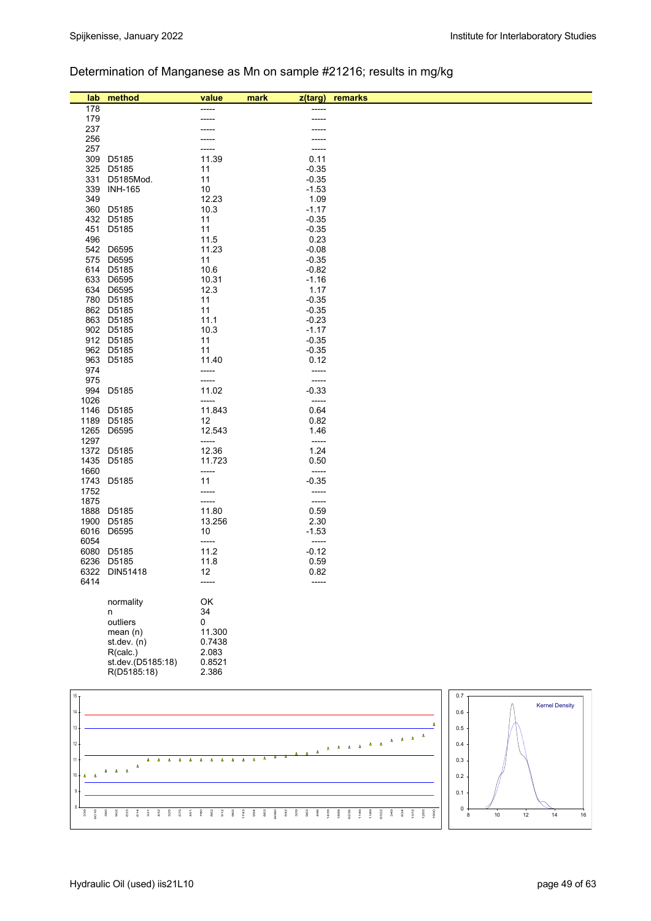## Determination of Manganese as Mn on sample #21216; results in mg/kg

| lab | method | value | mark | z(targ) | remarks |
|---|---|---|---|---|---|
| 178 | | ----- | | ----- | |
| 179 | | ----- | | ----- | |
| 237 | | ----- | | ----- | |
| 256 | | ----- | | ----- | |
| 257 | | ----- | | ----- | |
| 309 | D5185 | 11.39 | | 0.11 | |
| 325 | D5185 | 11 | | -0.35 | |
| 331 | D5185Mod. | 11 | | -0.35 | |
| 339 | INH-165 | 10 | | -1.53 | |
| 349 | | 12.23 | | 1.09 | |
| 360 | D5185 | 10.3 | | -1.17 | |
| 432 | D5185 | 11 | | -0.35 | |
| 451 | D5185 | 11 | | -0.35 | |
| 496 | | 11.5 | | 0.23 | |
| 542 | D6595 | 11.23 | | -0.08 | |
| 575 | D6595 | 11 | | -0.35 | |
| 614 | D5185 | 10.6 | | -0.82 | |
| 633 | D6595 | 10.31 | | -1.16 | |
| 634 | D6595 | 12.3 | | 1.17 | |
| 780 | D5185 | 11 | | -0.35 | |
| 862 | D5185 | 11 | | -0.35 | |
| 863 | D5185 | 11.1 | | -0.23 | |
| 902 | D5185 | 10.3 | | -1.17 | |
| 912 | D5185 | 11 | | -0.35 | |
| 962 | D5185 | 11 | | -0.35 | |
| 963 | D5185 | 11.40 | | 0.12 | |
| 974 | | ----- | | ----- | |
| 975 | | ----- | | ----- | |
| 994 | D5185 | 11.02 | | -0.33 | |
| 1026 | | ----- | | ----- | |
| 1146 | D5185 | 11.843 | | 0.64 | |
| 1189 | D5185 | 12 | | 0.82 | |
| 1265 | D6595 | 12.543 | | 1.46 | |
| 1297 | | ----- | | ----- | |
| 1372 | D5185 | 12.36 | | 1.24 | |
| 1435 | D5185 | 11.723 | | 0.50 | |
| 1660 | | ----- | | ----- | |
| 1743 | D5185 | 11 | | -0.35 | |
| 1752 | | ----- | | ----- | |
| 1875 | | ----- | | ----- | |
| 1888 | D5185 | 11.80 | | 0.59 | |
| 1900 | D5185 | 13.256 | | 2.30 | |
| 6016 | D6595 | 10 | | -1.53 | |
| 6054 | | ----- | | ----- | |
| 6080 | D5185 | 11.2 | | -0.12 | |
| 6236 | D5185 | 11.8 | | 0.59 | |
| 6322 | DIN51418 | 12 | | 0.82 | |
| 6414 | | ----- | | ----- | |

| | |
|---|---|
| normality | OK |
| n | 34 |
| outliers | 0 |
| mean (n) | 11.300 |
| st.dev. (n) | 0.7438 |
| R(calc.) | 2.083 |
| st.dev.(D5185:18) | 0.8521 |
| R(D5185:18) | 2.386 |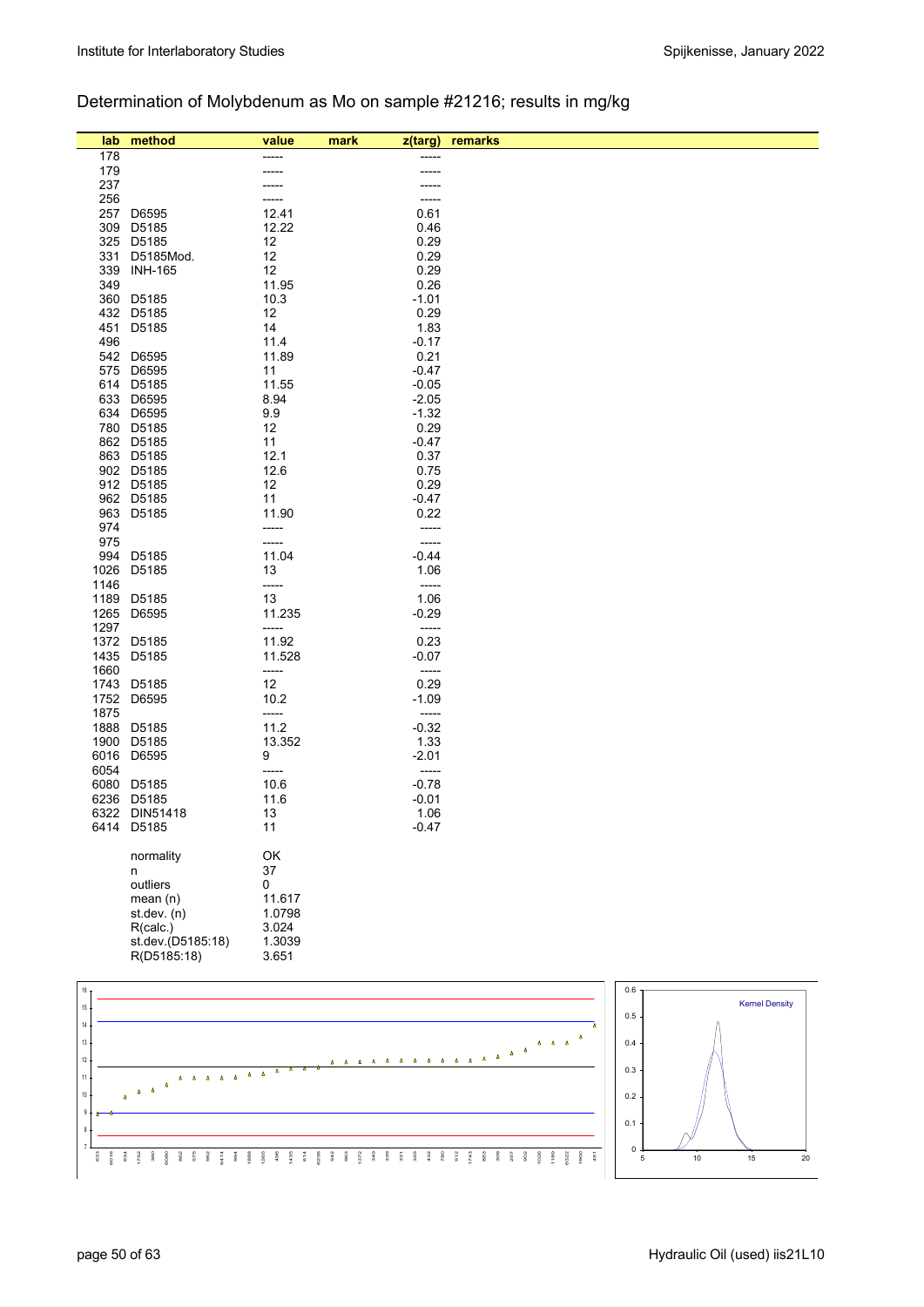## Determination of Molybdenum as Mo on sample #21216; results in mg/kg

| lab | method | value | mark | z(targ) | remarks |
|---|---|---|---|---|---|
| 178 | | ----- | | ----- | |
| 179 | | ----- | | ----- | |
| 237 | | ----- | | ----- | |
| 256 | | ----- | | ----- | |
| 257 | D6595 | 12.41 | | 0.61 | |
| 309 | D5185 | 12.22 | | 0.46 | |
| 325 | D5185 | 12 | | 0.29 | |
| 331 | D5185Mod. | 12 | | 0.29 | |
| 339 | INH-165 | 12 | | 0.29 | |
| 349 | | 11.95 | | 0.26 | |
| 360 | D5185 | 10.3 | | -1.01 | |
| 432 | D5185 | 12 | | 0.29 | |
| 451 | D5185 | 14 | | 1.83 | |
| 496 | | 11.4 | | -0.17 | |
| 542 | D6595 | 11.89 | | 0.21 | |
| 575 | D6595 | 11 | | -0.47 | |
| 614 | D5185 | 11.55 | | -0.05 | |
| 633 | D6595 | 8.94 | | -2.05 | |
| 634 | D6595 | 9.9 | | -1.32 | |
| 780 | D5185 | 12 | | 0.29 | |
| 862 | D5185 | 11 | | -0.47 | |
| 863 | D5185 | 12.1 | | 0.37 | |
| 902 | D5185 | 12.6 | | 0.75 | |
| 912 | D5185 | 12 | | 0.29 | |
| 962 | D5185 | 11 | | -0.47 | |
| 963 | D5185 | 11.90 | | 0.22 | |
| 974 | | ----- | | ----- | |
| 975 | | ----- | | ----- | |
| 994 | D5185 | 11.04 | | -0.44 | |
| 1026 | D5185 | 13 | | 1.06 | |
| 1146 | | ----- | | ----- | |
| 1189 | D5185 | 13 | | 1.06 | |
| 1265 | D6595 | 11.235 | | -0.29 | |
| 1297 | | ----- | | ----- | |
| 1372 | D5185 | 11.92 | | 0.23 | |
| 1435 | D5185 | 11.528 | | -0.07 | |
| 1660 | | ----- | | ----- | |
| 1743 | D5185 | 12 | | 0.29 | |
| 1752 | D6595 | 10.2 | | -1.09 | |
| 1875 | | ----- | | ----- | |
| 1888 | D5185 | 11.2 | | -0.32 | |
| 1900 | D5185 | 13.352 | | 1.33 | |
| 6016 | D6595 | 9 | | -2.01 | |
| 6054 | | ----- | | ----- | |
| 6080 | D5185 | 10.6 | | -0.78 | |
| 6236 | D5185 | 11.6 | | -0.01 | |
| 6322 | DIN51418 | 13 | | 1.06 | |
| 6414 | D5185 | 11 | | -0.47 | |

| | |
|---|---|
| normality | OK |
| n | 37 |
| outliers | 0 |
| mean (n) | 11.617 |
| st.dev. (n) | 1.0798 |
| R(calc.) | 3.024 |
| st.dev.(D5185:18) | 1.3039 |
| R(D5185:18) | 3.651 |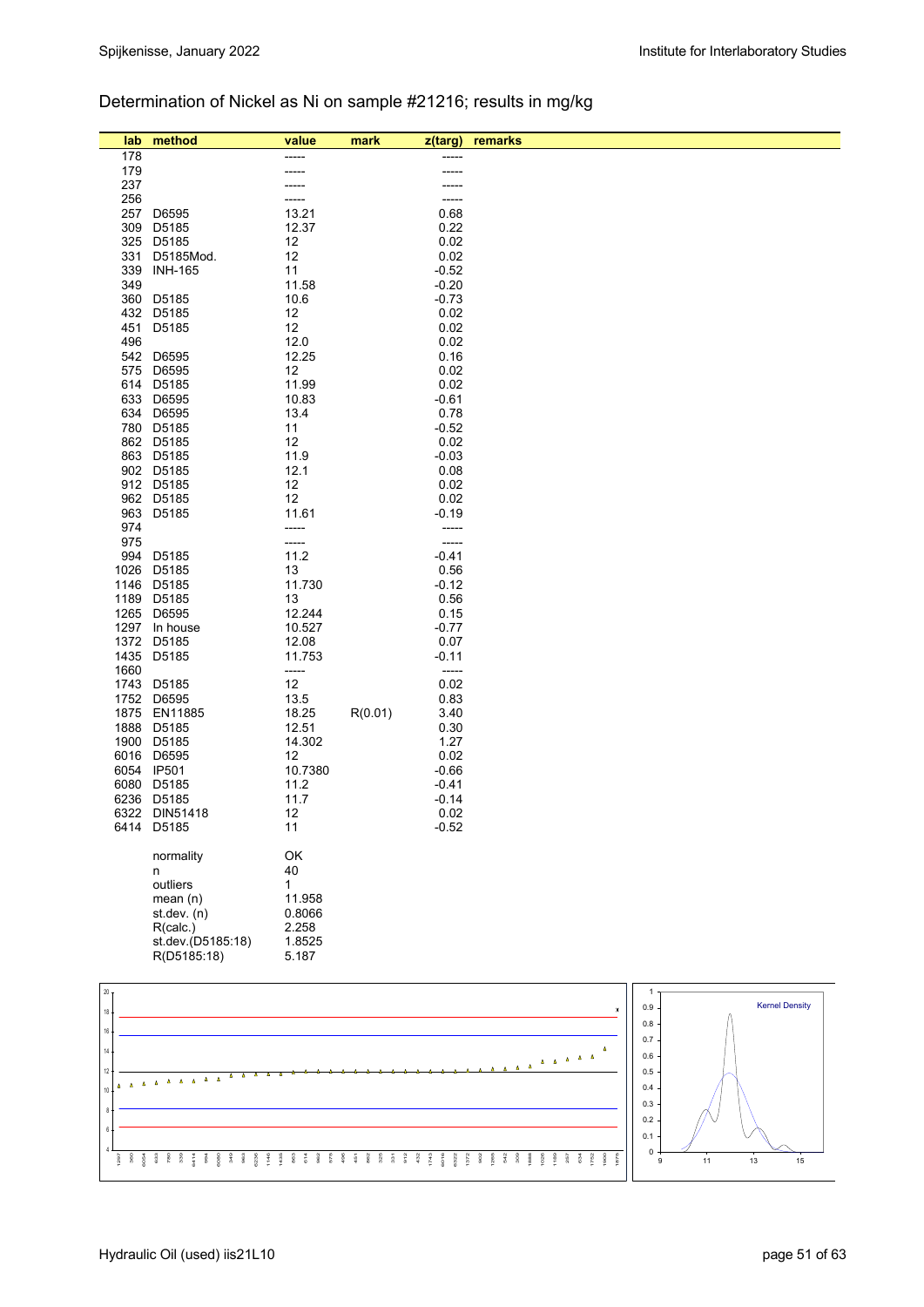Determination of Nickel as Ni on sample #21216; results in mg/kg

| lab | method | value | mark | z(targ) | remarks |
|---|---|---|---|---|---|
| 178 | | ----- | | ----- | |
| 179 | | ----- | | ----- | |
| 237 | | ----- | | ----- | |
| 256 | | ----- | | ----- | |
| 257 | D6595 | 13.21 | | 0.68 | |
| 309 | D5185 | 12.37 | | 0.22 | |
| 325 | D5185 | 12 | | 0.02 | |
| 331 | D5185Mod. | 12 | | 0.02 | |
| 339 | INH-165 | 11 | | -0.52 | |
| 349 | | 11.58 | | -0.20 | |
| 360 | D5185 | 10.6 | | -0.73 | |
| 432 | D5185 | 12 | | 0.02 | |
| 451 | D5185 | 12 | | 0.02 | |
| 496 | | 12.0 | | 0.02 | |
| 542 | D6595 | 12.25 | | 0.16 | |
| 575 | D6595 | 12 | | 0.02 | |
| 614 | D5185 | 11.99 | | 0.02 | |
| 633 | D6595 | 10.83 | | -0.61 | |
| 634 | D6595 | 13.4 | | 0.78 | |
| 780 | D5185 | 11 | | -0.52 | |
| 862 | D5185 | 12 | | 0.02 | |
| 863 | D5185 | 11.9 | | -0.03 | |
| 902 | D5185 | 12.1 | | 0.08 | |
| 912 | D5185 | 12 | | 0.02 | |
| 962 | D5185 | 12 | | 0.02 | |
| 963 | D5185 | 11.61 | | -0.19 | |
| 974 | | ----- | | ----- | |
| 975 | | ----- | | ----- | |
| 994 | D5185 | 11.2 | | -0.41 | |
| 1026 | D5185 | 13 | | 0.56 | |
| 1146 | D5185 | 11.730 | | -0.12 | |
| 1189 | D5185 | 13 | | 0.56 | |
| 1265 | D6595 | 12.244 | | 0.15 | |
| 1297 | In house | 10.527 | | -0.77 | |
| 1372 | D5185 | 12.08 | | 0.07 | |
| 1435 | D5185 | 11.753 | | -0.11 | |
| 1660 | | ----- | | ----- | |
| 1743 | D5185 | 12 | | 0.02 | |
| 1752 | D6595 | 13.5 | | 0.83 | |
| 1875 | EN11885 | 18.25 | R(0.01) | 3.40 | |
| 1888 | D5185 | 12.51 | | 0.30 | |
| 1900 | D5185 | 14.302 | | 1.27 | |
| 6016 | D6595 | 12 | | 0.02 | |
| 6054 | IP501 | 10.7380 | | -0.66 | |
| 6080 | D5185 | 11.2 | | -0.41 | |
| 6236 | D5185 | 11.7 | | -0.14 | |
| 6322 | DIN51418 | 12 | | 0.02 | |
| 6414 | D5185 | 11 | | -0.52 | |

| | |
|---|---|
| normality | OK |
| n | 40 |
| outliers | 1 |
| mean (n) | 11.958 |
| st.dev. (n) | 0.8066 |
| R(calc.) | 2.258 |
| st.dev.(D5185:18) | 1.8525 |
| R(D5185:18) | 5.187 |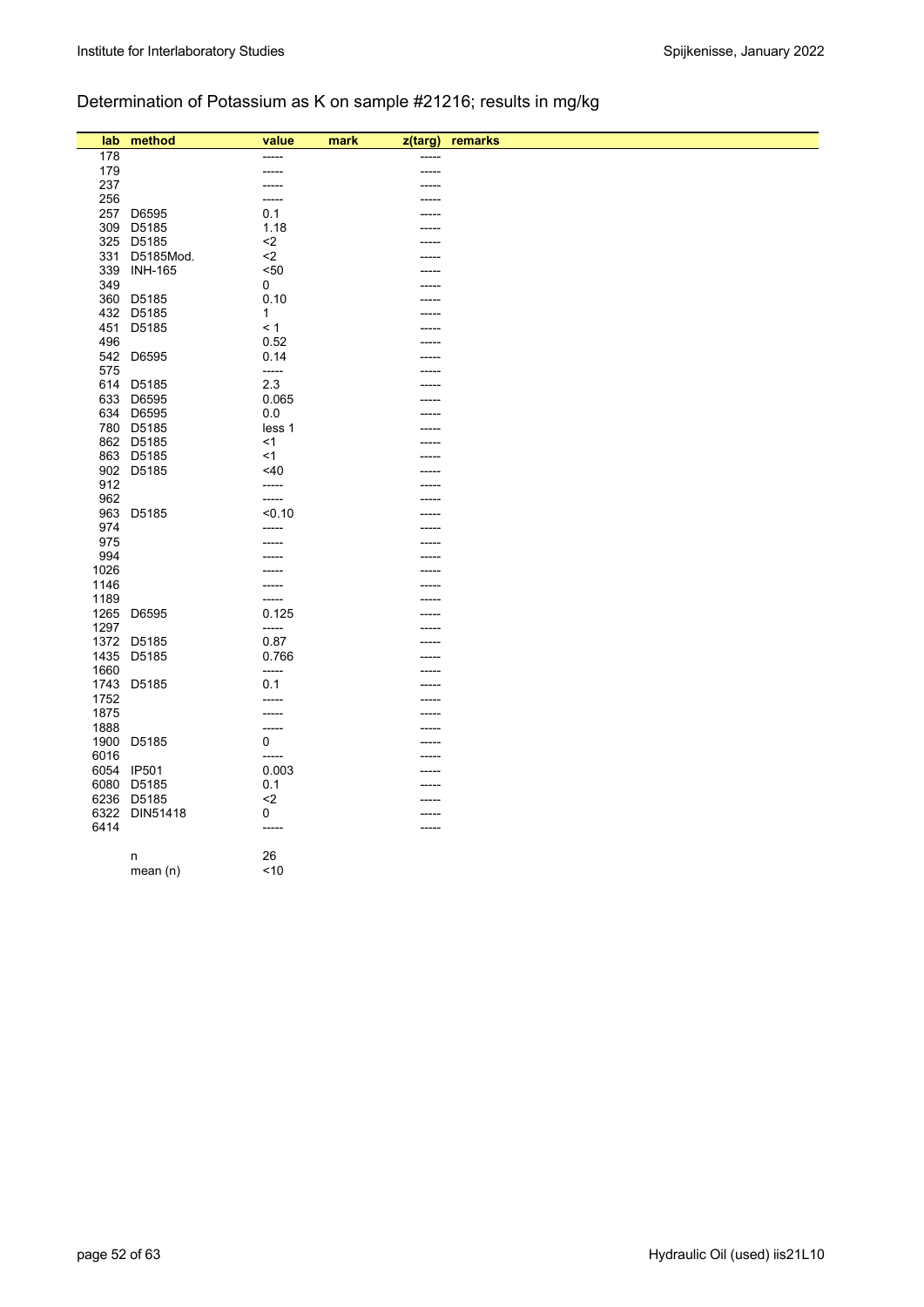Determination of Potassium as K on sample #21216; results in mg/kg

| lab | method | value | mark | z(targ) | remarks |
|---|---|---|---|---|---|
| 178 | | ----- | | ----- | |
| 179 | | ----- | | ----- | |
| 237 | | ----- | | ----- | |
| 256 | | ----- | | ----- | |
| 257 | D6595 | 0.1 | | ----- | |
| 309 | D5185 | 1.18 | | ----- | |
| 325 | D5185 | <2 | | ----- | |
| 331 | D5185Mod. | <2 | | ----- | |
| 339 | INH-165 | <50 | | ----- | |
| 349 | | 0 | | ----- | |
| 360 | D5185 | 0.10 | | ----- | |
| 432 | D5185 | 1 | | ----- | |
| 451 | D5185 | < 1 | | ----- | |
| 496 | | 0.52 | | ----- | |
| 542 | D6595 | 0.14 | | ----- | |
| 575 | | ----- | | ----- | |
| 614 | D5185 | 2.3 | | ----- | |
| 633 | D6595 | 0.065 | | ----- | |
| 634 | D6595 | 0.0 | | ----- | |
| 780 | D5185 | less 1 | | ----- | |
| 862 | D5185 | <1 | | ----- | |
| 863 | D5185 | <1 | | ----- | |
| 902 | D5185 | <40 | | ----- | |
| 912 | | ----- | | ----- | |
| 962 | | ----- | | ----- | |
| 963 | D5185 | <0.10 | | ----- | |
| 974 | | ----- | | ----- | |
| 975 | | ----- | | ----- | |
| 994 | | ----- | | ----- | |
| 1026 | | ----- | | ----- | |
| 1146 | | ----- | | ----- | |
| 1189 | | ----- | | ----- | |
| 1265 | D6595 | 0.125 | | ----- | |
| 1297 | | ----- | | ----- | |
| 1372 | D5185 | 0.87 | | ----- | |
| 1435 | D5185 | 0.766 | | ----- | |
| 1660 | | ----- | | ----- | |
| 1743 | D5185 | 0.1 | | ----- | |
| 1752 | | ----- | | ----- | |
| 1875 | | ----- | | ----- | |
| 1888 | | ----- | | ----- | |
| 1900 | D5185 | 0 | | ----- | |
| 6016 | | ----- | | ----- | |
| 6054 | IP501 | 0.003 | | ----- | |
| 6080 | D5185 | 0.1 | | ----- | |
| 6236 | D5185 | <2 | | ----- | |
| 6322 | DIN51418 | 0 | | ----- | |
| 6414 | | ----- | | ----- | |
| | n | 26 | | | |
| | mean (n) | <10 | | | |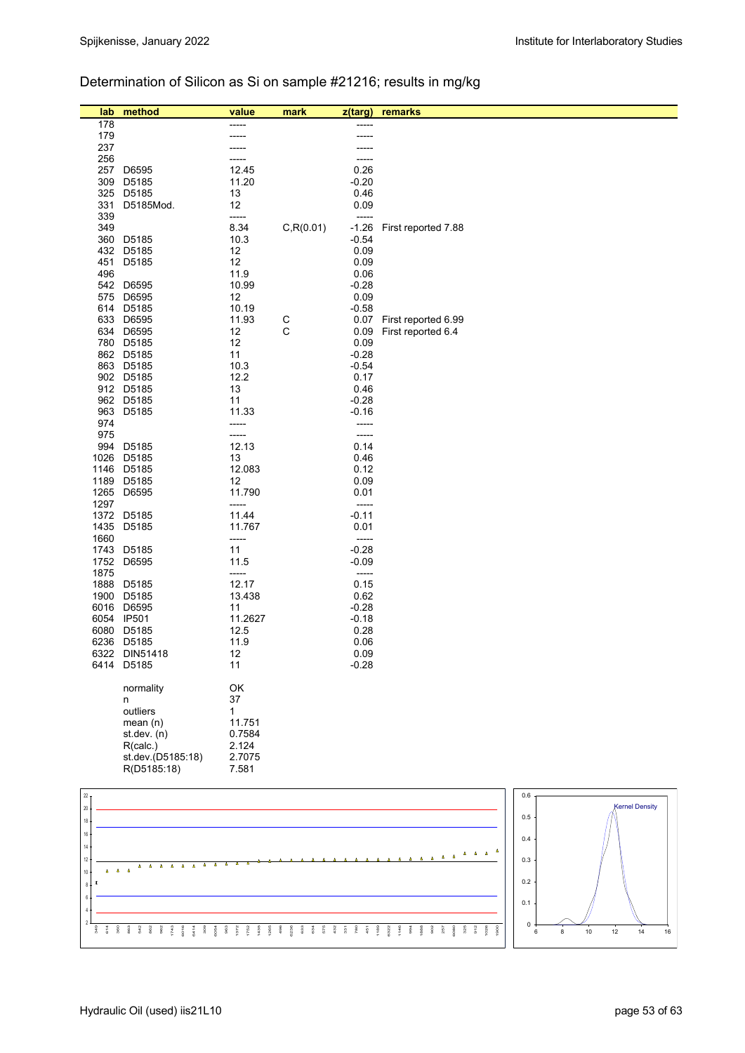Determination of Silicon as Si on sample #21216; results in mg/kg

| lab | method | value | mark | z(targ) | remarks |
|---|---|---|---|---|---|
| 178 | | ----- | | ----- | |
| 179 | | ----- | | ----- | |
| 237 | | ----- | | ----- | |
| 256 | | ----- | | ----- | |
| 257 | D6595 | 12.45 | | 0.26 | |
| 309 | D5185 | 11.20 | | -0.20 | |
| 325 | D5185 | 13 | | 0.46 | |
| 331 | D5185Mod. | 12 | | 0.09 | |
| 339 | | ----- | | ----- | |
| 349 | | 8.34 | C,R(0.01) | -1.26 | First reported 7.88 |
| 360 | D5185 | 10.3 | | -0.54 | |
| 432 | D5185 | 12 | | 0.09 | |
| 451 | D5185 | 12 | | 0.09 | |
| 496 | | 11.9 | | 0.06 | |
| 542 | D6595 | 10.99 | | -0.28 | |
| 575 | D6595 | 12 | | 0.09 | |
| 614 | D5185 | 10.19 | | -0.58 | |
| 633 | D6595 | 11.93 | C | 0.07 | First reported 6.99 |
| 634 | D6595 | 12 | C | 0.09 | First reported 6.4 |
| 780 | D5185 | 12 | | 0.09 | |
| 862 | D5185 | 11 | | -0.28 | |
| 863 | D5185 | 10.3 | | -0.54 | |
| 902 | D5185 | 12.2 | | 0.17 | |
| 912 | D5185 | 13 | | 0.46 | |
| 962 | D5185 | 11 | | -0.28 | |
| 963 | D5185 | 11.33 | | -0.16 | |
| 974 | | ----- | | ----- | |
| 975 | | ----- | | ----- | |
| 994 | D5185 | 12.13 | | 0.14 | |
| 1026 | D5185 | 13 | | 0.46 | |
| 1146 | D5185 | 12.083 | | 0.12 | |
| 1189 | D5185 | 12 | | 0.09 | |
| 1265 | D6595 | 11.790 | | 0.01 | |
| 1297 | | ----- | | ----- | |
| 1372 | D5185 | 11.44 | | -0.11 | |
| 1435 | D5185 | 11.767 | | 0.01 | |
| 1660 | | ----- | | ----- | |
| 1743 | D5185 | 11 | | -0.28 | |
| 1752 | D6595 | 11.5 | | -0.09 | |
| 1875 | | ----- | | ----- | |
| 1888 | D5185 | 12.17 | | 0.15 | |
| 1900 | D5185 | 13.438 | | 0.62 | |
| 6016 | D6595 | 11 | | -0.28 | |
| 6054 | IP501 | 11.2627 | | -0.18 | |
| 6080 | D5185 | 12.5 | | 0.28 | |
| 6236 | D5185 | 11.9 | | 0.06 | |
| 6322 | DIN51418 | 12 | | 0.09 | |
| 6414 | D5185 | 11 | | -0.28 | |

| | |
|---|---|
| normality | OK |
| n | 37 |
| outliers | 1 |
| mean (n) | 11.751 |
| st.dev. (n) | 0.7584 |
| R(calc.) | 2.124 |
| st.dev.(D5185:18) | 2.7075 |
| R(D5185:18) | 7.581 |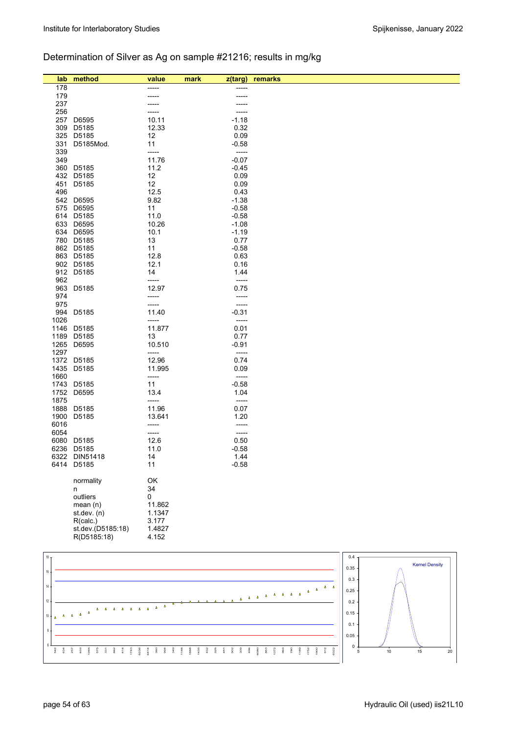## Determination of Silver as Ag on sample #21216; results in mg/kg

| lab | method | value | mark | z(targ) | remarks |
|---|---|---|---|---|---|
| 178 | | ----- | | ----- | |
| 179 | | ----- | | ----- | |
| 237 | | ----- | | ----- | |
| 256 | | ----- | | ----- | |
| 257 | D6595 | 10.11 | | -1.18 | |
| 309 | D5185 | 12.33 | | 0.32 | |
| 325 | D5185 | 12 | | 0.09 | |
| 331 | D5185Mod. | 11 | | -0.58 | |
| 339 | | ----- | | ----- | |
| 349 | | 11.76 | | -0.07 | |
| 360 | D5185 | 11.2 | | -0.45 | |
| 432 | D5185 | 12 | | 0.09 | |
| 451 | D5185 | 12 | | 0.09 | |
| 496 | | 12.5 | | 0.43 | |
| 542 | D6595 | 9.82 | | -1.38 | |
| 575 | D6595 | 11 | | -0.58 | |
| 614 | D5185 | 11.0 | | -0.58 | |
| 633 | D6595 | 10.26 | | -1.08 | |
| 634 | D6595 | 10.1 | | -1.19 | |
| 780 | D5185 | 13 | | 0.77 | |
| 862 | D5185 | 11 | | -0.58 | |
| 863 | D5185 | 12.8 | | 0.63 | |
| 902 | D5185 | 12.1 | | 0.16 | |
| 912 | D5185 | 14 | | 1.44 | |
| 962 | | ----- | | ----- | |
| 963 | D5185 | 12.97 | | 0.75 | |
| 974 | | ----- | | ----- | |
| 975 | | ----- | | ----- | |
| 994 | D5185 | 11.40 | | -0.31 | |
| 1026 | | ----- | | ----- | |
| 1146 | D5185 | 11.877 | | 0.01 | |
| 1189 | D5185 | 13 | | 0.77 | |
| 1265 | D6595 | 10.510 | | -0.91 | |
| 1297 | | ----- | | ----- | |
| 1372 | D5185 | 12.96 | | 0.74 | |
| 1435 | D5185 | 11.995 | | 0.09 | |
| 1660 | | ----- | | ----- | |
| 1743 | D5185 | 11 | | -0.58 | |
| 1752 | D6595 | 13.4 | | 1.04 | |
| 1875 | | ----- | | ----- | |
| 1888 | D5185 | 11.96 | | 0.07 | |
| 1900 | D5185 | 13.641 | | 1.20 | |
| 6016 | | ----- | | ----- | |
| 6054 | | ----- | | ----- | |
| 6080 | D5185 | 12.6 | | 0.50 | |
| 6236 | D5185 | 11.0 | | -0.58 | |
| 6322 | DIN51418 | 14 | | 1.44 | |
| 6414 | D5185 | 11 | | -0.58 | |

| | |
|---|---|
| normality | OK |
| n | 34 |
| outliers | 0 |
| mean (n) | 11.862 |
| st.dev. (n) | 1.1347 |
| R(calc.) | 3.177 |
| st.dev.(D5185:18) | 1.4827 |
| R(D5185:18) | 4.152 |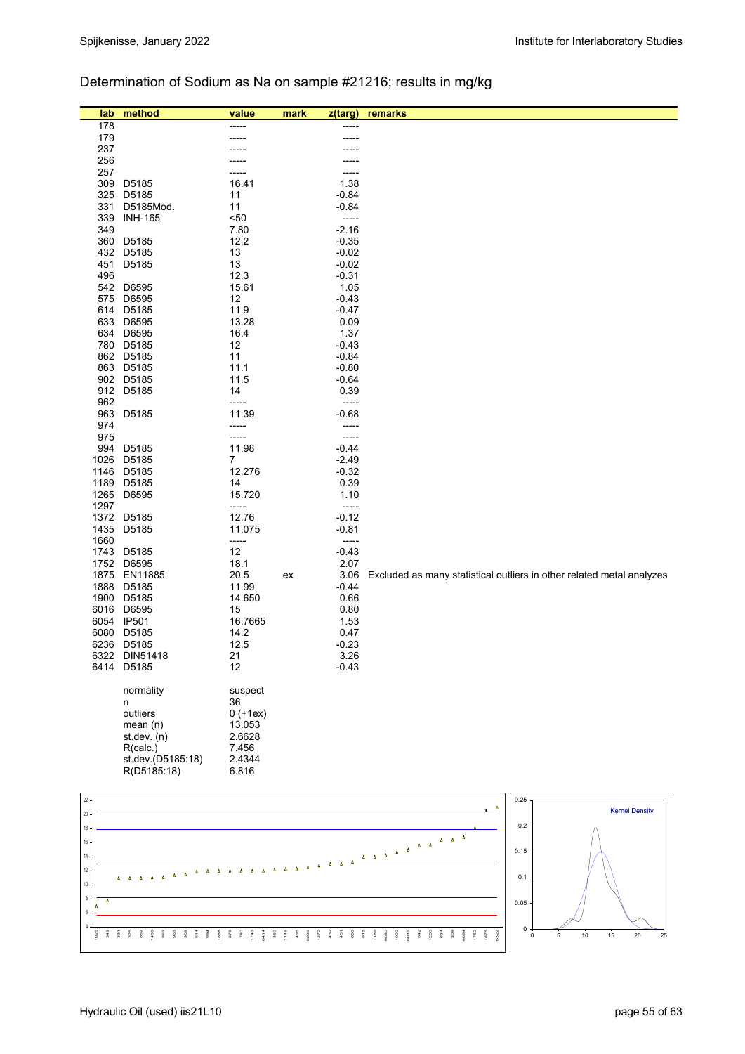## Determination of Sodium as Na on sample #21216; results in mg/kg

| lab | method | value | mark | z(targ) | remarks |
|---|---|---|---|---|---|
| 178 | | ----- | | ----- | |
| 179 | | ----- | | ----- | |
| 237 | | ----- | | ----- | |
| 256 | | ----- | | ----- | |
| 257 | | ----- | | ----- | |
| 309 | D5185 | 16.41 | | 1.38 | |
| 325 | D5185 | 11 | | -0.84 | |
| 331 | D5185Mod. | 11 | | -0.84 | |
| 339 | INH-165 | <50 | | ----- | |
| 349 | | 7.80 | | -2.16 | |
| 360 | D5185 | 12.2 | | -0.35 | |
| 432 | D5185 | 13 | | -0.02 | |
| 451 | D5185 | 13 | | -0.02 | |
| 496 | | 12.3 | | -0.31 | |
| 542 | D6595 | 15.61 | | 1.05 | |
| 575 | D6595 | 12 | | -0.43 | |
| 614 | D5185 | 11.9 | | -0.47 | |
| 633 | D6595 | 13.28 | | 0.09 | |
| 634 | D6595 | 16.4 | | 1.37 | |
| 780 | D5185 | 12 | | -0.43 | |
| 862 | D5185 | 11 | | -0.84 | |
| 863 | D5185 | 11.1 | | -0.80 | |
| 902 | D5185 | 11.5 | | -0.64 | |
| 912 | D5185 | 14 | | 0.39 | |
| 962 | | ----- | | ----- | |
| 963 | D5185 | 11.39 | | -0.68 | |
| 974 | | ----- | | ----- | |
| 975 | | ----- | | ----- | |
| 994 | D5185 | 11.98 | | -0.44 | |
| 1026 | D5185 | 7 | | -2.49 | |
| 1146 | D5185 | 12.276 | | -0.32 | |
| 1189 | D5185 | 14 | | 0.39 | |
| 1265 | D6595 | 15.720 | | 1.10 | |
| 1297 | | ----- | | ----- | |
| 1372 | D5185 | 12.76 | | -0.12 | |
| 1435 | D5185 | 11.075 | | -0.81 | |
| 1660 | | ----- | | ----- | |
| 1743 | D5185 | 12 | | -0.43 | |
| 1752 | D6595 | 18.1 | | 2.07 | |
| 1875 | EN11885 | 20.5 | ex | 3.06 | Excluded as many statistical outliers in other related metal analyzes |
| 1888 | D5185 | 11.99 | | -0.44 | |
| 1900 | D5185 | 14.650 | | 0.66 | |
| 6016 | D6595 | 15 | | 0.80 | |
| 6054 | IP501 | 16.7665 | | 1.53 | |
| 6080 | D5185 | 14.2 | | 0.47 | |
| 6236 | D5185 | 12.5 | | -0.23 | |
| 6322 | DIN51418 | 21 | | 3.26 | |
| 6414 | D5185 | 12 | | -0.43 | |
| | normality | suspect | | | |
| | n | 36 | | | |
| | outliers | 0 (+1ex) | | | |
| | mean (n) | 13.053 | | | |
| | st.dev. (n) | 2.6628 | | | |
| | R(calc.) | 7.456 | | | |
| | st.dev.(D5185:18) | 2.4344 | | | |
| | R(D5185:18) | 6.816 | | | |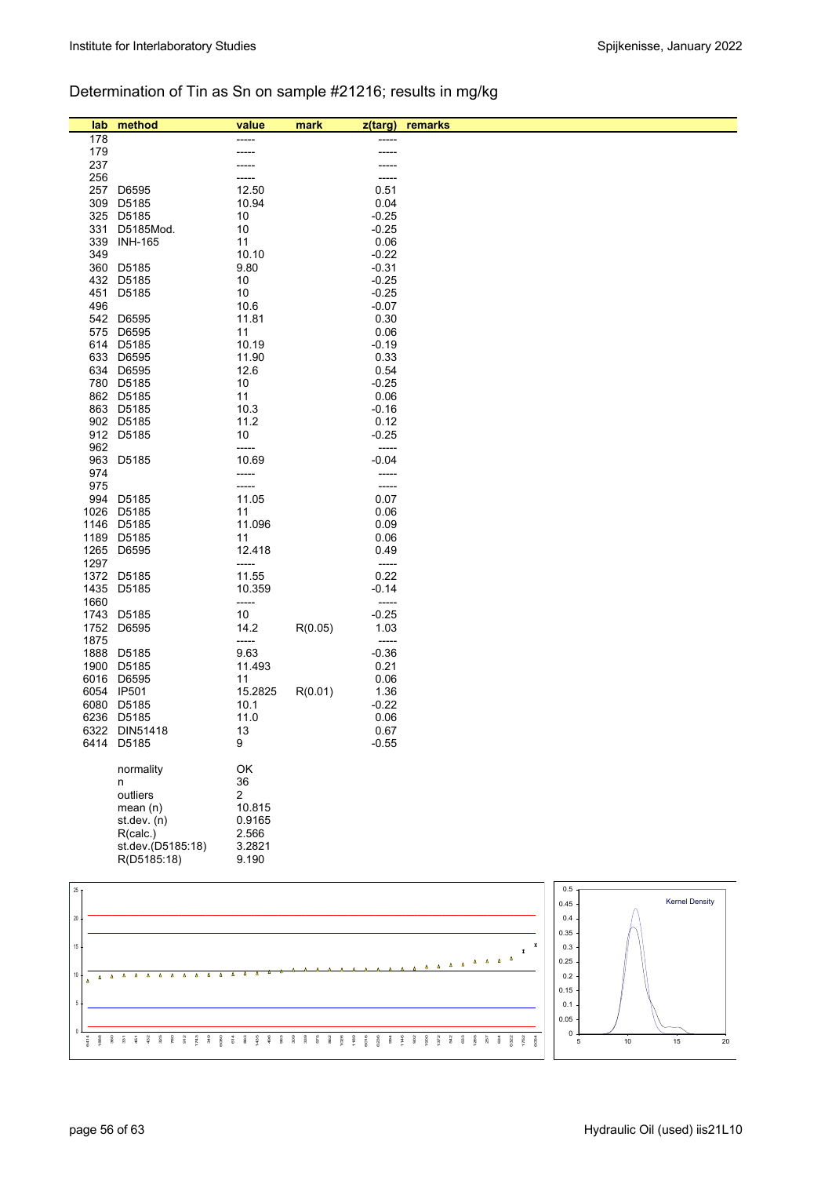## Determination of Tin as Sn on sample #21216; results in mg/kg

| lab | method | value | mark | z(targ) | remarks |
|---|---|---|---|---|---|
| 178 | | ----- | | ----- | |
| 179 | | ----- | | ----- | |
| 237 | | ----- | | ----- | |
| 256 | | ----- | | ----- | |
| 257 | D6595 | 12.50 | | 0.51 | |
| 309 | D5185 | 10.94 | | 0.04 | |
| 325 | D5185 | 10 | | -0.25 | |
| 331 | D5185Mod. | 10 | | -0.25 | |
| 339 | INH-165 | 11 | | 0.06 | |
| 349 | | 10.10 | | -0.22 | |
| 360 | D5185 | 9.80 | | -0.31 | |
| 432 | D5185 | 10 | | -0.25 | |
| 451 | D5185 | 10 | | -0.25 | |
| 496 | | 10.6 | | -0.07 | |
| 542 | D6595 | 11.81 | | 0.30 | |
| 575 | D6595 | 11 | | 0.06 | |
| 614 | D5185 | 10.19 | | -0.19 | |
| 633 | D6595 | 11.90 | | 0.33 | |
| 634 | D6595 | 12.6 | | 0.54 | |
| 780 | D5185 | 10 | | -0.25 | |
| 862 | D5185 | 11 | | 0.06 | |
| 863 | D5185 | 10.3 | | -0.16 | |
| 902 | D5185 | 11.2 | | 0.12 | |
| 912 | D5185 | 10 | | -0.25 | |
| 962 | | ----- | | ----- | |
| 963 | D5185 | 10.69 | | -0.04 | |
| 974 | | ----- | | ----- | |
| 975 | | ----- | | ----- | |
| 994 | D5185 | 11.05 | | 0.07 | |
| 1026 | D5185 | 11 | | 0.06 | |
| 1146 | D5185 | 11.096 | | 0.09 | |
| 1189 | D5185 | 11 | | 0.06 | |
| 1265 | D6595 | 12.418 | | 0.49 | |
| 1297 | | ----- | | ----- | |
| 1372 | D5185 | 11.55 | | 0.22 | |
| 1435 | D5185 | 10.359 | | -0.14 | |
| 1660 | | ----- | | ----- | |
| 1743 | D5185 | 10 | | -0.25 | |
| 1752 | D6595 | 14.2 | R(0.05) | 1.03 | |
| 1875 | | ----- | | ----- | |
| 1888 | D5185 | 9.63 | | -0.36 | |
| 1900 | D5185 | 11.493 | | 0.21 | |
| 6016 | D6595 | 11 | | 0.06 | |
| 6054 | IP501 | 15.2825 | R(0.01) | 1.36 | |
| 6080 | D5185 | 10.1 | | -0.22 | |
| 6236 | D5185 | 11.0 | | 0.06 | |
| 6322 | DIN51418 | 13 | | 0.67 | |
| 6414 | D5185 | 9 | | -0.55 | |
| | normality | OK | | | |
| | n | 36 | | | |
| | outliers | 2 | | | |
| | mean (n) | 10.815 | | | |
| | st.dev. (n) | 0.9165 | | | |
| | R(calc.) | 2.566 | | | |
| | st.dev.(D5185:18) | 3.2821 | | | |
| | R(D5185:18) | 9.190 | | | |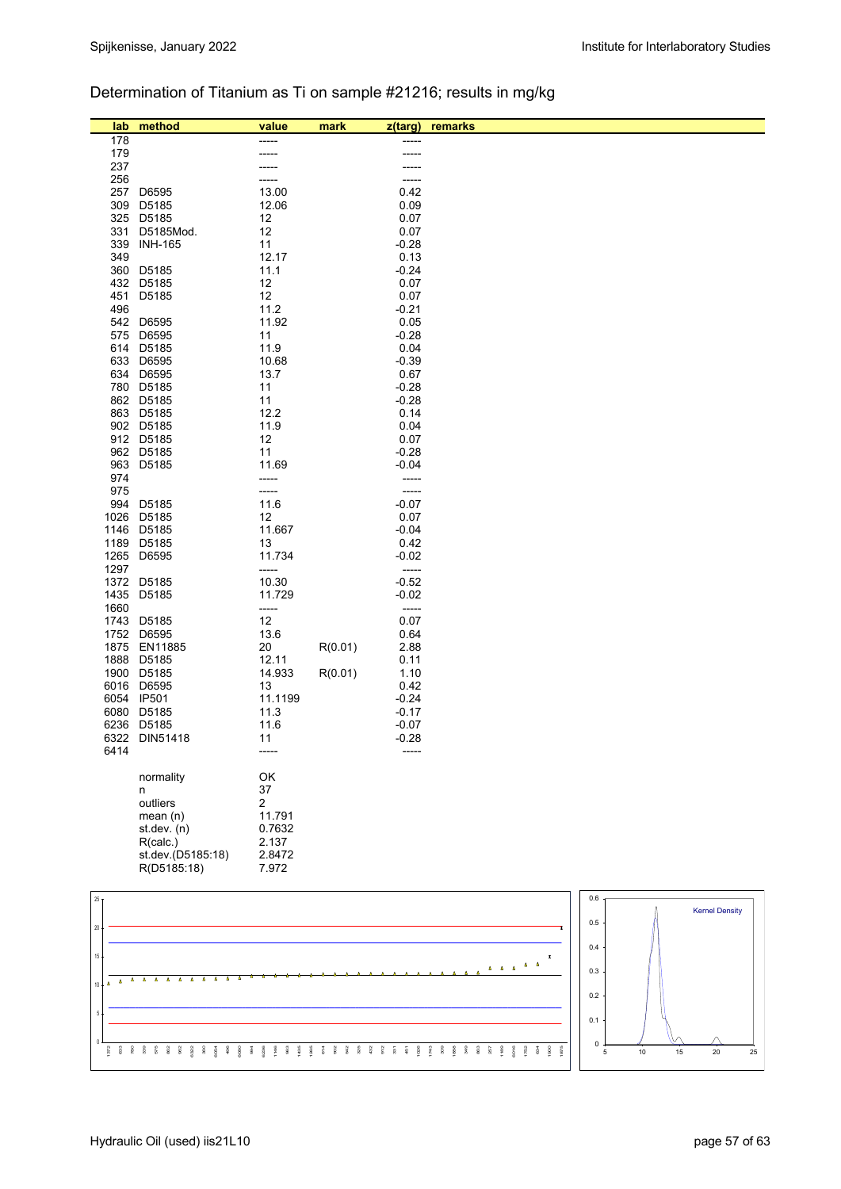## Determination of Titanium as Ti on sample #21216; results in mg/kg

| lab | method | value | mark | z(targ) | remarks |
|---|---|---|---|---|---|
| 178 | | ----- | | ----- | |
| 179 | | ----- | | ----- | |
| 237 | | ----- | | ----- | |
| 256 | | ----- | | ----- | |
| 257 | D6595 | 13.00 | | 0.42 | |
| 309 | D5185 | 12.06 | | 0.09 | |
| 325 | D5185 | 12 | | 0.07 | |
| 331 | D5185Mod. | 12 | | 0.07 | |
| 339 | INH-165 | 11 | | -0.28 | |
| 349 | | 12.17 | | 0.13 | |
| 360 | D5185 | 11.1 | | -0.24 | |
| 432 | D5185 | 12 | | 0.07 | |
| 451 | D5185 | 12 | | 0.07 | |
| 496 | | 11.2 | | -0.21 | |
| 542 | D6595 | 11.92 | | 0.05 | |
| 575 | D6595 | 11 | | -0.28 | |
| 614 | D5185 | 11.9 | | 0.04 | |
| 633 | D6595 | 10.68 | | -0.39 | |
| 634 | D6595 | 13.7 | | 0.67 | |
| 780 | D5185 | 11 | | -0.28 | |
| 862 | D5185 | 11 | | -0.28 | |
| 863 | D5185 | 12.2 | | 0.14 | |
| 902 | D5185 | 11.9 | | 0.04 | |
| 912 | D5185 | 12 | | 0.07 | |
| 962 | D5185 | 11 | | -0.28 | |
| 963 | D5185 | 11.69 | | -0.04 | |
| 974 | | ----- | | ----- | |
| 975 | | ----- | | ----- | |
| 994 | D5185 | 11.6 | | -0.07 | |
| 1026 | D5185 | 12 | | 0.07 | |
| 1146 | D5185 | 11.667 | | -0.04 | |
| 1189 | D5185 | 13 | | 0.42 | |
| 1265 | D6595 | 11.734 | | -0.02 | |
| 1297 | | ----- | | ----- | |
| 1372 | D5185 | 10.30 | | -0.52 | |
| 1435 | D5185 | 11.729 | | -0.02 | |
| 1660 | | ----- | | ----- | |
| 1743 | D5185 | 12 | | 0.07 | |
| 1752 | D6595 | 13.6 | | 0.64 | |
| 1875 | EN11885 | 20 | R(0.01) | 2.88 | |
| 1888 | D5185 | 12.11 | | 0.11 | |
| 1900 | D5185 | 14.933 | R(0.01) | 1.10 | |
| 6016 | D6595 | 13 | | 0.42 | |
| 6054 | IP501 | 11.1199 | | -0.24 | |
| 6080 | D5185 | 11.3 | | -0.17 | |
| 6236 | D5185 | 11.6 | | -0.07 | |
| 6322 | DIN51418 | 11 | | -0.28 | |
| 6414 | | ----- | | ----- | |

| | |
|---|---|
| normality | OK |
| n | 37 |
| outliers | 2 |
| mean (n) | 11.791 |
| st.dev. (n) | 0.7632 |
| R(calc.) | 2.137 |
| st.dev.(D5185:18) | 2.8472 |
| R(D5185:18) | 7.972 |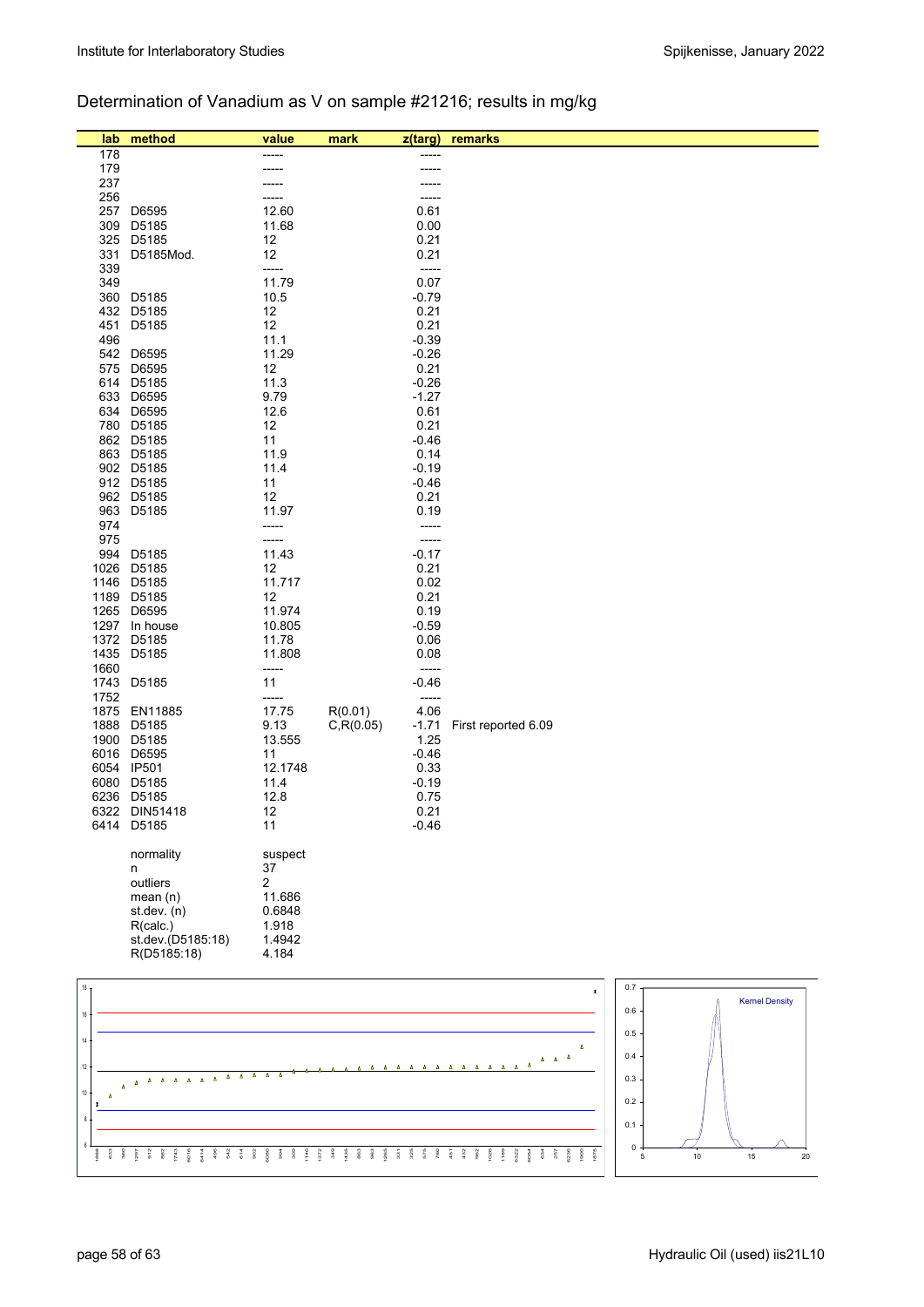## Determination of Vanadium as V on sample #21216; results in mg/kg

| lab | method | value | mark | z(targ) | remarks |
|---|---|---|---|---|---|
| 178 | | ----- | | ----- | |
| 179 | | ----- | | ----- | |
| 237 | | ----- | | ----- | |
| 256 | | ----- | | ----- | |
| 257 | D6595 | 12.60 | | 0.61 | |
| 309 | D5185 | 11.68 | | 0.00 | |
| 325 | D5185 | 12 | | 0.21 | |
| 331 | D5185Mod. | 12 | | 0.21 | |
| 339 | | ----- | | ----- | |
| 349 | | 11.79 | | 0.07 | |
| 360 | D5185 | 10.5 | | -0.79 | |
| 432 | D5185 | 12 | | 0.21 | |
| 451 | D5185 | 12 | | 0.21 | |
| 496 | | 11.1 | | -0.39 | |
| 542 | D6595 | 11.29 | | -0.26 | |
| 575 | D6595 | 12 | | 0.21 | |
| 614 | D5185 | 11.3 | | -0.26 | |
| 633 | D6595 | 9.79 | | -1.27 | |
| 634 | D6595 | 12.6 | | 0.61 | |
| 780 | D5185 | 12 | | 0.21 | |
| 862 | D5185 | 11 | | -0.46 | |
| 863 | D5185 | 11.9 | | 0.14 | |
| 902 | D5185 | 11.4 | | -0.19 | |
| 912 | D5185 | 11 | | -0.46 | |
| 962 | D5185 | 12 | | 0.21 | |
| 963 | D5185 | 11.97 | | 0.19 | |
| 974 | | ----- | | ----- | |
| 975 | | ----- | | ----- | |
| 994 | D5185 | 11.43 | | -0.17 | |
| 1026 | D5185 | 12 | | 0.21 | |
| 1146 | D5185 | 11.717 | | 0.02 | |
| 1189 | D5185 | 12 | | 0.21 | |
| 1265 | D6595 | 11.974 | | 0.19 | |
| 1297 | In house | 10.805 | | -0.59 | |
| 1372 | D5185 | 11.78 | | 0.06 | |
| 1435 | D5185 | 11.808 | | 0.08 | |
| 1660 | | ----- | | ----- | |
| 1743 | D5185 | 11 | | -0.46 | |
| 1752 | | ----- | | ----- | |
| 1875 | EN11885 | 17.75 | R(0.01) | 4.06 | |
| 1888 | D5185 | 9.13 | C,R(0.05) | -1.71 | First reported 6.09 |
| 1900 | D5185 | 13.555 | | 1.25 | |
| 6016 | D6595 | 11 | | -0.46 | |
| 6054 | IP501 | 12.1748 | | 0.33 | |
| 6080 | D5185 | 11.4 | | -0.19 | |
| 6236 | D5185 | 12.8 | | 0.75 | |
| 6322 | DIN51418 | 12 | | 0.21 | |
| 6414 | D5185 | 11 | | -0.46 | |

| | |
|---|---|
| normality | suspect |
| n | 37 |
| outliers | 2 |
| mean (n) | 11.686 |
| st.dev. (n) | 0.6848 |
| R(calc.) | 1.918 |
| st.dev.(D5185:18) | 1.4942 |
| R(D5185:18) | 4.184 |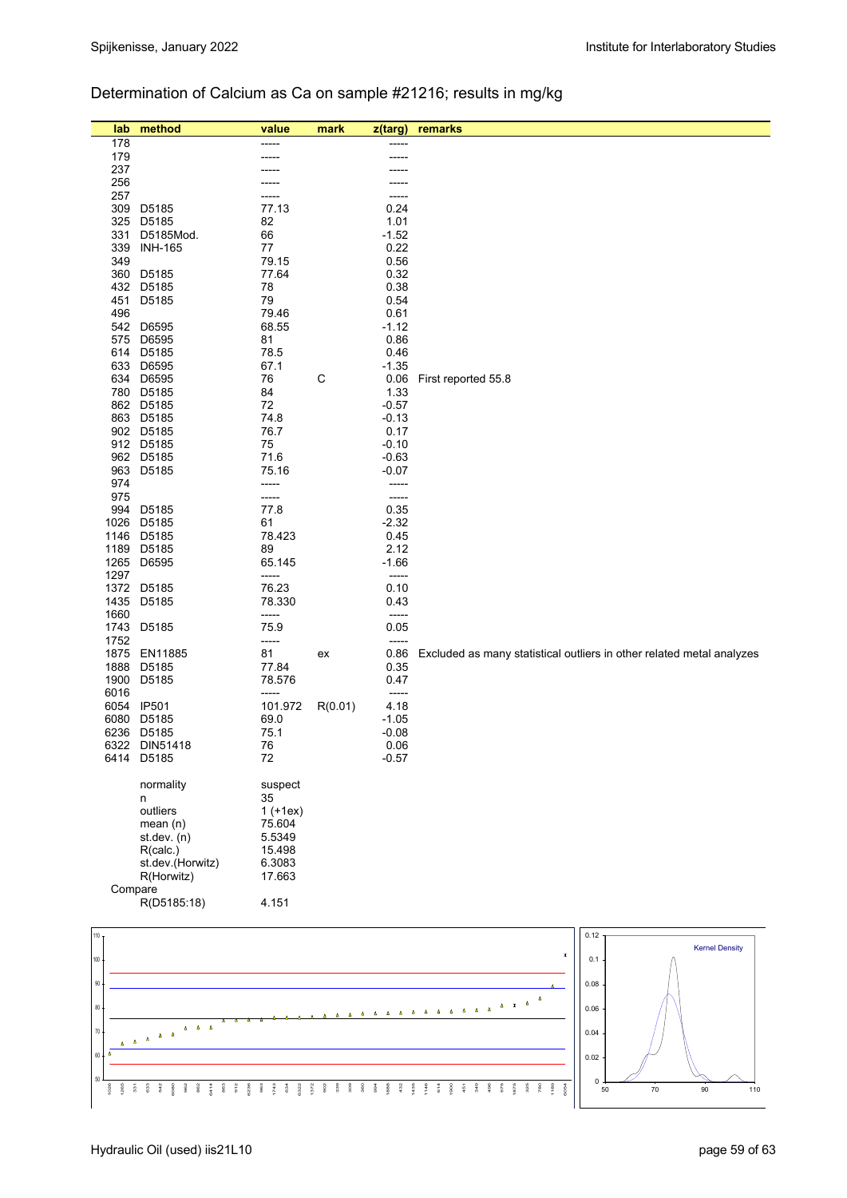## Determination of Calcium as Ca on sample #21216; results in mg/kg

| lab | method | value | mark | z(targ) | remarks |
|---|---|---|---|---|---|
| 178 | | ----- | | ----- | |
| 179 | | ----- | | ----- | |
| 237 | | ----- | | ----- | |
| 256 | | ----- | | ----- | |
| 257 | | ----- | | ----- | |
| 309 | D5185 | 77.13 | | 0.24 | |
| 325 | D5185 | 82 | | 1.01 | |
| 331 | D5185Mod. | 66 | | -1.52 | |
| 339 | INH-165 | 77 | | 0.22 | |
| 349 | | 79.15 | | 0.56 | |
| 360 | D5185 | 77.64 | | 0.32 | |
| 432 | D5185 | 78 | | 0.38 | |
| 451 | D5185 | 79 | | 0.54 | |
| 496 | | 79.46 | | 0.61 | |
| 542 | D6595 | 68.55 | | -1.12 | |
| 575 | D6595 | 81 | | 0.86 | |
| 614 | D5185 | 78.5 | | 0.46 | |
| 633 | D6595 | 67.1 | | -1.35 | |
| 634 | D6595 | 76 | C | 0.06 | First reported 55.8 |
| 780 | D5185 | 84 | | 1.33 | |
| 862 | D5185 | 72 | | -0.57 | |
| 863 | D5185 | 74.8 | | -0.13 | |
| 902 | D5185 | 76.7 | | 0.17 | |
| 912 | D5185 | 75 | | -0.10 | |
| 962 | D5185 | 71.6 | | -0.63 | |
| 963 | D5185 | 75.16 | | -0.07 | |
| 974 | | ----- | | ----- | |
| 975 | | ----- | | ----- | |
| 994 | D5185 | 77.8 | | 0.35 | |
| 1026 | D5185 | 61 | | -2.32 | |
| 1146 | D5185 | 78.423 | | 0.45 | |
| 1189 | D5185 | 89 | | 2.12 | |
| 1265 | D6595 | 65.145 | | -1.66 | |
| 1297 | | ----- | | ----- | |
| 1372 | D5185 | 76.23 | | 0.10 | |
| 1435 | D5185 | 78.330 | | 0.43 | |
| 1660 | | ----- | | ----- | |
| 1743 | D5185 | 75.9 | | 0.05 | |
| 1752 | | ----- | | ----- | |
| 1875 | EN11885 | 81 | ex | 0.86 | Excluded as many statistical outliers in other related metal analyzes |
| 1888 | D5185 | 77.84 | | 0.35 | |
| 1900 | D5185 | 78.576 | | 0.47 | |
| 6016 | | ----- | | ----- | |
| 6054 | IP501 | 101.972 | R(0.01) | 4.18 | |
| 6080 | D5185 | 69.0 | | -1.05 | |
| 6236 | D5185 | 75.1 | | -0.08 | |
| 6322 | DIN51418 | 76 | | 0.06 | |
| 6414 | D5185 | 72 | | -0.57 | |

| | |
|---|---|
| normality | suspect |
| n | 35 |
| outliers | 1 (+1ex) |
| mean (n) | 75.604 |
| st.dev. (n) | 5.5349 |
| R(calc.) | 15.498 |
| st.dev.(Horwitz) | 6.3083 |
| R(Horwitz) | 17.663 |
| Compare | |
| R(D5185:18) | 4.151 |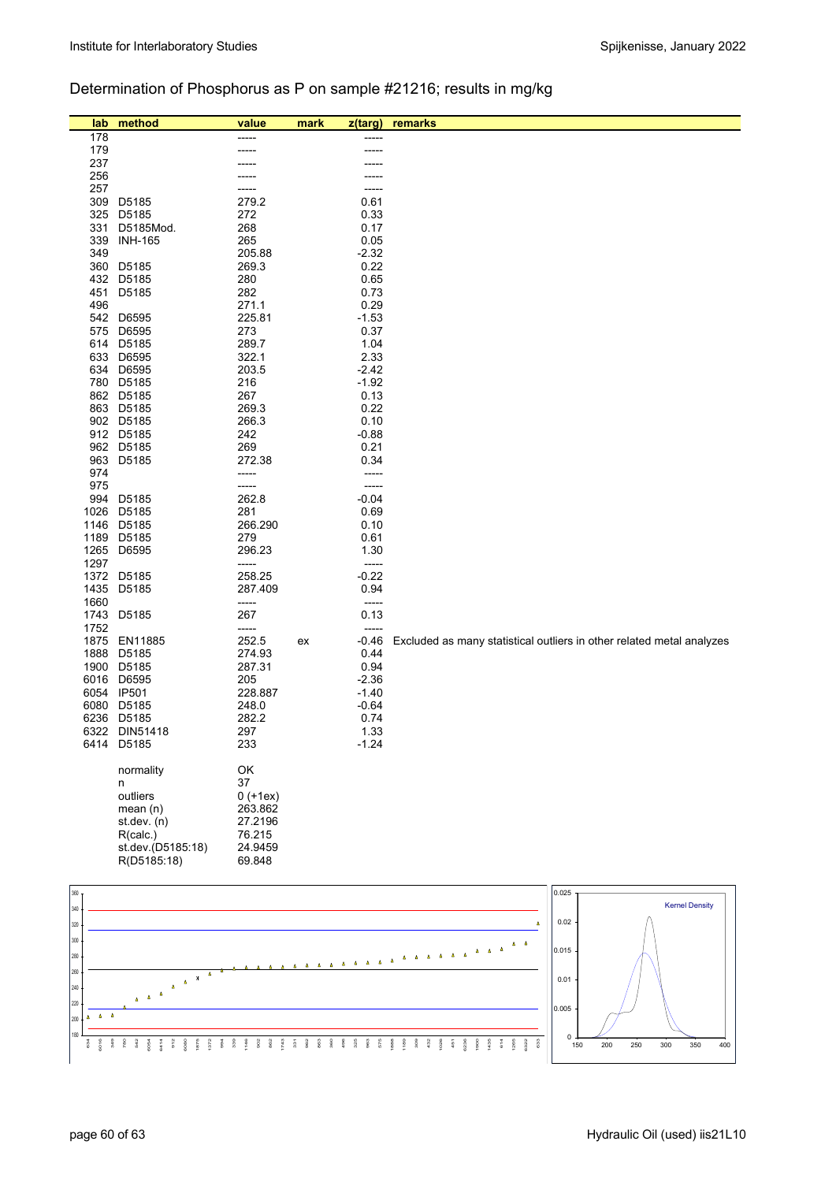## Determination of Phosphorus as P on sample #21216; results in mg/kg

| lab | method | value | mark | z(targ) | remarks |
|---|---|---|---|---|---|
| 178 | | ----- | | ----- | |
| 179 | | ----- | | ----- | |
| 237 | | ----- | | ----- | |
| 256 | | ----- | | ----- | |
| 257 | | ----- | | ----- | |
| 309 | D5185 | 279.2 | | 0.61 | |
| 325 | D5185 | 272 | | 0.33 | |
| 331 | D5185Mod. | 268 | | 0.17 | |
| 339 | INH-165 | 265 | | 0.05 | |
| 349 | | 205.88 | | -2.32 | |
| 360 | D5185 | 269.3 | | 0.22 | |
| 432 | D5185 | 280 | | 0.65 | |
| 451 | D5185 | 282 | | 0.73 | |
| 496 | | 271.1 | | 0.29 | |
| 542 | D6595 | 225.81 | | -1.53 | |
| 575 | D6595 | 273 | | 0.37 | |
| 614 | D5185 | 289.7 | | 1.04 | |
| 633 | D6595 | 322.1 | | 2.33 | |
| 634 | D6595 | 203.5 | | -2.42 | |
| 780 | D5185 | 216 | | -1.92 | |
| 862 | D5185 | 267 | | 0.13 | |
| 863 | D5185 | 269.3 | | 0.22 | |
| 902 | D5185 | 266.3 | | 0.10 | |
| 912 | D5185 | 242 | | -0.88 | |
| 962 | D5185 | 269 | | 0.21 | |
| 963 | D5185 | 272.38 | | 0.34 | |
| 974 | | ----- | | ----- | |
| 975 | | ----- | | ----- | |
| 994 | D5185 | 262.8 | | -0.04 | |
| 1026 | D5185 | 281 | | 0.69 | |
| 1146 | D5185 | 266.290 | | 0.10 | |
| 1189 | D5185 | 279 | | 0.61 | |
| 1265 | D6595 | 296.23 | | 1.30 | |
| 1297 | | ----- | | ----- | |
| 1372 | D5185 | 258.25 | | -0.22 | |
| 1435 | D5185 | 287.409 | | 0.94 | |
| 1660 | | ----- | | ----- | |
| 1743 | D5185 | 267 | | 0.13 | |
| 1752 | | ----- | | ----- | |
| 1875 | EN11885 | 252.5 | ex | -0.46 | Excluded as many statistical outliers in other related metal analyzes |
| 1888 | D5185 | 274.93 | | 0.44 | |
| 1900 | D5185 | 287.31 | | 0.94 | |
| 6016 | D6595 | 205 | | -2.36 | |
| 6054 | IP501 | 228.887 | | -1.40 | |
| 6080 | D5185 | 248.0 | | -0.64 | |
| 6236 | D5185 | 282.2 | | 0.74 | |
| 6322 | DIN51418 | 297 | | 1.33 | |
| 6414 | D5185 | 233 | | -1.24 | |
| | normality | OK | | | |
| | n | 37 | | | |
| | outliers | 0 (+1ex) | | | |
| | mean (n) | 263.862 | | | |
| | st.dev. (n) | 27.2196 | | | |
| | R(calc.) | 76.215 | | | |
| | st.dev.(D5185:18) | 24.9459 | | | |
| | R(D5185:18) | 69.848 | | | |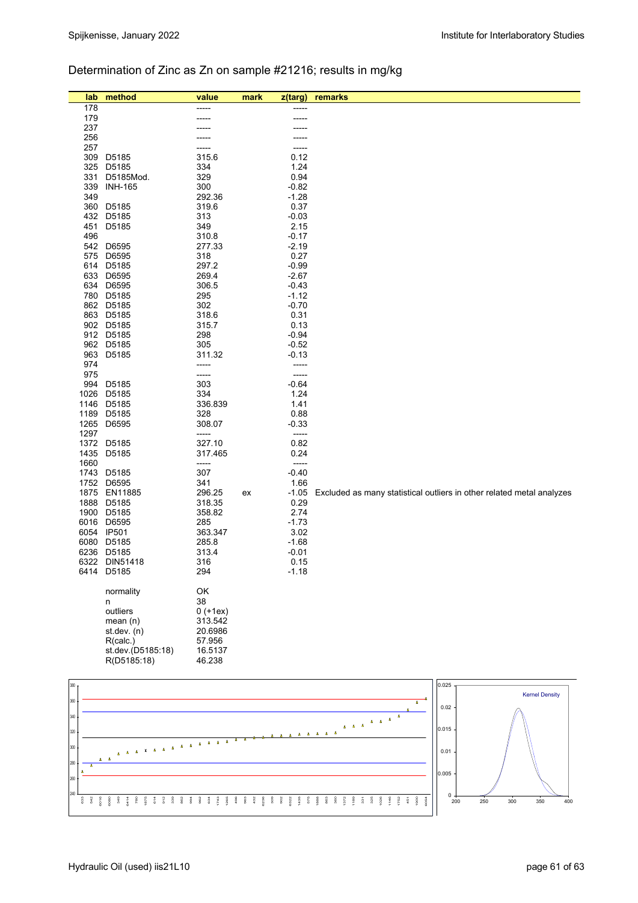## Determination of Zinc as Zn on sample #21216; results in mg/kg

| lab | method | value | mark | z(targ) | remarks |
|---|---|---|---|---|---|
| 178 | | ----- | | ----- | |
| 179 | | ----- | | ----- | |
| 237 | | ----- | | ----- | |
| 256 | | ----- | | ----- | |
| 257 | | ----- | | ----- | |
| 309 | D5185 | 315.6 | | 0.12 | |
| 325 | D5185 | 334 | | 1.24 | |
| 331 | D5185Mod. | 329 | | 0.94 | |
| 339 | INH-165 | 300 | | -0.82 | |
| 349 | | 292.36 | | -1.28 | |
| 360 | D5185 | 319.6 | | 0.37 | |
| 432 | D5185 | 313 | | -0.03 | |
| 451 | D5185 | 349 | | 2.15 | |
| 496 | | 310.8 | | -0.17 | |
| 542 | D6595 | 277.33 | | -2.19 | |
| 575 | D6595 | 318 | | 0.27 | |
| 614 | D5185 | 297.2 | | -0.99 | |
| 633 | D6595 | 269.4 | | -2.67 | |
| 634 | D6595 | 306.5 | | -0.43 | |
| 780 | D5185 | 295 | | -1.12 | |
| 862 | D5185 | 302 | | -0.70 | |
| 863 | D5185 | 318.6 | | 0.31 | |
| 902 | D5185 | 315.7 | | 0.13 | |
| 912 | D5185 | 298 | | -0.94 | |
| 962 | D5185 | 305 | | -0.52 | |
| 963 | D5185 | 311.32 | | -0.13 | |
| 974 | | ----- | | ----- | |
| 975 | | ----- | | ----- | |
| 994 | D5185 | 303 | | -0.64 | |
| 1026 | D5185 | 334 | | 1.24 | |
| 1146 | D5185 | 336.839 | | 1.41 | |
| 1189 | D5185 | 328 | | 0.88 | |
| 1265 | D6595 | 308.07 | | -0.33 | |
| 1297 | | ----- | | ----- | |
| 1372 | D5185 | 327.10 | | 0.82 | |
| 1435 | D5185 | 317.465 | | 0.24 | |
| 1660 | | ----- | | ----- | |
| 1743 | D5185 | 307 | | -0.40 | |
| 1752 | D6595 | 341 | | 1.66 | |
| 1875 | EN11885 | 296.25 | ex | -1.05 | Excluded as many statistical outliers in other related metal analyzes |
| 1888 | D5185 | 318.35 | | 0.29 | |
| 1900 | D5185 | 358.82 | | 2.74 | |
| 6016 | D6595 | 285 | | -1.73 | |
| 6054 | IP501 | 363.347 | | 3.02 | |
| 6080 | D5185 | 285.8 | | -1.68 | |
| 6236 | D5185 | 313.4 | | -0.01 | |
| 6322 | DIN51418 | 316 | | 0.15 | |
| 6414 | D5185 | 294 | | -1.18 | |

| | |
|---|---|
| normality | OK |
| n | 38 |
| outliers | 0 (+1ex) |
| mean (n) | 313.542 |
| st.dev. (n) | 20.6986 |
| R(calc.) | 57.956 |
| st.dev.(D5185:18) | 16.5137 |
| R(D5185:18) | 46.238 |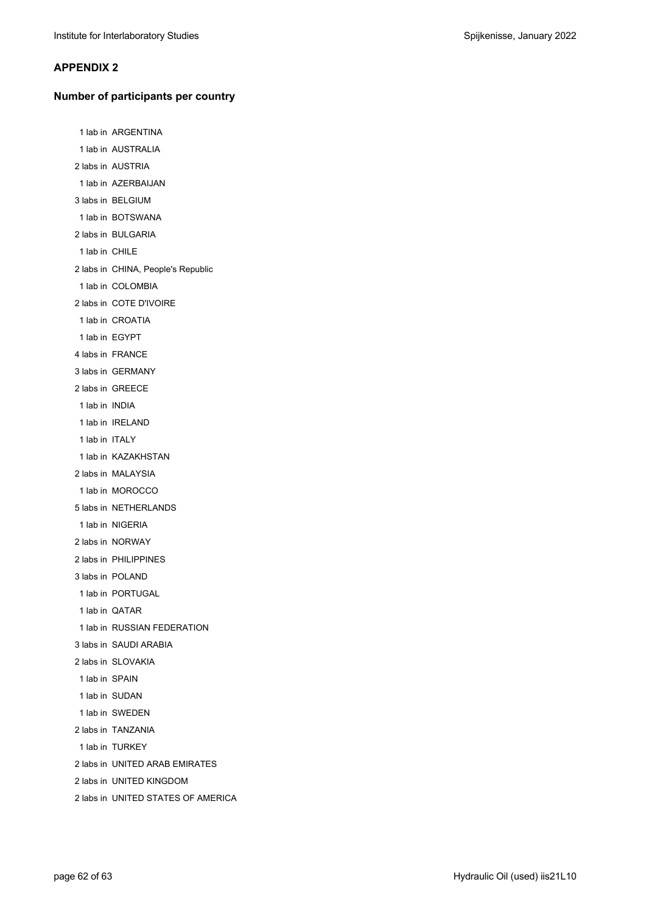## APPENDIX 2

### Number of participants per country

1 lab in ARGENTINA  
1 lab in AUSTRALIA  
2 labs in AUSTRIA  
1 lab in AZERBAIJAN  
3 labs in BELGIUM  
1 lab in BOTSWANA  
2 labs in BULGARIA  
1 lab in CHILE  
2 labs in CHINA, People's Republic  
1 lab in COLOMBIA  
2 labs in COTE D'IVOIRE  
1 lab in CROATIA  
1 lab in EGYPT  
4 labs in FRANCE  
3 labs in GERMANY  
2 labs in GREECE  
1 lab in INDIA  
1 lab in IRELAND  
1 lab in ITALY  
1 lab in KAZAKHSTAN  
2 labs in MALAYSIA  
1 lab in MOROCCO  
5 labs in NETHERLANDS  
1 lab in NIGERIA  
2 labs in NORWAY  
2 labs in PHILIPPINES  
3 labs in POLAND  
1 lab in PORTUGAL  
1 lab in QATAR  
1 lab in RUSSIAN FEDERATION  
3 labs in SAUDI ARABIA  
2 labs in SLOVAKIA  
1 lab in SPAIN  
1 lab in SUDAN  
1 lab in SWEDEN  
2 labs in TANZANIA  
1 lab in TURKEY  
2 labs in UNITED ARAB EMIRATES  
2 labs in UNITED KINGDOM  
2 labs in UNITED STATES OF AMERICA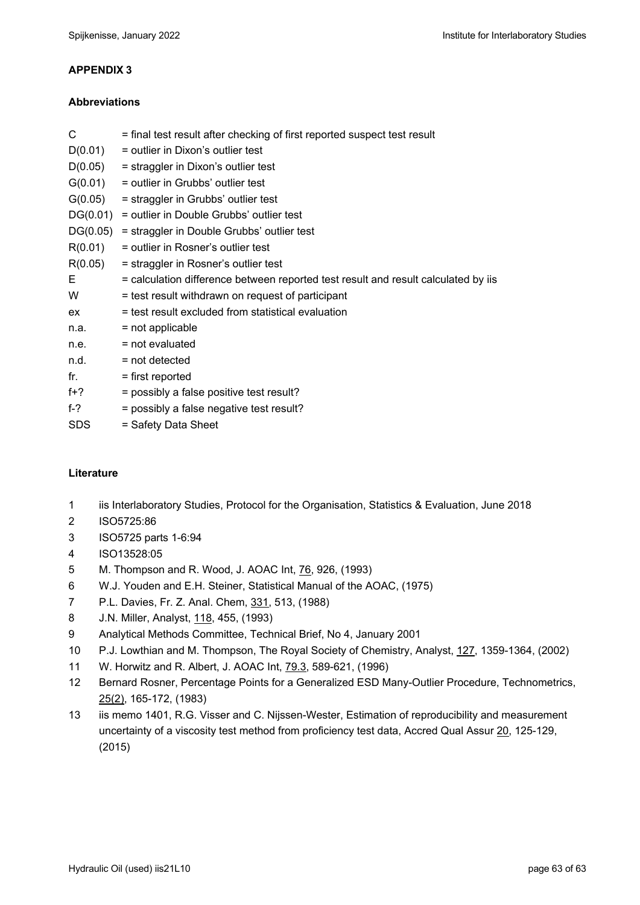**APPENDIX 3**

**Abbreviations**

| | |
|---|---|
| C | = final test result after checking of first reported suspect test result |
| D(0.01) | = outlier in Dixon's outlier test |
| D(0.05) | = straggler in Dixon's outlier test |
| G(0.01) | = outlier in Grubbs' outlier test |
| G(0.05) | = straggler in Grubbs' outlier test |
| DG(0.01) | = outlier in Double Grubbs' outlier test |
| DG(0.05) | = straggler in Double Grubbs' outlier test |
| R(0.01) | = outlier in Rosner's outlier test |
| R(0.05) | = straggler in Rosner's outlier test |
| E | = calculation difference between reported test result and result calculated by iis |
| W | = test result withdrawn on request of participant |
| ex | = test result excluded from statistical evaluation |
| n.a. | = not applicable |
| n.e. | = not evaluated |
| n.d. | = not detected |
| fr. | = first reported |
| f+? | = possibly a false positive test result? |
| f-? | = possibly a false negative test result? |
| SDS | = Safety Data Sheet |

**Literature**

1. iis Interlaboratory Studies, Protocol for the Organisation, Statistics & Evaluation, June 2018
2. ISO5725:86
3. ISO5725 parts 1-6:94
4. ISO13528:05
5. M. Thompson and R. Wood, J. AOAC Int, 76, 926, (1993)
6. W.J. Youden and E.H. Steiner, Statistical Manual of the AOAC, (1975)
7. P.L. Davies, Fr. Z. Anal. Chem, 331, 513, (1988)
8. J.N. Miller, Analyst, 118, 455, (1993)
9. Analytical Methods Committee, Technical Brief, No 4, January 2001
10. P.J. Lowthian and M. Thompson, The Royal Society of Chemistry, Analyst, 127, 1359-1364, (2002)
11. W. Horwitz and R. Albert, J. AOAC Int, 79.3, 589-621, (1996)
12. Bernard Rosner, Percentage Points for a Generalized ESD Many-Outlier Procedure, Technometrics, 25(2), 165-172, (1983)
13. iis memo 1401, R.G. Visser and C. Nijssen-Wester, Estimation of reproducibility and measurement uncertainty of a viscosity test method from proficiency test data, Accred Qual Assur 20, 125-129, (2015)